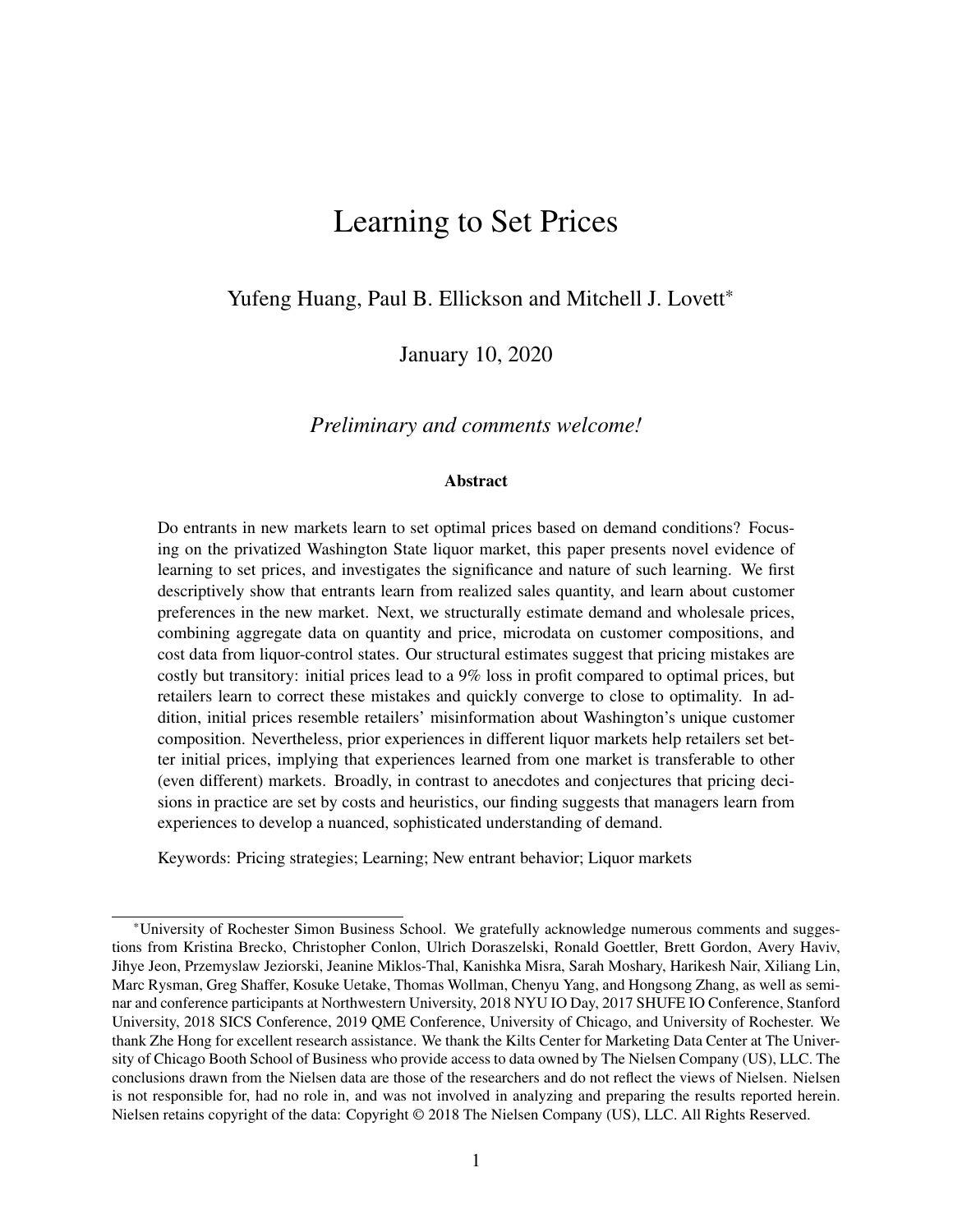# Learning to Set Prices

Yufeng Huang, Paul B. Ellickson and Mitchell J. Lovett*

January 10, 2020

*Preliminary and comments welcome!*

### Abstract

Do entrants in new markets learn to set optimal prices based on demand conditions? Focusing on the privatized Washington State liquor market, this paper presents novel evidence of learning to set prices, and investigates the significance and nature of such learning. We first descriptively show that entrants learn from realized sales quantity, and learn about customer preferences in the new market. Next, we structurally estimate demand and wholesale prices, combining aggregate data on quantity and price, microdata on customer compositions, and cost data from liquor-control states. Our structural estimates suggest that pricing mistakes are costly but transitory: initial prices lead to a 9% loss in profit compared to optimal prices, but retailers learn to correct these mistakes and quickly converge to close to optimality. In addition, initial prices resemble retailers' misinformation about Washington's unique customer composition. Nevertheless, prior experiences in different liquor markets help retailers set better initial prices, implying that experiences learned from one market is transferable to other (even different) markets. Broadly, in contrast to anecdotes and conjectures that pricing decisions in practice are set by costs and heuristics, our finding suggests that managers learn from experiences to develop a nuanced, sophisticated understanding of demand.

Keywords: Pricing strategies; Learning; New entrant behavior; Liquor markets

---

*University of Rochester Simon Business School. We gratefully acknowledge numerous comments and suggestions from Kristina Brecko, Christopher Conlon, Ulrich Doraszelski, Ronald Goettler, Brett Gordon, Avery Haviv, Jihye Jeon, Przemyslaw Jeziorski, Jeanine Miklos-Thal, Kanishka Misra, Sarah Moshary, Harikesh Nair, Xiliang Lin, Marc Rysman, Greg Shaffer, Kosuke Uetake, Thomas Wollman, Chenyu Yang, and Hongsong Zhang, as well as seminar and conference participants at Northwestern University, 2018 NYU IO Day, 2017 SHUFE IO Conference, Stanford University, 2018 SICS Conference, 2019 QME Conference, University of Chicago, and University of Rochester. We thank Zhe Hong for excellent research assistance. We thank the Kilts Center for Marketing Data Center at The University of Chicago Booth School of Business who provide access to data owned by The Nielsen Company (US), LLC. The conclusions drawn from the Nielsen data are those of the researchers and do not reflect the views of Nielsen. Nielsen is not responsible for, had no role in, and was not involved in analyzing and preparing the results reported herein. Nielsen retains copyright of the data: Copyright © 2018 The Nielsen Company (US), LLC. All Rights Reserved.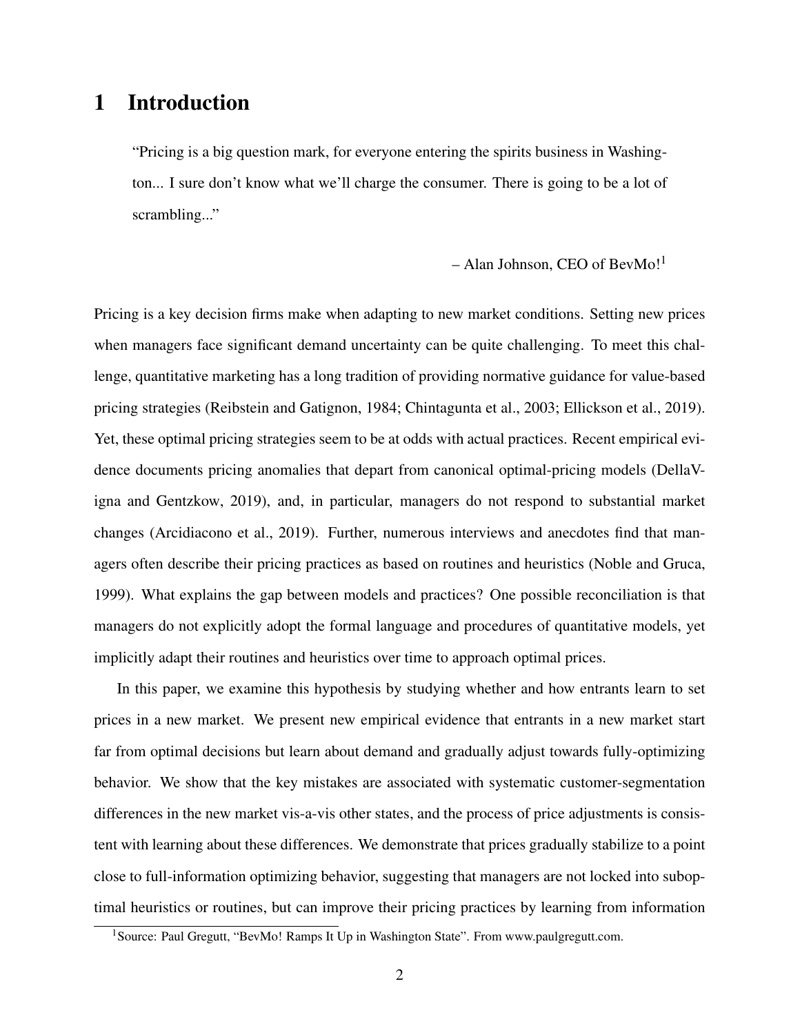# 1 Introduction

> "Pricing is a big question mark, for everyone entering the spirits business in Washington... I sure don't know what we'll charge the consumer. There is going to be a lot of scrambling..."
>
> – Alan Johnson, CEO of BevMo![1]

Pricing is a key decision firms make when adapting to new market conditions. Setting new prices when managers face significant demand uncertainty can be quite challenging. To meet this challenge, quantitative marketing has a long tradition of providing normative guidance for value-based pricing strategies (Reibstein and Gatignon, 1984; Chintagunta et al., 2003; Ellickson et al., 2019). Yet, these optimal pricing strategies seem to be at odds with actual practices. Recent empirical evidence documents pricing anomalies that depart from canonical optimal-pricing models (DellaVigna and Gentzkow, 2019), and, in particular, managers do not respond to substantial market changes (Arcidiacono et al., 2019). Further, numerous interviews and anecdotes find that managers often describe their pricing practices as based on routines and heuristics (Noble and Gruca, 1999). What explains the gap between models and practices? One possible reconciliation is that managers do not explicitly adopt the formal language and procedures of quantitative models, yet implicitly adapt their routines and heuristics over time to approach optimal prices.

In this paper, we examine this hypothesis by studying whether and how entrants learn to set prices in a new market. We present new empirical evidence that entrants in a new market start far from optimal decisions but learn about demand and gradually adjust towards fully-optimizing behavior. We show that the key mistakes are associated with systematic customer-segmentation differences in the new market vis-a-vis other states, and the process of price adjustments is consistent with learning about these differences. We demonstrate that prices gradually stabilize to a point close to full-information optimizing behavior, suggesting that managers are not locked into suboptimal heuristics or routines, but can improve their pricing practices by learning from information

[1] Source: Paul Gregutt, "BevMo! Ramps It Up in Washington State". From www.paulgregutt.com.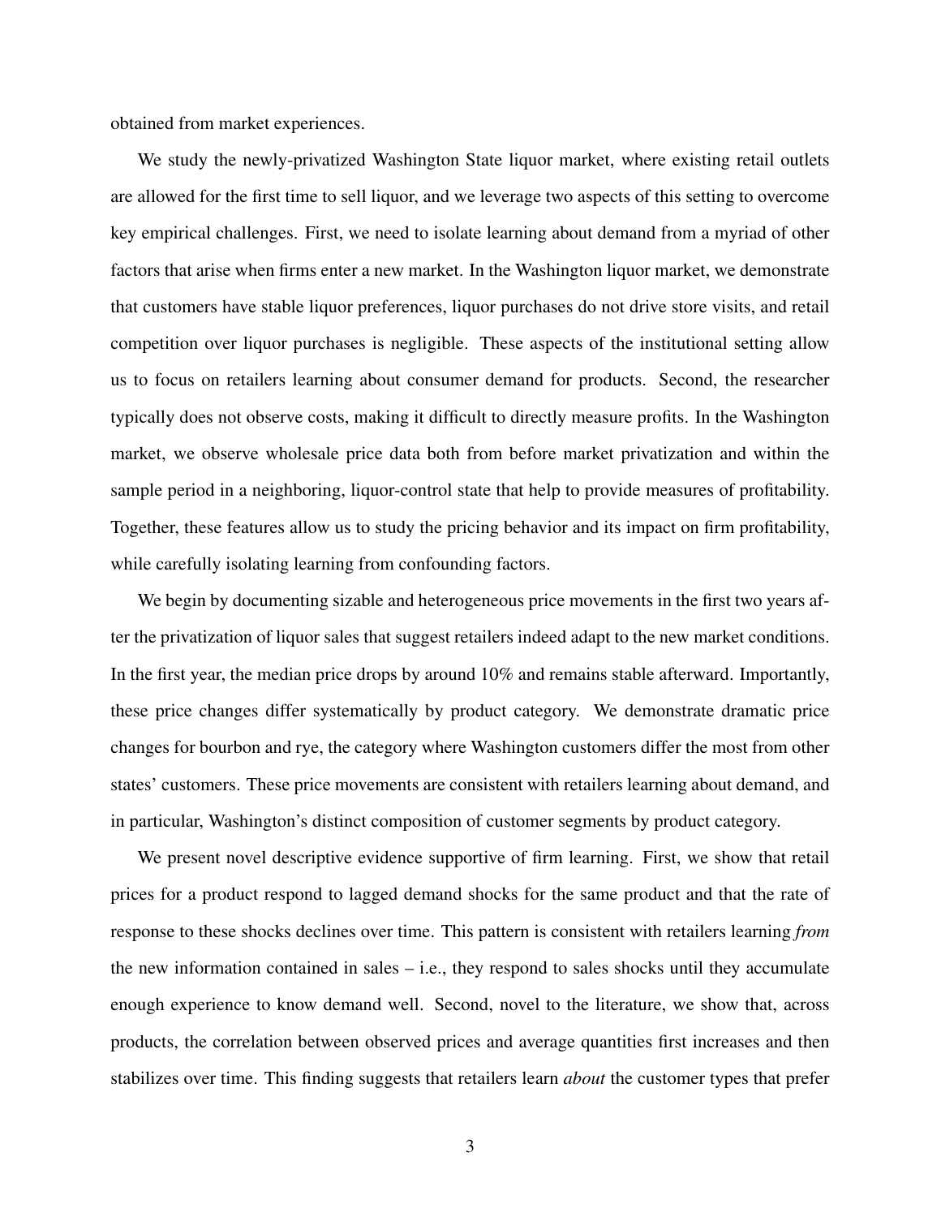obtained from market experiences.

We study the newly-privatized Washington State liquor market, where existing retail outlets are allowed for the first time to sell liquor, and we leverage two aspects of this setting to overcome key empirical challenges. First, we need to isolate learning about demand from a myriad of other factors that arise when firms enter a new market. In the Washington liquor market, we demonstrate that customers have stable liquor preferences, liquor purchases do not drive store visits, and retail competition over liquor purchases is negligible. These aspects of the institutional setting allow us to focus on retailers learning about consumer demand for products. Second, the researcher typically does not observe costs, making it difficult to directly measure profits. In the Washington market, we observe wholesale price data both from before market privatization and within the sample period in a neighboring, liquor-control state that help to provide measures of profitability. Together, these features allow us to study the pricing behavior and its impact on firm profitability, while carefully isolating learning from confounding factors.

We begin by documenting sizable and heterogeneous price movements in the first two years after the privatization of liquor sales that suggest retailers indeed adapt to the new market conditions. In the first year, the median price drops by around 10% and remains stable afterward. Importantly, these price changes differ systematically by product category. We demonstrate dramatic price changes for bourbon and rye, the category where Washington customers differ the most from other states' customers. These price movements are consistent with retailers learning about demand, and in particular, Washington's distinct composition of customer segments by product category.

We present novel descriptive evidence supportive of firm learning. First, we show that retail prices for a product respond to lagged demand shocks for the same product and that the rate of response to these shocks declines over time. This pattern is consistent with retailers learning *from* the new information contained in sales – i.e., they respond to sales shocks until they accumulate enough experience to know demand well. Second, novel to the literature, we show that, across products, the correlation between observed prices and average quantities first increases and then stabilizes over time. This finding suggests that retailers learn *about* the customer types that prefer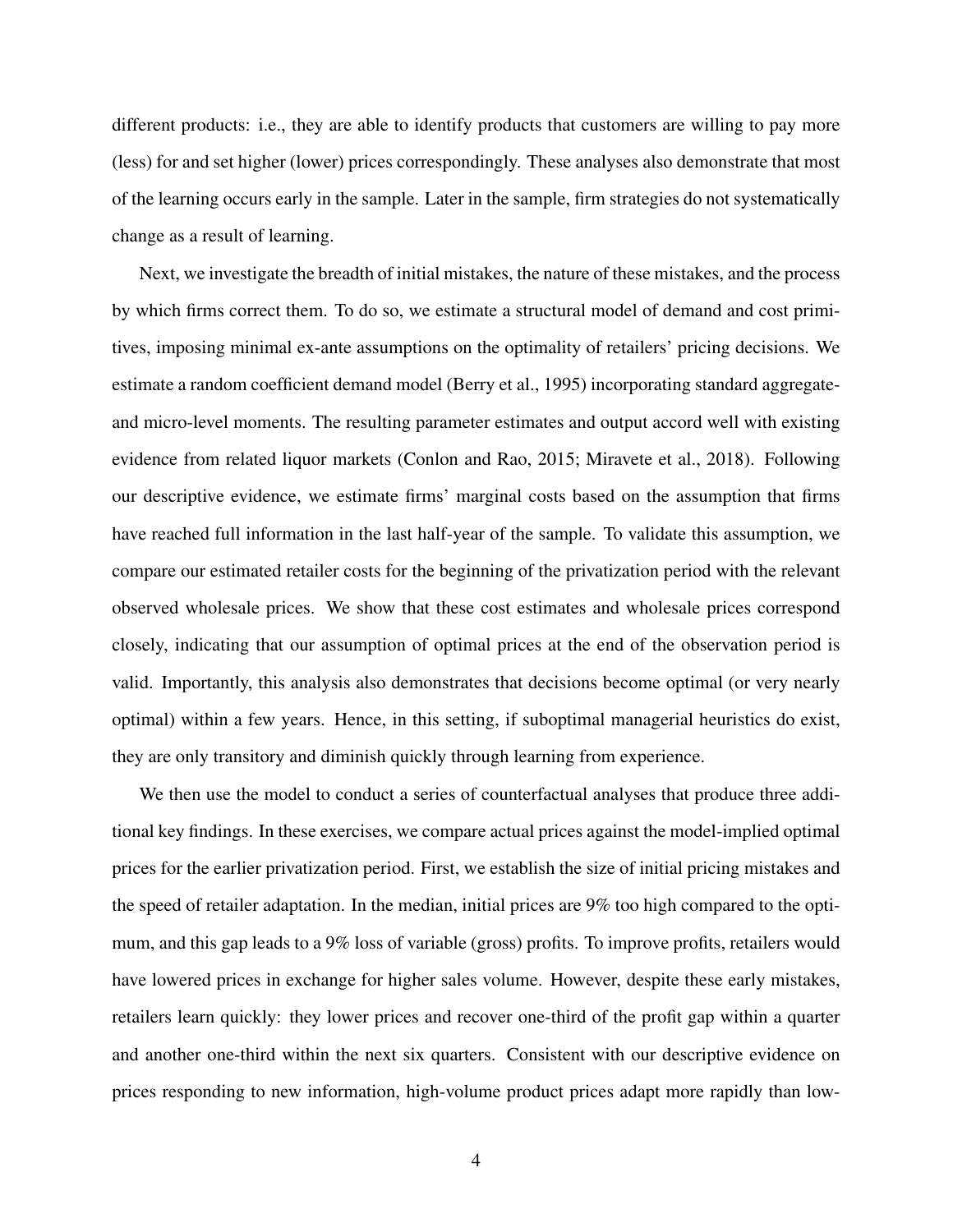different products: i.e., they are able to identify products that customers are willing to pay more (less) for and set higher (lower) prices correspondingly. These analyses also demonstrate that most of the learning occurs early in the sample. Later in the sample, firm strategies do not systematically change as a result of learning.

Next, we investigate the breadth of initial mistakes, the nature of these mistakes, and the process by which firms correct them. To do so, we estimate a structural model of demand and cost primitives, imposing minimal ex-ante assumptions on the optimality of retailers' pricing decisions. We estimate a random coefficient demand model (Berry et al., 1995) incorporating standard aggregate- and micro-level moments. The resulting parameter estimates and output accord well with existing evidence from related liquor markets (Conlon and Rao, 2015; Miravete et al., 2018). Following our descriptive evidence, we estimate firms' marginal costs based on the assumption that firms have reached full information in the last half-year of the sample. To validate this assumption, we compare our estimated retailer costs for the beginning of the privatization period with the relevant observed wholesale prices. We show that these cost estimates and wholesale prices correspond closely, indicating that our assumption of optimal prices at the end of the observation period is valid. Importantly, this analysis also demonstrates that decisions become optimal (or very nearly optimal) within a few years. Hence, in this setting, if suboptimal managerial heuristics do exist, they are only transitory and diminish quickly through learning from experience.

We then use the model to conduct a series of counterfactual analyses that produce three additional key findings. In these exercises, we compare actual prices against the model-implied optimal prices for the earlier privatization period. First, we establish the size of initial pricing mistakes and the speed of retailer adaptation. In the median, initial prices are 9% too high compared to the optimum, and this gap leads to a 9% loss of variable (gross) profits. To improve profits, retailers would have lowered prices in exchange for higher sales volume. However, despite these early mistakes, retailers learn quickly: they lower prices and recover one-third of the profit gap within a quarter and another one-third within the next six quarters. Consistent with our descriptive evidence on prices responding to new information, high-volume product prices adapt more rapidly than low-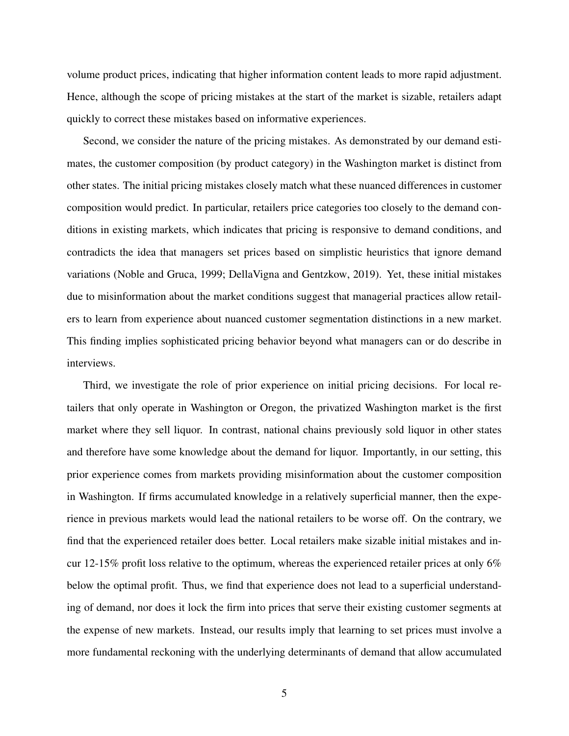volume product prices, indicating that higher information content leads to more rapid adjustment. Hence, although the scope of pricing mistakes at the start of the market is sizable, retailers adapt quickly to correct these mistakes based on informative experiences.

Second, we consider the nature of the pricing mistakes. As demonstrated by our demand estimates, the customer composition (by product category) in the Washington market is distinct from other states. The initial pricing mistakes closely match what these nuanced differences in customer composition would predict. In particular, retailers price categories too closely to the demand conditions in existing markets, which indicates that pricing is responsive to demand conditions, and contradicts the idea that managers set prices based on simplistic heuristics that ignore demand variations (Noble and Gruca, 1999; DellaVigna and Gentzkow, 2019). Yet, these initial mistakes due to misinformation about the market conditions suggest that managerial practices allow retailers to learn from experience about nuanced customer segmentation distinctions in a new market. This finding implies sophisticated pricing behavior beyond what managers can or do describe in interviews.

Third, we investigate the role of prior experience on initial pricing decisions. For local retailers that only operate in Washington or Oregon, the privatized Washington market is the first market where they sell liquor. In contrast, national chains previously sold liquor in other states and therefore have some knowledge about the demand for liquor. Importantly, in our setting, this prior experience comes from markets providing misinformation about the customer composition in Washington. If firms accumulated knowledge in a relatively superficial manner, then the experience in previous markets would lead the national retailers to be worse off. On the contrary, we find that the experienced retailer does better. Local retailers make sizable initial mistakes and incur 12-15% profit loss relative to the optimum, whereas the experienced retailer prices at only 6% below the optimal profit. Thus, we find that experience does not lead to a superficial understanding of demand, nor does it lock the firm into prices that serve their existing customer segments at the expense of new markets. Instead, our results imply that learning to set prices must involve a more fundamental reckoning with the underlying determinants of demand that allow accumulated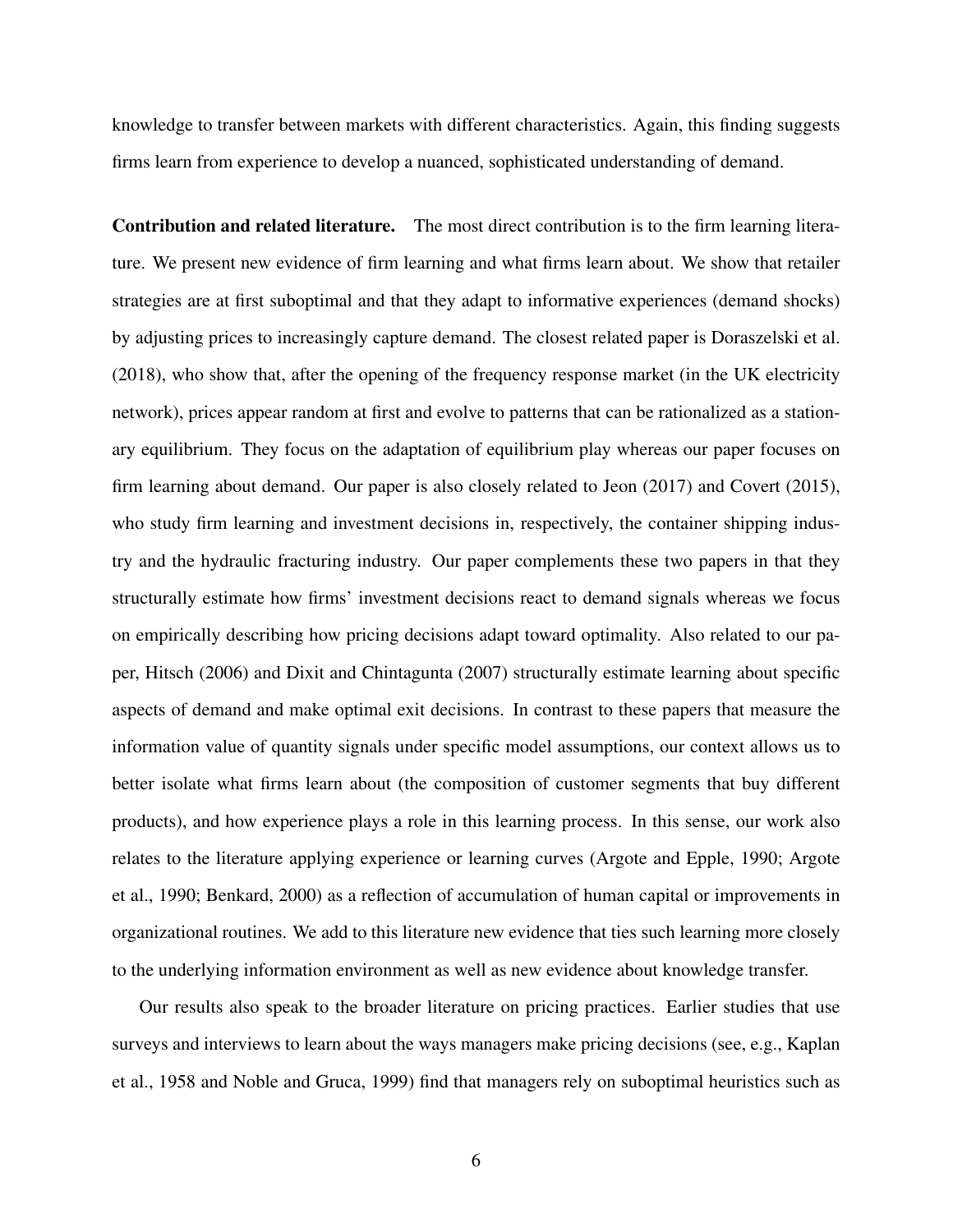knowledge to transfer between markets with different characteristics. Again, this finding suggests firms learn from experience to develop a nuanced, sophisticated understanding of demand.

**Contribution and related literature.** The most direct contribution is to the firm learning literature. We present new evidence of firm learning and what firms learn about. We show that retailer strategies are at first suboptimal and that they adapt to informative experiences (demand shocks) by adjusting prices to increasingly capture demand. The closest related paper is Doraszelski et al. (2018), who show that, after the opening of the frequency response market (in the UK electricity network), prices appear random at first and evolve to patterns that can be rationalized as a stationary equilibrium. They focus on the adaptation of equilibrium play whereas our paper focuses on firm learning about demand. Our paper is also closely related to Jeon (2017) and Covert (2015), who study firm learning and investment decisions in, respectively, the container shipping industry and the hydraulic fracturing industry. Our paper complements these two papers in that they structurally estimate how firms' investment decisions react to demand signals whereas we focus on empirically describing how pricing decisions adapt toward optimality. Also related to our paper, Hitsch (2006) and Dixit and Chintagunta (2007) structurally estimate learning about specific aspects of demand and make optimal exit decisions. In contrast to these papers that measure the information value of quantity signals under specific model assumptions, our context allows us to better isolate what firms learn about (the composition of customer segments that buy different products), and how experience plays a role in this learning process. In this sense, our work also relates to the literature applying experience or learning curves (Argote and Epple, 1990; Argote et al., 1990; Benkard, 2000) as a reflection of accumulation of human capital or improvements in organizational routines. We add to this literature new evidence that ties such learning more closely to the underlying information environment as well as new evidence about knowledge transfer.

Our results also speak to the broader literature on pricing practices. Earlier studies that use surveys and interviews to learn about the ways managers make pricing decisions (see, e.g., Kaplan et al., 1958 and Noble and Gruca, 1999) find that managers rely on suboptimal heuristics such as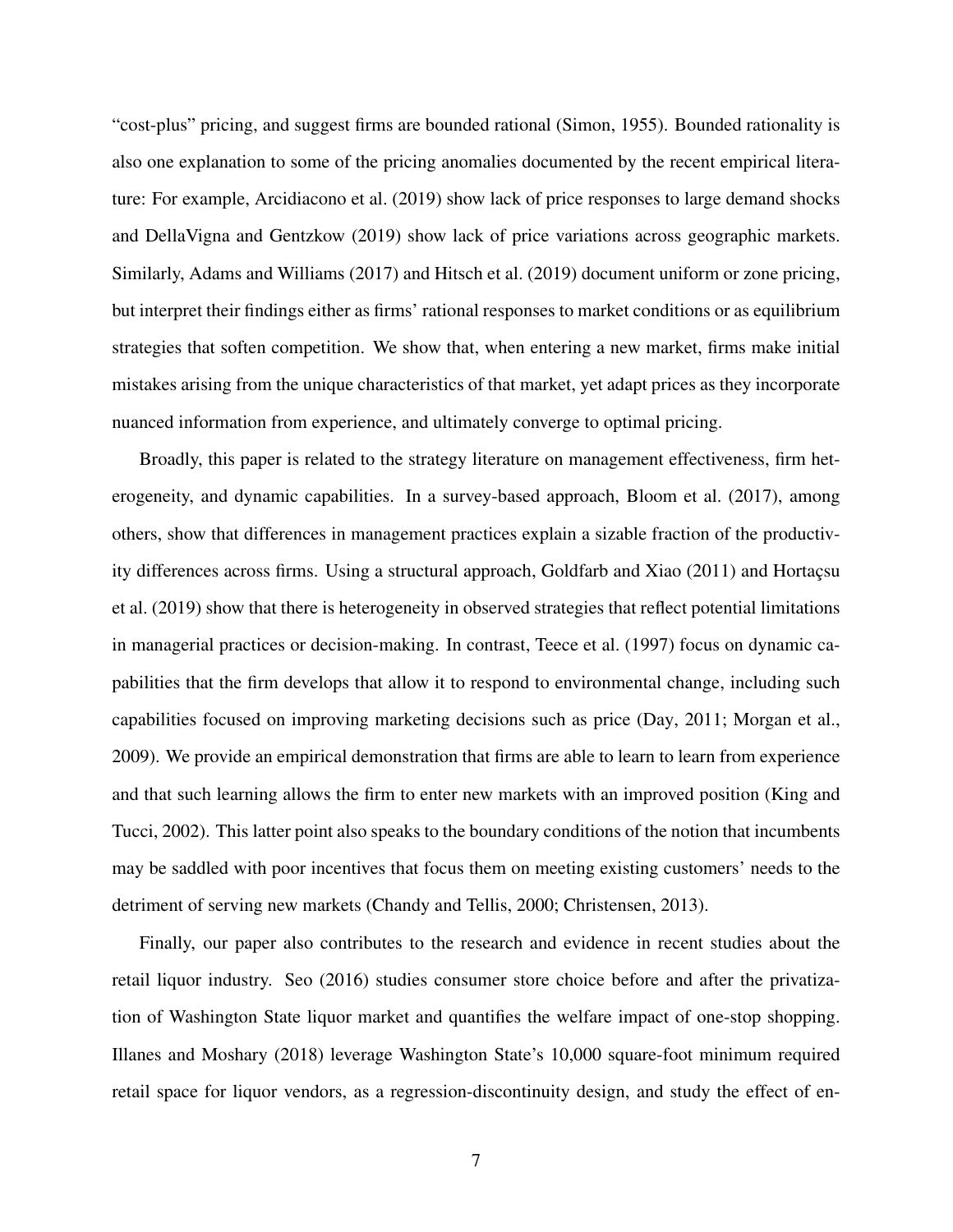"cost-plus" pricing, and suggest firms are bounded rational (Simon, 1955). Bounded rationality is also one explanation to some of the pricing anomalies documented by the recent empirical literature: For example, Arcidiacono et al. (2019) show lack of price responses to large demand shocks and DellaVigna and Gentzkow (2019) show lack of price variations across geographic markets. Similarly, Adams and Williams (2017) and Hitsch et al. (2019) document uniform or zone pricing, but interpret their findings either as firms' rational responses to market conditions or as equilibrium strategies that soften competition. We show that, when entering a new market, firms make initial mistakes arising from the unique characteristics of that market, yet adapt prices as they incorporate nuanced information from experience, and ultimately converge to optimal pricing.

Broadly, this paper is related to the strategy literature on management effectiveness, firm heterogeneity, and dynamic capabilities. In a survey-based approach, Bloom et al. (2017), among others, show that differences in management practices explain a sizable fraction of the productivity differences across firms. Using a structural approach, Goldfarb and Xiao (2011) and Hortaçsu et al. (2019) show that there is heterogeneity in observed strategies that reflect potential limitations in managerial practices or decision-making. In contrast, Teece et al. (1997) focus on dynamic capabilities that the firm develops that allow it to respond to environmental change, including such capabilities focused on improving marketing decisions such as price (Day, 2011; Morgan et al., 2009). We provide an empirical demonstration that firms are able to learn to learn from experience and that such learning allows the firm to enter new markets with an improved position (King and Tucci, 2002). This latter point also speaks to the boundary conditions of the notion that incumbents may be saddled with poor incentives that focus them on meeting existing customers' needs to the detriment of serving new markets (Chandy and Tellis, 2000; Christensen, 2013).

Finally, our paper also contributes to the research and evidence in recent studies about the retail liquor industry. Seo (2016) studies consumer store choice before and after the privatization of Washington State liquor market and quantifies the welfare impact of one-stop shopping. Illanes and Moshary (2018) leverage Washington State's 10,000 square-foot minimum required retail space for liquor vendors, as a regression-discontinuity design, and study the effect of en-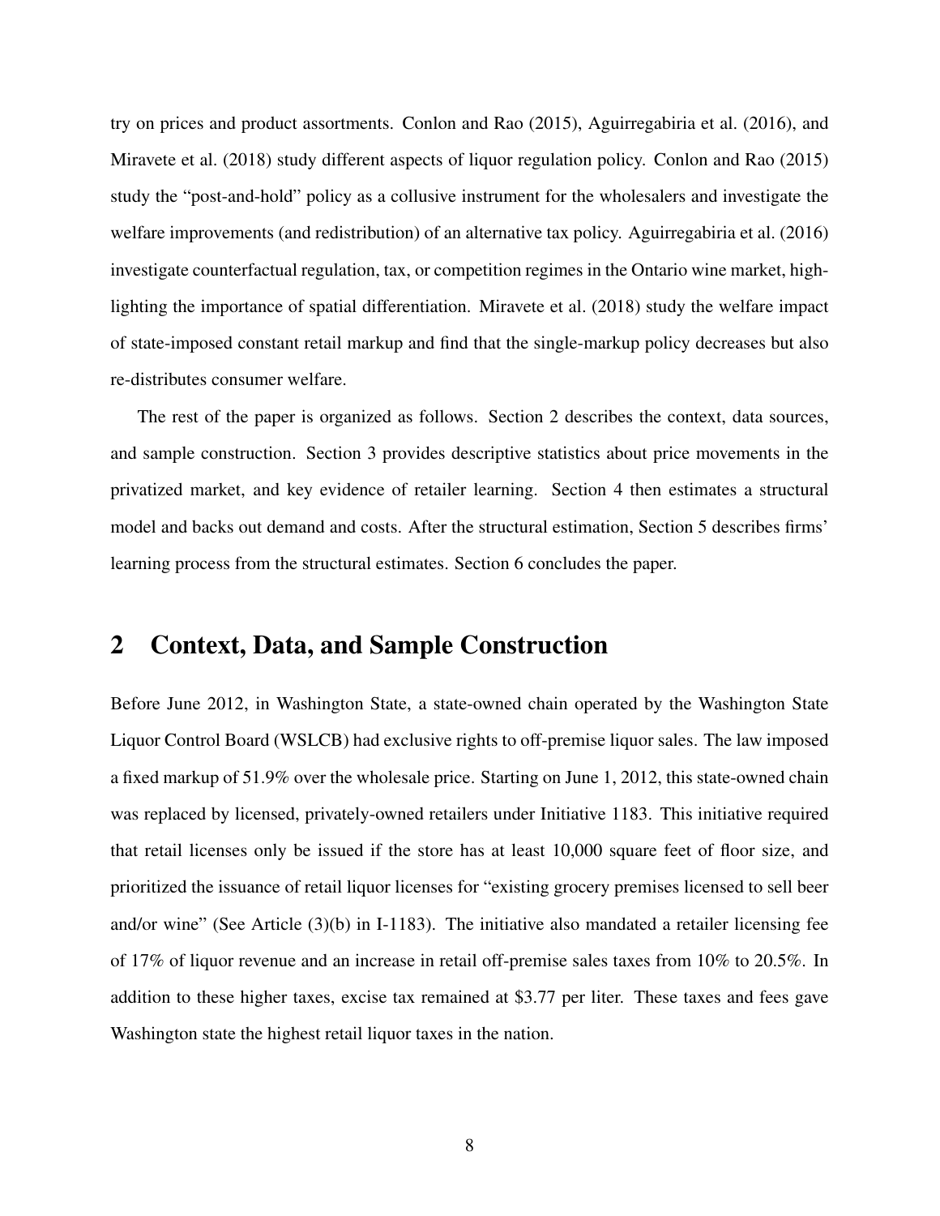try on prices and product assortments. Conlon and Rao (2015), Aguirregabiria et al. (2016), and Miravete et al. (2018) study different aspects of liquor regulation policy. Conlon and Rao (2015) study the "post-and-hold" policy as a collusive instrument for the wholesalers and investigate the welfare improvements (and redistribution) of an alternative tax policy. Aguirregabiria et al. (2016) investigate counterfactual regulation, tax, or competition regimes in the Ontario wine market, highlighting the importance of spatial differentiation. Miravete et al. (2018) study the welfare impact of state-imposed constant retail markup and find that the single-markup policy decreases but also re-distributes consumer welfare.

The rest of the paper is organized as follows. Section 2 describes the context, data sources, and sample construction. Section 3 provides descriptive statistics about price movements in the privatized market, and key evidence of retailer learning. Section 4 then estimates a structural model and backs out demand and costs. After the structural estimation, Section 5 describes firms' learning process from the structural estimates. Section 6 concludes the paper.

## 2 Context, Data, and Sample Construction

Before June 2012, in Washington State, a state-owned chain operated by the Washington State Liquor Control Board (WSLCB) had exclusive rights to off-premise liquor sales. The law imposed a fixed markup of 51.9% over the wholesale price. Starting on June 1, 2012, this state-owned chain was replaced by licensed, privately-owned retailers under Initiative 1183. This initiative required that retail licenses only be issued if the store has at least 10,000 square feet of floor size, and prioritized the issuance of retail liquor licenses for "existing grocery premises licensed to sell beer and/or wine" (See Article (3)(b) in I-1183). The initiative also mandated a retailer licensing fee of 17% of liquor revenue and an increase in retail off-premise sales taxes from 10% to 20.5%. In addition to these higher taxes, excise tax remained at $3.77 per liter. These taxes and fees gave Washington state the highest retail liquor taxes in the nation.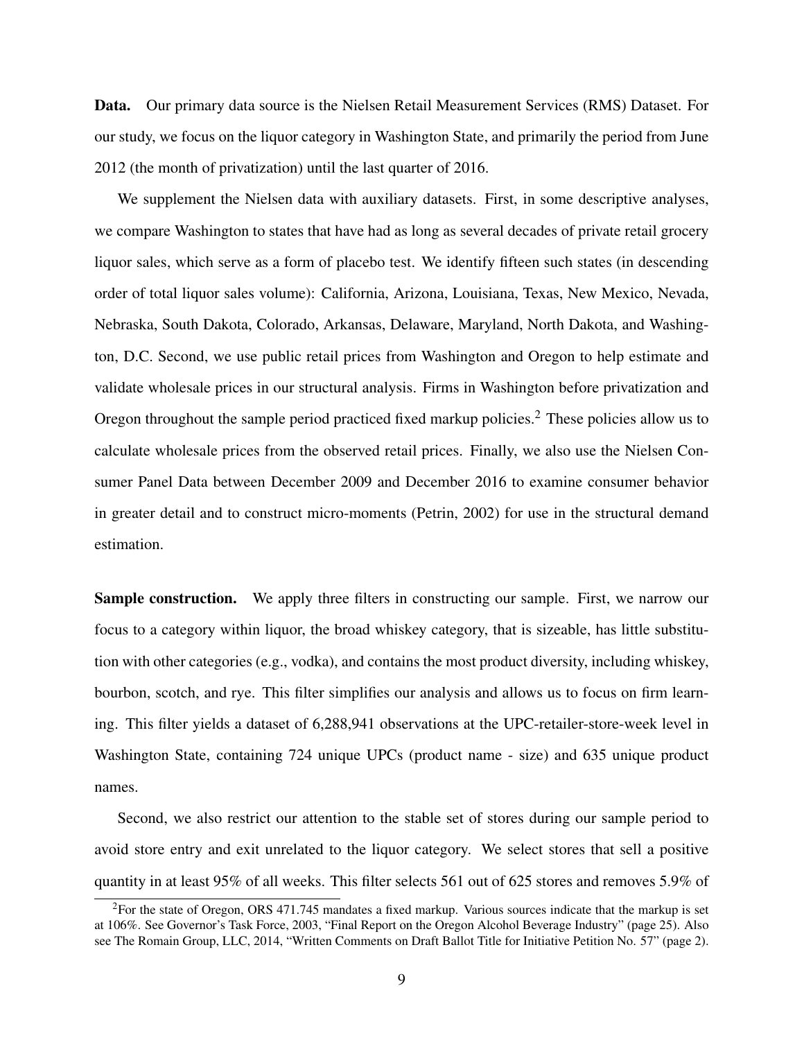**Data.** Our primary data source is the Nielsen Retail Measurement Services (RMS) Dataset. For our study, we focus on the liquor category in Washington State, and primarily the period from June 2012 (the month of privatization) until the last quarter of 2016.

We supplement the Nielsen data with auxiliary datasets. First, in some descriptive analyses, we compare Washington to states that have had as long as several decades of private retail grocery liquor sales, which serve as a form of placebo test. We identify fifteen such states (in descending order of total liquor sales volume): California, Arizona, Louisiana, Texas, New Mexico, Nevada, Nebraska, South Dakota, Colorado, Arkansas, Delaware, Maryland, North Dakota, and Washington, D.C. Second, we use public retail prices from Washington and Oregon to help estimate and validate wholesale prices in our structural analysis. Firms in Washington before privatization and Oregon throughout the sample period practiced fixed markup policies.[2] These policies allow us to calculate wholesale prices from the observed retail prices. Finally, we also use the Nielsen Consumer Panel Data between December 2009 and December 2016 to examine consumer behavior in greater detail and to construct micro-moments (Petrin, 2002) for use in the structural demand estimation.

**Sample construction.** We apply three filters in constructing our sample. First, we narrow our focus to a category within liquor, the broad whiskey category, that is sizeable, has little substitution with other categories (e.g., vodka), and contains the most product diversity, including whiskey, bourbon, scotch, and rye. This filter simplifies our analysis and allows us to focus on firm learning. This filter yields a dataset of 6,288,941 observations at the UPC-retailer-store-week level in Washington State, containing 724 unique UPCs (product name - size) and 635 unique product names.

Second, we also restrict our attention to the stable set of stores during our sample period to avoid store entry and exit unrelated to the liquor category. We select stores that sell a positive quantity in at least 95% of all weeks. This filter selects 561 out of 625 stores and removes 5.9% of

[2] For the state of Oregon, ORS 471.745 mandates a fixed markup. Various sources indicate that the markup is set at 106%. See Governor's Task Force, 2003, "Final Report on the Oregon Alcohol Beverage Industry" (page 25). Also see The Romain Group, LLC, 2014, "Written Comments on Draft Ballot Title for Initiative Petition No. 57" (page 2).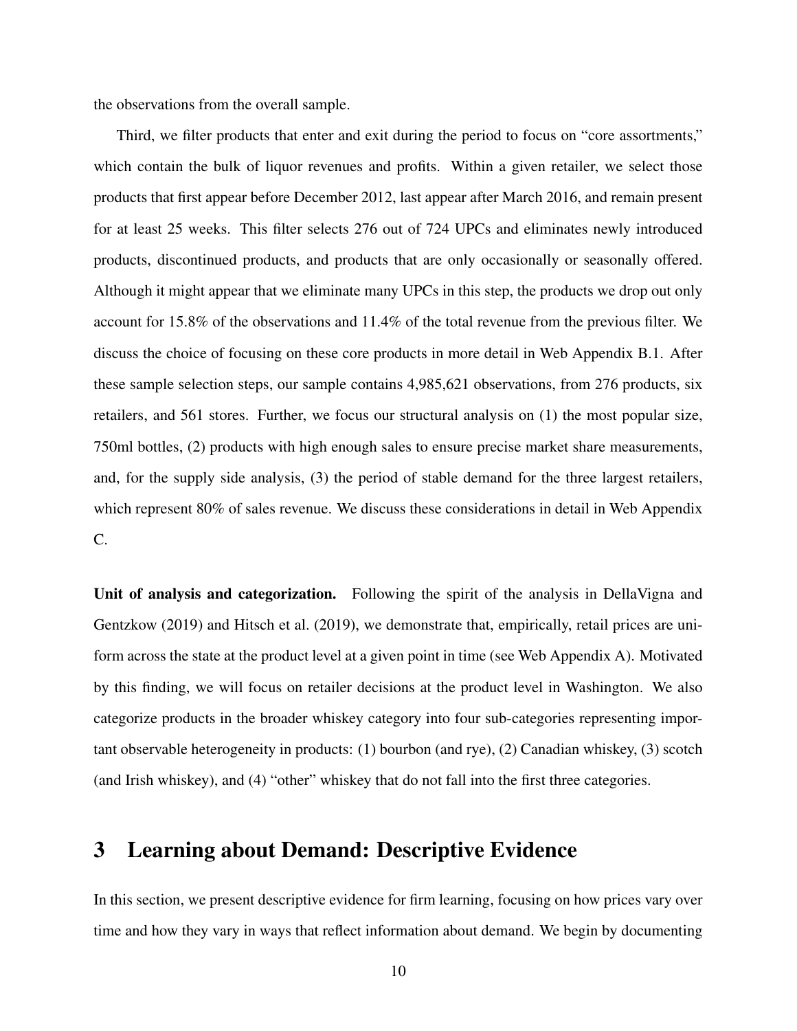the observations from the overall sample.

Third, we filter products that enter and exit during the period to focus on "core assortments," which contain the bulk of liquor revenues and profits. Within a given retailer, we select those products that first appear before December 2012, last appear after March 2016, and remain present for at least 25 weeks. This filter selects 276 out of 724 UPCs and eliminates newly introduced products, discontinued products, and products that are only occasionally or seasonally offered. Although it might appear that we eliminate many UPCs in this step, the products we drop out only account for 15.8% of the observations and 11.4% of the total revenue from the previous filter. We discuss the choice of focusing on these core products in more detail in Web Appendix B.1. After these sample selection steps, our sample contains 4,985,621 observations, from 276 products, six retailers, and 561 stores. Further, we focus our structural analysis on (1) the most popular size, 750ml bottles, (2) products with high enough sales to ensure precise market share measurements, and, for the supply side analysis, (3) the period of stable demand for the three largest retailers, which represent 80% of sales revenue. We discuss these considerations in detail in Web Appendix C.

**Unit of analysis and categorization.** Following the spirit of the analysis in DellaVigna and Gentzkow (2019) and Hitsch et al. (2019), we demonstrate that, empirically, retail prices are uniform across the state at the product level at a given point in time (see Web Appendix A). Motivated by this finding, we will focus on retailer decisions at the product level in Washington. We also categorize products in the broader whiskey category into four sub-categories representing important observable heterogeneity in products: (1) bourbon (and rye), (2) Canadian whiskey, (3) scotch (and Irish whiskey), and (4) "other" whiskey that do not fall into the first three categories.

# 3 Learning about Demand: Descriptive Evidence

In this section, we present descriptive evidence for firm learning, focusing on how prices vary over time and how they vary in ways that reflect information about demand. We begin by documenting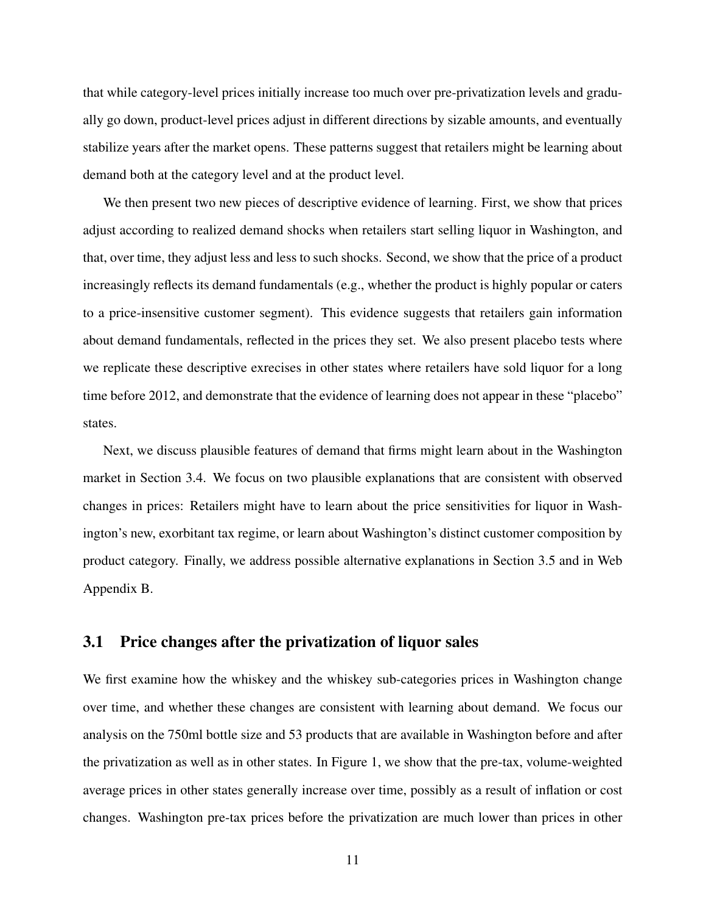that while category-level prices initially increase too much over pre-privatization levels and gradually go down, product-level prices adjust in different directions by sizable amounts, and eventually stabilize years after the market opens. These patterns suggest that retailers might be learning about demand both at the category level and at the product level.

We then present two new pieces of descriptive evidence of learning. First, we show that prices adjust according to realized demand shocks when retailers start selling liquor in Washington, and that, over time, they adjust less and less to such shocks. Second, we show that the price of a product increasingly reflects its demand fundamentals (e.g., whether the product is highly popular or caters to a price-insensitive customer segment). This evidence suggests that retailers gain information about demand fundamentals, reflected in the prices they set. We also present placebo tests where we replicate these descriptive exrecises in other states where retailers have sold liquor for a long time before 2012, and demonstrate that the evidence of learning does not appear in these "placebo" states.

Next, we discuss plausible features of demand that firms might learn about in the Washington market in Section 3.4. We focus on two plausible explanations that are consistent with observed changes in prices: Retailers might have to learn about the price sensitivities for liquor in Washington's new, exorbitant tax regime, or learn about Washington's distinct customer composition by product category. Finally, we address possible alternative explanations in Section 3.5 and in Web Appendix B.

## 3.1 Price changes after the privatization of liquor sales

We first examine how the whiskey and the whiskey sub-categories prices in Washington change over time, and whether these changes are consistent with learning about demand. We focus our analysis on the 750ml bottle size and 53 products that are available in Washington before and after the privatization as well as in other states. In Figure 1, we show that the pre-tax, volume-weighted average prices in other states generally increase over time, possibly as a result of inflation or cost changes. Washington pre-tax prices before the privatization are much lower than prices in other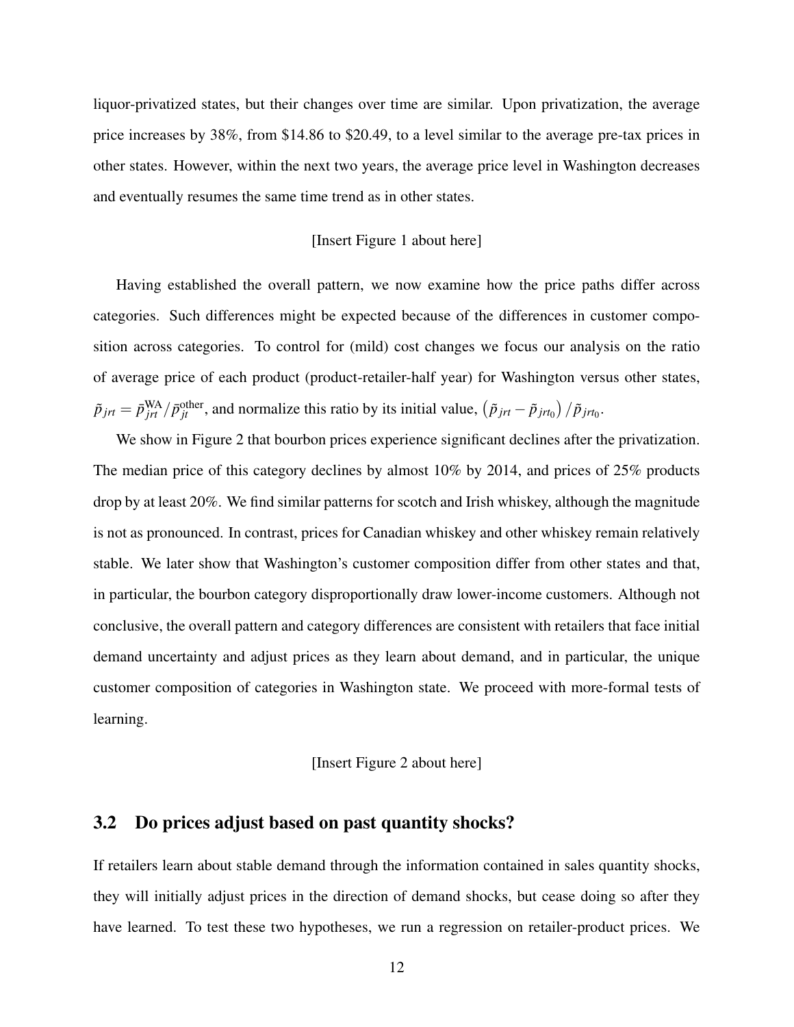liquor-privatized states, but their changes over time are similar. Upon privatization, the average price increases by 38%, from \$14.86 to \$20.49, to a level similar to the average pre-tax prices in other states. However, within the next two years, the average price level in Washington decreases and eventually resumes the same time trend as in other states.

[Insert Figure 1 about here]

Having established the overall pattern, we now examine how the price paths differ across categories. Such differences might be expected because of the differences in customer composition across categories. To control for (mild) cost changes we focus our analysis on the ratio of average price of each product (product-retailer-half year) for Washington versus other states, $\tilde{p}_{jrt} = \bar{p}^{\text{WA}}_{jrt}/\bar{p}^{\text{other}}_{jt}$, and normalize this ratio by its initial value, $\left(\tilde{p}_{jrt} - \tilde{p}_{jrt_0}\right)/\tilde{p}_{jrt_0}$.

We show in Figure 2 that bourbon prices experience significant declines after the privatization. The median price of this category declines by almost 10% by 2014, and prices of 25% products drop by at least 20%. We find similar patterns for scotch and Irish whiskey, although the magnitude is not as pronounced. In contrast, prices for Canadian whiskey and other whiskey remain relatively stable. We later show that Washington's customer composition differ from other states and that, in particular, the bourbon category disproportionally draw lower-income customers. Although not conclusive, the overall pattern and category differences are consistent with retailers that face initial demand uncertainty and adjust prices as they learn about demand, and in particular, the unique customer composition of categories in Washington state. We proceed with more-formal tests of learning.

[Insert Figure 2 about here]

## 3.2 Do prices adjust based on past quantity shocks?

If retailers learn about stable demand through the information contained in sales quantity shocks, they will initially adjust prices in the direction of demand shocks, but cease doing so after they have learned. To test these two hypotheses, we run a regression on retailer-product prices. We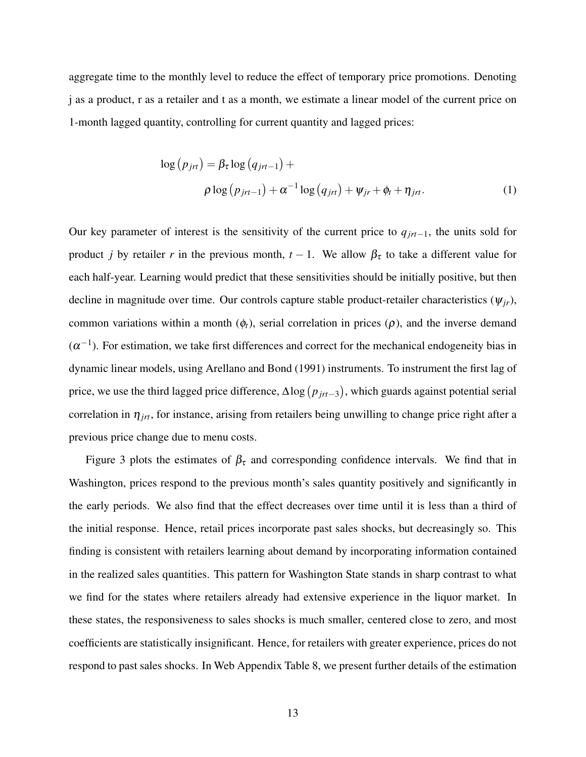aggregate time to the monthly level to reduce the effect of temporary price promotions. Denoting j as a product, r as a retailer and t as a month, we estimate a linear model of the current price on 1-month lagged quantity, controlling for current quantity and lagged prices:

$$
\begin{aligned}
\log\left(p_{jrt}\right) = \beta_\tau \log\left(q_{jrt-1}\right) + \\
\rho \log\left(p_{jrt-1}\right) + \alpha^{-1} \log\left(q_{jrt}\right) + \psi_{jr} + \phi_t + \eta_{jrt}.
\end{aligned} \tag{1}
$$

Our key parameter of interest is the sensitivity of the current price to $q_{jrt-1}$, the units sold for product $j$ by retailer $r$ in the previous month, $t-1$. We allow $\beta_\tau$ to take a different value for each half-year. Learning would predict that these sensitivities should be initially positive, but then decline in magnitude over time. Our controls capture stable product-retailer characteristics ($\psi_{jr}$), common variations within a month ($\phi_t$), serial correlation in prices ($\rho$), and the inverse demand ($\alpha^{-1}$). For estimation, we take first differences and correct for the mechanical endogeneity bias in dynamic linear models, using Arellano and Bond (1991) instruments. To instrument the first lag of price, we use the third lagged price difference, $\Delta\log\left(p_{jrt-3}\right)$, which guards against potential serial correlation in $\eta_{jrt}$, for instance, arising from retailers being unwilling to change price right after a previous price change due to menu costs.

Figure 3 plots the estimates of $\beta_\tau$ and corresponding confidence intervals. We find that in Washington, prices respond to the previous month's sales quantity positively and significantly in the early periods. We also find that the effect decreases over time until it is less than a third of the initial response. Hence, retail prices incorporate past sales shocks, but decreasingly so. This finding is consistent with retailers learning about demand by incorporating information contained in the realized sales quantities. This pattern for Washington State stands in sharp contrast to what we find for the states where retailers already had extensive experience in the liquor market. In these states, the responsiveness to sales shocks is much smaller, centered close to zero, and most coefficients are statistically insignificant. Hence, for retailers with greater experience, prices do not respond to past sales shocks. In Web Appendix Table 8, we present further details of the estimation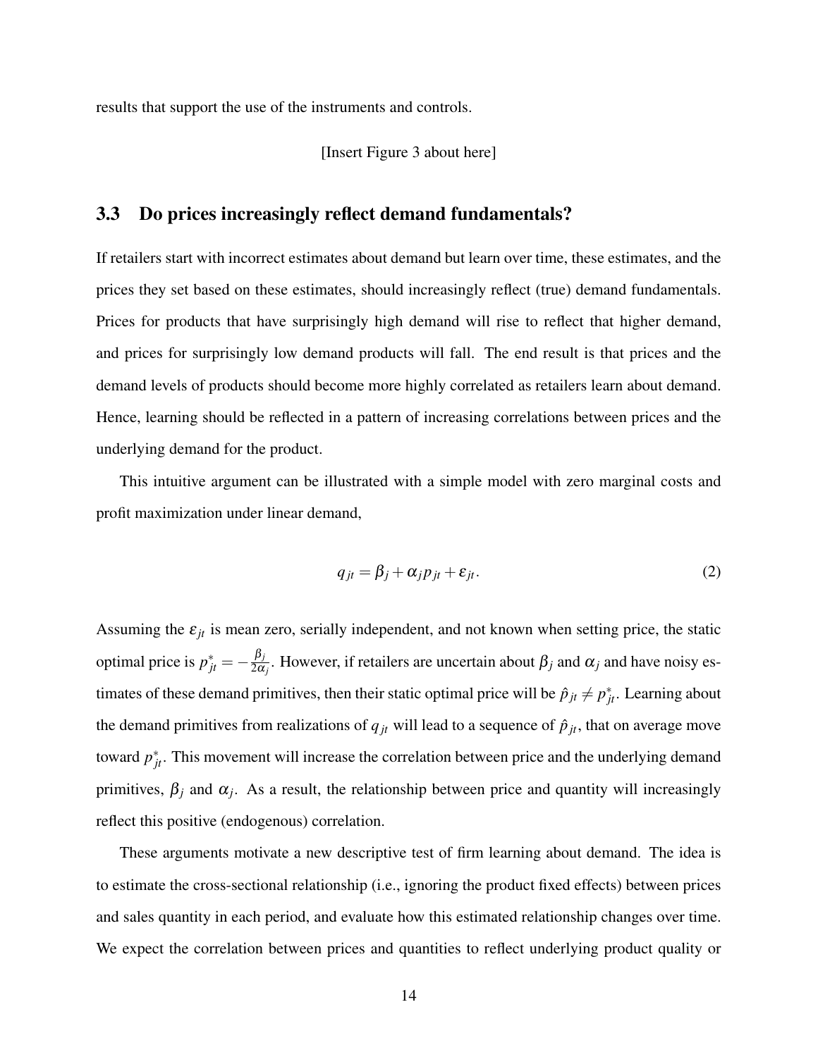results that support the use of the instruments and controls.

[Insert Figure 3 about here]

### 3.3 Do prices increasingly reflect demand fundamentals?

If retailers start with incorrect estimates about demand but learn over time, these estimates, and the prices they set based on these estimates, should increasingly reflect (true) demand fundamentals. Prices for products that have surprisingly high demand will rise to reflect that higher demand, and prices for surprisingly low demand products will fall. The end result is that prices and the demand levels of products should become more highly correlated as retailers learn about demand. Hence, learning should be reflected in a pattern of increasing correlations between prices and the underlying demand for the product.

This intuitive argument can be illustrated with a simple model with zero marginal costs and profit maximization under linear demand,

$$q_{jt} = \beta_j + \alpha_j p_{jt} + \varepsilon_{jt}. \tag{2}$$

Assuming the $\varepsilon_{jt}$ is mean zero, serially independent, and not known when setting price, the static optimal price is $p^*_{jt} = -\frac{\beta_j}{2\alpha_j}$. However, if retailers are uncertain about $\beta_j$ and $\alpha_j$ and have noisy estimates of these demand primitives, then their static optimal price will be $\hat{p}_{jt} \neq p^*_{jt}$. Learning about the demand primitives from realizations of $q_{jt}$ will lead to a sequence of $\hat{p}_{jt}$, that on average move toward $p^*_{jt}$. This movement will increase the correlation between price and the underlying demand primitives, $\beta_j$ and $\alpha_j$. As a result, the relationship between price and quantity will increasingly reflect this positive (endogenous) correlation.

These arguments motivate a new descriptive test of firm learning about demand. The idea is to estimate the cross-sectional relationship (i.e., ignoring the product fixed effects) between prices and sales quantity in each period, and evaluate how this estimated relationship changes over time. We expect the correlation between prices and quantities to reflect underlying product quality or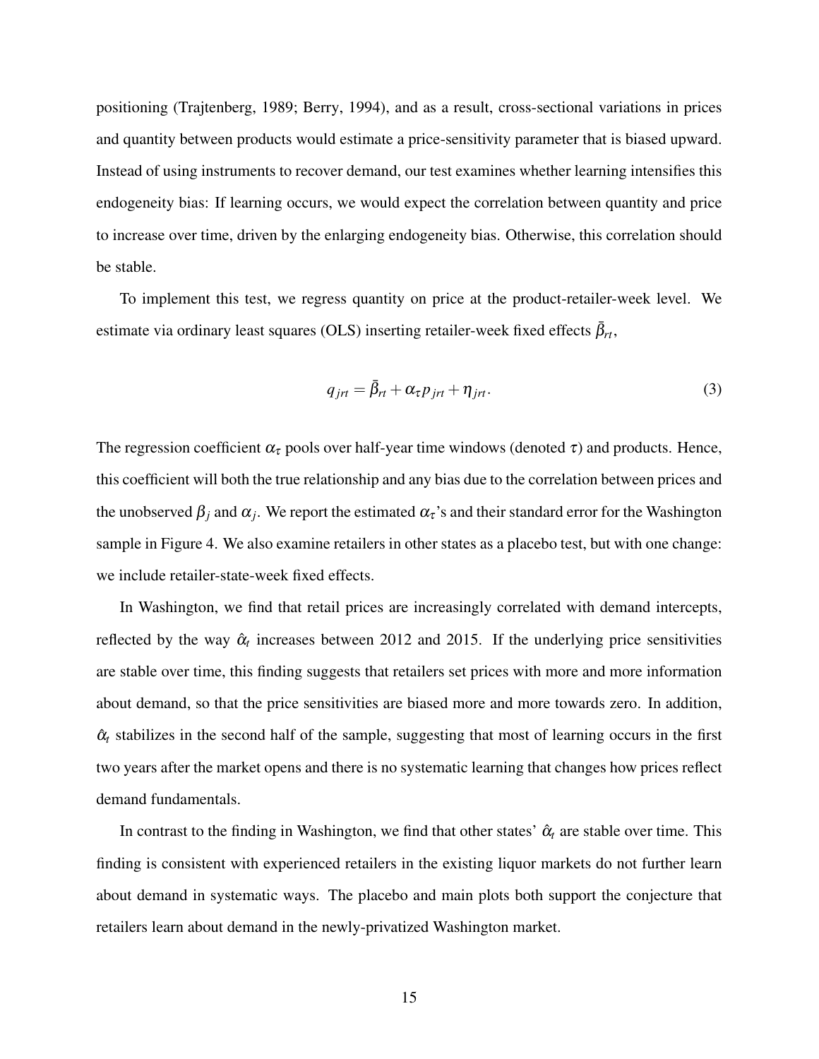positioning (Trajtenberg, 1989; Berry, 1994), and as a result, cross-sectional variations in prices and quantity between products would estimate a price-sensitivity parameter that is biased upward. Instead of using instruments to recover demand, our test examines whether learning intensifies this endogeneity bias: If learning occurs, we would expect the correlation between quantity and price to increase over time, driven by the enlarging endogeneity bias. Otherwise, this correlation should be stable.

To implement this test, we regress quantity on price at the product-retailer-week level. We estimate via ordinary least squares (OLS) inserting retailer-week fixed effects $\bar{\beta}_{rt}$,

$$q_{jrt} = \bar{\beta}_{rt} + \alpha_{\tau} p_{jrt} + \eta_{jrt}. \tag{3}$$

The regression coefficient $\alpha_{\tau}$ pools over half-year time windows (denoted $\tau$) and products. Hence, this coefficient will both the true relationship and any bias due to the correlation between prices and the unobserved $\beta_j$ and $\alpha_j$. We report the estimated $\alpha_{\tau}$'s and their standard error for the Washington sample in Figure 4. We also examine retailers in other states as a placebo test, but with one change: we include retailer-state-week fixed effects.

In Washington, we find that retail prices are increasingly correlated with demand intercepts, reflected by the way $\hat{\alpha}_t$ increases between 2012 and 2015. If the underlying price sensitivities are stable over time, this finding suggests that retailers set prices with more and more information about demand, so that the price sensitivities are biased more and more towards zero. In addition, $\hat{\alpha}_t$ stabilizes in the second half of the sample, suggesting that most of learning occurs in the first two years after the market opens and there is no systematic learning that changes how prices reflect demand fundamentals.

In contrast to the finding in Washington, we find that other states' $\hat{\alpha}_t$ are stable over time. This finding is consistent with experienced retailers in the existing liquor markets do not further learn about demand in systematic ways. The placebo and main plots both support the conjecture that retailers learn about demand in the newly-privatized Washington market.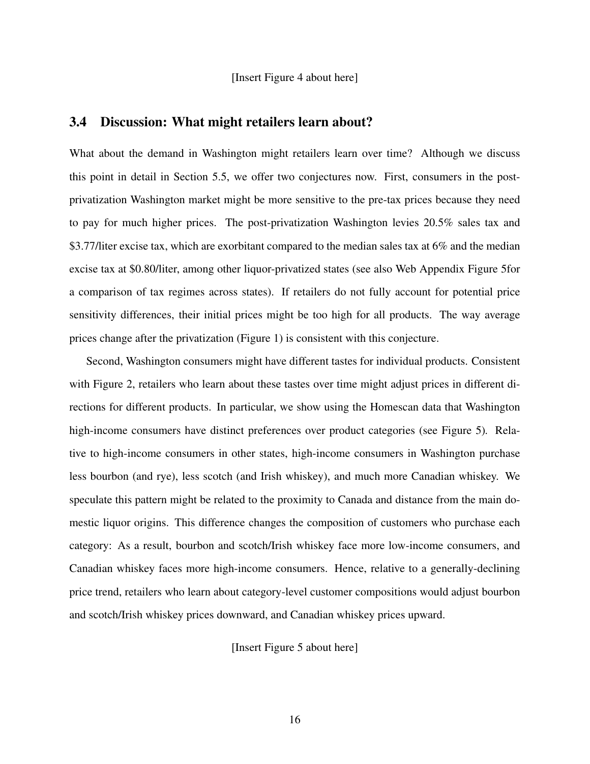[Insert Figure 4 about here]

### 3.4 Discussion: What might retailers learn about?

What about the demand in Washington might retailers learn over time? Although we discuss this point in detail in Section 5.5, we offer two conjectures now. First, consumers in the post-privatization Washington market might be more sensitive to the pre-tax prices because they need to pay for much higher prices. The post-privatization Washington levies 20.5% sales tax and $3.77/liter excise tax, which are exorbitant compared to the median sales tax at 6% and the median excise tax at $0.80/liter, among other liquor-privatized states (see also Web Appendix Figure 5for a comparison of tax regimes across states). If retailers do not fully account for potential price sensitivity differences, their initial prices might be too high for all products. The way average prices change after the privatization (Figure 1) is consistent with this conjecture.

Second, Washington consumers might have different tastes for individual products. Consistent with Figure 2, retailers who learn about these tastes over time might adjust prices in different directions for different products. In particular, we show using the Homescan data that Washington high-income consumers have distinct preferences over product categories (see Figure 5). Relative to high-income consumers in other states, high-income consumers in Washington purchase less bourbon (and rye), less scotch (and Irish whiskey), and much more Canadian whiskey. We speculate this pattern might be related to the proximity to Canada and distance from the main domestic liquor origins. This difference changes the composition of customers who purchase each category: As a result, bourbon and scotch/Irish whiskey face more low-income consumers, and Canadian whiskey faces more high-income consumers. Hence, relative to a generally-declining price trend, retailers who learn about category-level customer compositions would adjust bourbon and scotch/Irish whiskey prices downward, and Canadian whiskey prices upward.

[Insert Figure 5 about here]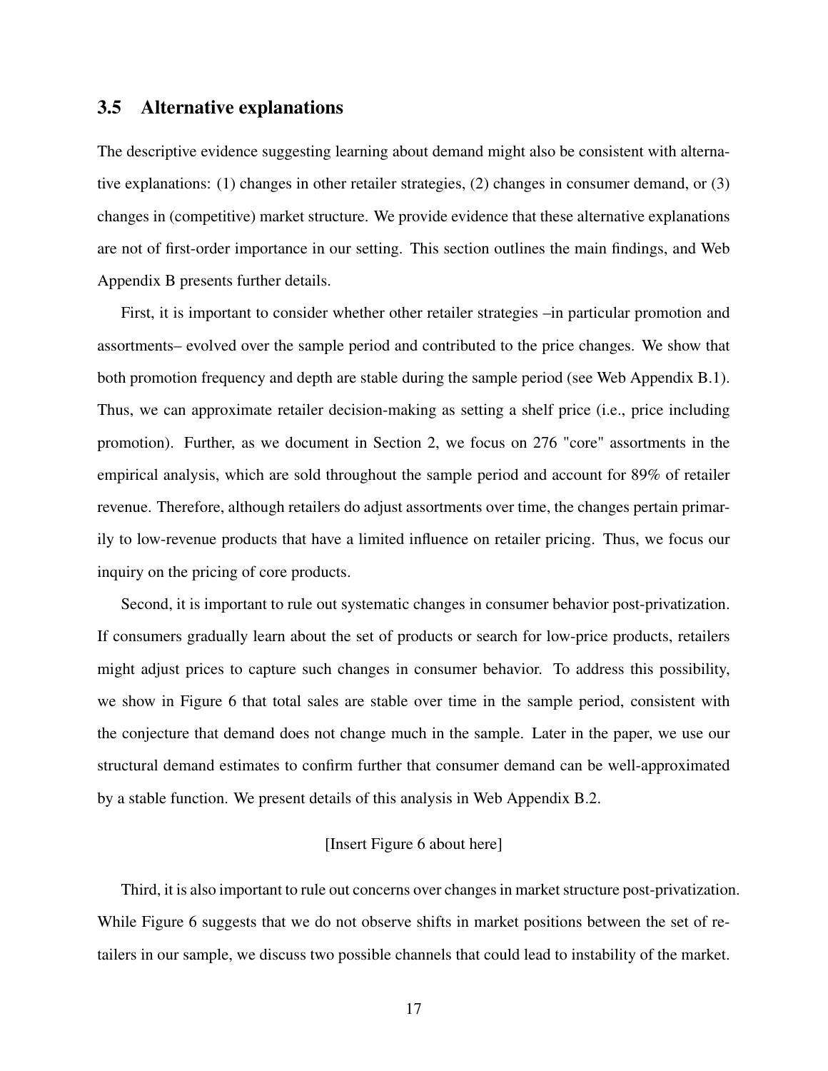### 3.5 Alternative explanations

The descriptive evidence suggesting learning about demand might also be consistent with alternative explanations: (1) changes in other retailer strategies, (2) changes in consumer demand, or (3) changes in (competitive) market structure. We provide evidence that these alternative explanations are not of first-order importance in our setting. This section outlines the main findings, and Web Appendix B presents further details.

First, it is important to consider whether other retailer strategies –in particular promotion and assortments– evolved over the sample period and contributed to the price changes. We show that both promotion frequency and depth are stable during the sample period (see Web Appendix B.1). Thus, we can approximate retailer decision-making as setting a shelf price (i.e., price including promotion). Further, as we document in Section 2, we focus on 276 "core" assortments in the empirical analysis, which are sold throughout the sample period and account for 89% of retailer revenue. Therefore, although retailers do adjust assortments over time, the changes pertain primarily to low-revenue products that have a limited influence on retailer pricing. Thus, we focus our inquiry on the pricing of core products.

Second, it is important to rule out systematic changes in consumer behavior post-privatization. If consumers gradually learn about the set of products or search for low-price products, retailers might adjust prices to capture such changes in consumer behavior. To address this possibility, we show in Figure 6 that total sales are stable over time in the sample period, consistent with the conjecture that demand does not change much in the sample. Later in the paper, we use our structural demand estimates to confirm further that consumer demand can be well-approximated by a stable function. We present details of this analysis in Web Appendix B.2.

[Insert Figure 6 about here]

Third, it is also important to rule out concerns over changes in market structure post-privatization. While Figure 6 suggests that we do not observe shifts in market positions between the set of retailers in our sample, we discuss two possible channels that could lead to instability of the market.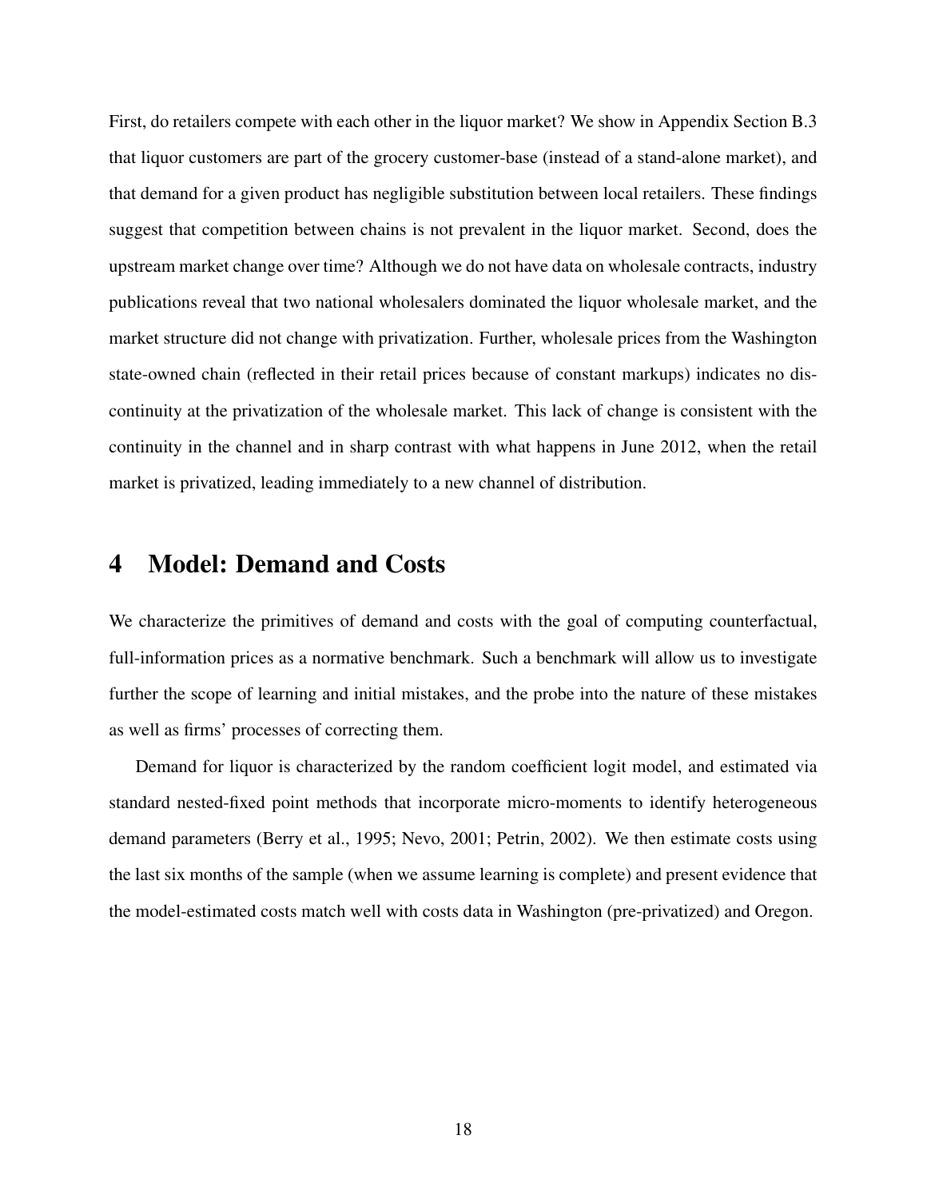First, do retailers compete with each other in the liquor market? We show in Appendix Section B.3 that liquor customers are part of the grocery customer-base (instead of a stand-alone market), and that demand for a given product has negligible substitution between local retailers. These findings suggest that competition between chains is not prevalent in the liquor market. Second, does the upstream market change over time? Although we do not have data on wholesale contracts, industry publications reveal that two national wholesalers dominated the liquor wholesale market, and the market structure did not change with privatization. Further, wholesale prices from the Washington state-owned chain (reflected in their retail prices because of constant markups) indicates no discontinuity at the privatization of the wholesale market. This lack of change is consistent with the continuity in the channel and in sharp contrast with what happens in June 2012, when the retail market is privatized, leading immediately to a new channel of distribution.

# 4 Model: Demand and Costs

We characterize the primitives of demand and costs with the goal of computing counterfactual, full-information prices as a normative benchmark. Such a benchmark will allow us to investigate further the scope of learning and initial mistakes, and the probe into the nature of these mistakes as well as firms' processes of correcting them.

Demand for liquor is characterized by the random coefficient logit model, and estimated via standard nested-fixed point methods that incorporate micro-moments to identify heterogeneous demand parameters (Berry et al., 1995; Nevo, 2001; Petrin, 2002). We then estimate costs using the last six months of the sample (when we assume learning is complete) and present evidence that the model-estimated costs match well with costs data in Washington (pre-privatized) and Oregon.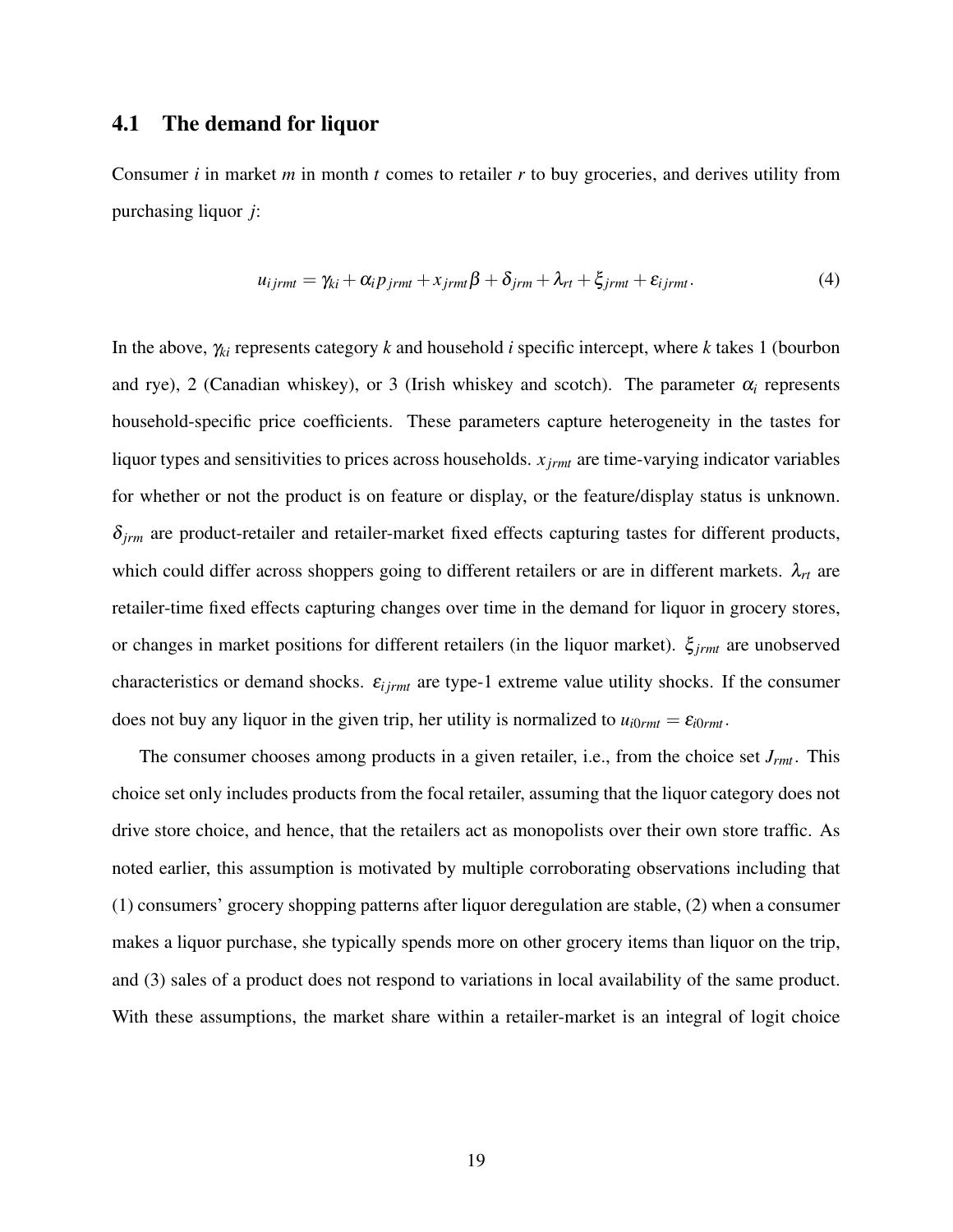### 4.1 The demand for liquor

Consumer $i$ in market $m$ in month $t$ comes to retailer $r$ to buy groceries, and derives utility from purchasing liquor $j$:

$$u_{ijrmt} = \gamma_{ki} + \alpha_i p_{jrmt} + x_{jrmt}\beta + \delta_{jrm} + \lambda_{rt} + \xi_{jrmt} + \varepsilon_{ijrmt}. \tag{4}$$

In the above, $\gamma_{ki}$ represents category $k$ and household $i$ specific intercept, where $k$ takes 1 (bourbon and rye), 2 (Canadian whiskey), or 3 (Irish whiskey and scotch). The parameter $\alpha_i$ represents household-specific price coefficients. These parameters capture heterogeneity in the tastes for liquor types and sensitivities to prices across households. $x_{jrmt}$ are time-varying indicator variables for whether or not the product is on feature or display, or the feature/display status is unknown. $\delta_{jrm}$ are product-retailer and retailer-market fixed effects capturing tastes for different products, which could differ across shoppers going to different retailers or are in different markets. $\lambda_{rt}$ are retailer-time fixed effects capturing changes over time in the demand for liquor in grocery stores, or changes in market positions for different retailers (in the liquor market). $\xi_{jrmt}$ are unobserved characteristics or demand shocks. $\varepsilon_{ijrmt}$ are type-1 extreme value utility shocks. If the consumer does not buy any liquor in the given trip, her utility is normalized to $u_{i0rmt} = \varepsilon_{i0rmt}$.

The consumer chooses among products in a given retailer, i.e., from the choice set $J_{rmt}$. This choice set only includes products from the focal retailer, assuming that the liquor category does not drive store choice, and hence, that the retailers act as monopolists over their own store traffic. As noted earlier, this assumption is motivated by multiple corroborating observations including that (1) consumers' grocery shopping patterns after liquor deregulation are stable, (2) when a consumer makes a liquor purchase, she typically spends more on other grocery items than liquor on the trip, and (3) sales of a product does not respond to variations in local availability of the same product. With these assumptions, the market share within a retailer-market is an integral of logit choice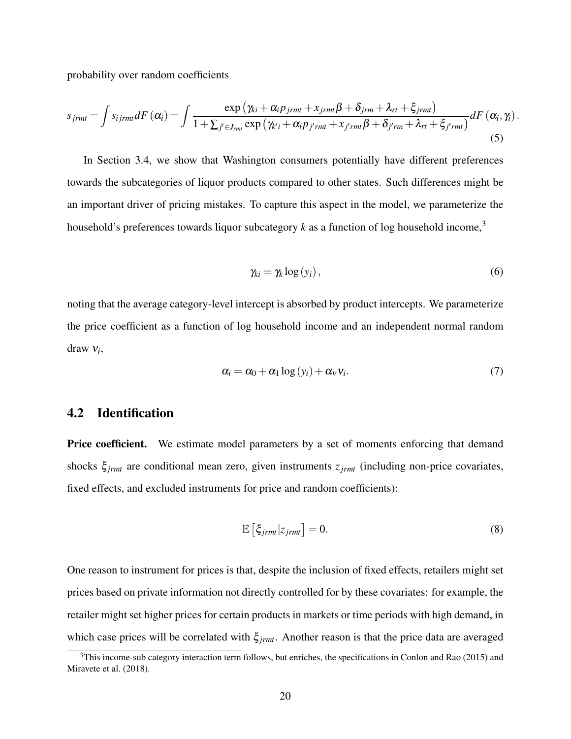probability over random coefficients

$$
s_{jrmt} = \int s_{ijrmt} dF(\alpha_i) = \int \frac{\exp\left(\gamma_{ki} + \alpha_i p_{jrmt} + x_{jrmt}\beta + \delta_{jrm} + \lambda_{rt} + \xi_{jrmt}\right)}{1 + \sum_{j' \in J_{rmt}} \exp\left(\gamma_{k'i} + \alpha_i p_{j'rmt} + x_{j'rmt}\beta + \delta_{j'rm} + \lambda_{rt} + \xi_{j'rmt}\right)} dF(\alpha_i, \gamma_i). \tag{5}
$$

In Section 3.4, we show that Washington consumers potentially have different preferences towards the subcategories of liquor products compared to other states. Such differences might be an important driver of pricing mistakes. To capture this aspect in the model, we parameterize the household's preferences towards liquor subcategory $k$ as a function of log household income,[3]

$$
\gamma_{ki} = \gamma_k \log(y_i), \tag{6}
$$

noting that the average category-level intercept is absorbed by product intercepts. We parameterize the price coefficient as a function of log household income and an independent normal random draw $v_i$,

$$
\alpha_i = \alpha_0 + \alpha_1 \log(y_i) + \alpha_v v_i. \tag{7}
$$

## 4.2 Identification

**Price coefficient.** We estimate model parameters by a set of moments enforcing that demand shocks $\xi_{jrmt}$ are conditional mean zero, given instruments $z_{jrmt}$ (including non-price covariates, fixed effects, and excluded instruments for price and random coefficients):

$$
\mathbb{E}\left[\xi_{jrmt} | z_{jrmt}\right] = 0. \tag{8}
$$

One reason to instrument for prices is that, despite the inclusion of fixed effects, retailers might set prices based on private information not directly controlled for by these covariates: for example, the retailer might set higher prices for certain products in markets or time periods with high demand, in which case prices will be correlated with $\xi_{jrmt}$. Another reason is that the price data are averaged

[3]This income-sub category interaction term follows, but enriches, the specifications in Conlon and Rao (2015) and Miravete et al. (2018).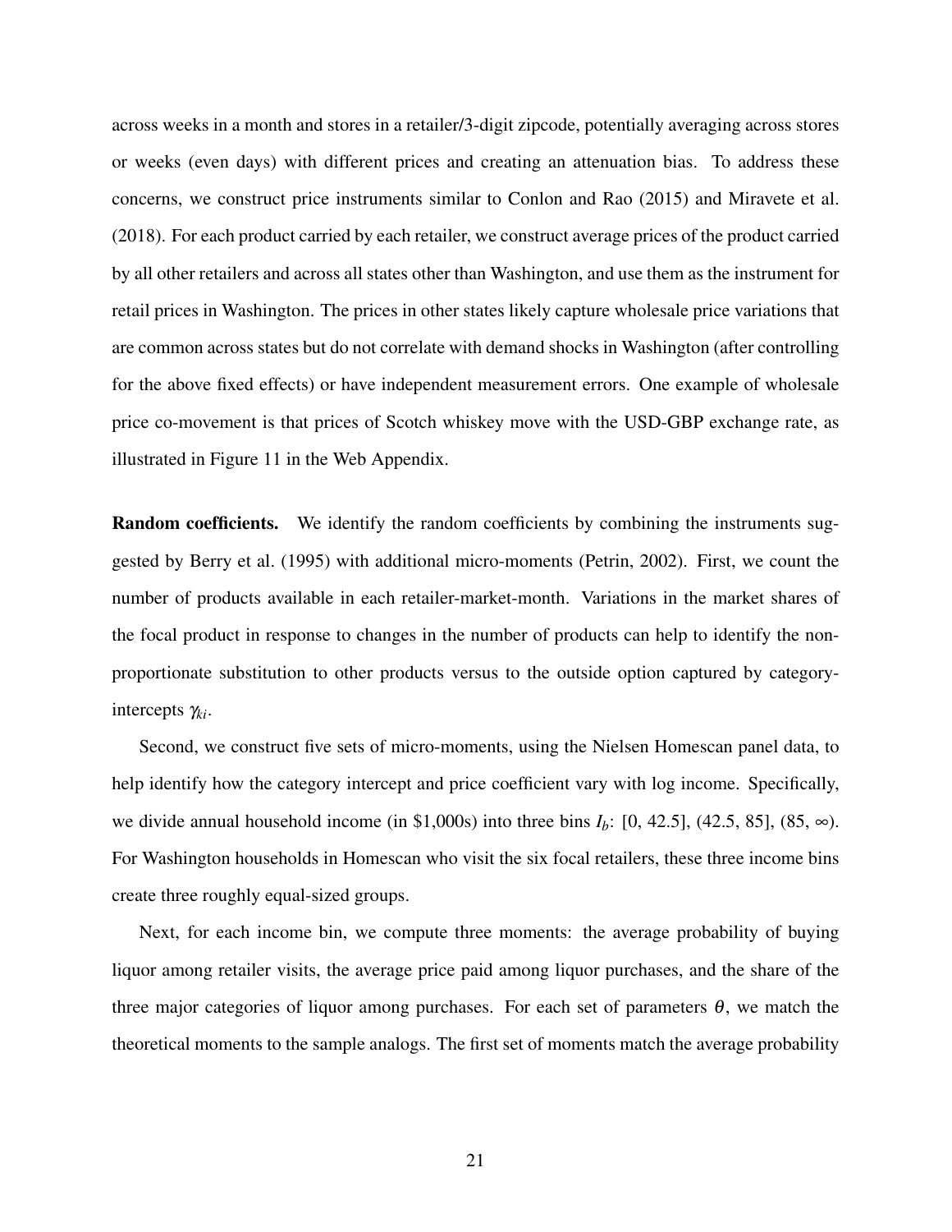across weeks in a month and stores in a retailer/3-digit zipcode, potentially averaging across stores or weeks (even days) with different prices and creating an attenuation bias. To address these concerns, we construct price instruments similar to Conlon and Rao (2015) and Miravete et al. (2018). For each product carried by each retailer, we construct average prices of the product carried by all other retailers and across all states other than Washington, and use them as the instrument for retail prices in Washington. The prices in other states likely capture wholesale price variations that are common across states but do not correlate with demand shocks in Washington (after controlling for the above fixed effects) or have independent measurement errors. One example of wholesale price co-movement is that prices of Scotch whiskey move with the USD-GBP exchange rate, as illustrated in Figure 11 in the Web Appendix.

**Random coefficients.** We identify the random coefficients by combining the instruments suggested by Berry et al. (1995) with additional micro-moments (Petrin, 2002). First, we count the number of products available in each retailer-market-month. Variations in the market shares of the focal product in response to changes in the number of products can help to identify the non-proportionate substitution to other products versus to the outside option captured by category-intercepts $\gamma_{ki}$.

Second, we construct five sets of micro-moments, using the Nielsen Homescan panel data, to help identify how the category intercept and price coefficient vary with log income. Specifically, we divide annual household income (in \$1,000s) into three bins $I_b$: [0, 42.5], (42.5, 85], (85, $\infty$). For Washington households in Homescan who visit the six focal retailers, these three income bins create three roughly equal-sized groups.

Next, for each income bin, we compute three moments: the average probability of buying liquor among retailer visits, the average price paid among liquor purchases, and the share of the three major categories of liquor among purchases. For each set of parameters $\theta$, we match the theoretical moments to the sample analogs. The first set of moments match the average probability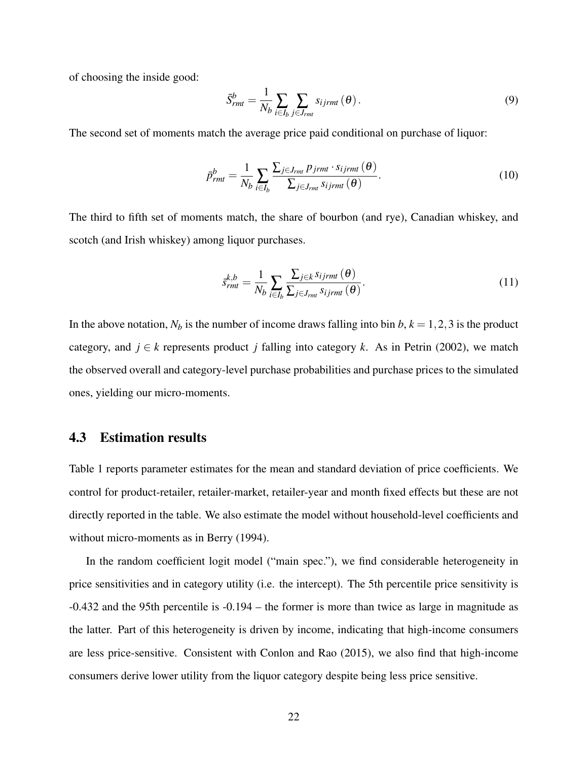of choosing the inside good:

$$\bar{S}_{rmt}^{b} = \frac{1}{N_b} \sum_{i \in I_b} \sum_{j \in J_{rmt}} s_{ijrmt}(\theta). \tag{9}$$

The second set of moments match the average price paid conditional on purchase of liquor:

$$\bar{p}_{rmt}^{b} = \frac{1}{N_b} \sum_{i \in I_b} \frac{\sum_{j \in J_{rmt}} p_{jrmt} \cdot s_{ijrmt}(\theta)}{\sum_{j \in J_{rmt}} s_{ijrmt}(\theta)}. \tag{10}$$

The third to fifth set of moments match, the share of bourbon (and rye), Canadian whiskey, and scotch (and Irish whiskey) among liquor purchases.

$$\bar{s}_{rmt}^{k,b} = \frac{1}{N_b} \sum_{i \in I_b} \frac{\sum_{j \in k} s_{ijrmt}(\theta)}{\sum_{j \in J_{rmt}} s_{ijrmt}(\theta)}. \tag{11}$$

In the above notation, $N_b$ is the number of income draws falling into bin $b$, $k = 1, 2, 3$ is the product category, and $j \in k$ represents product $j$ falling into category $k$. As in Petrin (2002), we match the observed overall and category-level purchase probabilities and purchase prices to the simulated ones, yielding our micro-moments.

### 4.3 Estimation results

Table 1 reports parameter estimates for the mean and standard deviation of price coefficients. We control for product-retailer, retailer-market, retailer-year and month fixed effects but these are not directly reported in the table. We also estimate the model without household-level coefficients and without micro-moments as in Berry (1994).

In the random coefficient logit model ("main spec."), we find considerable heterogeneity in price sensitivities and in category utility (i.e. the intercept). The 5th percentile price sensitivity is -0.432 and the 95th percentile is -0.194 – the former is more than twice as large in magnitude as the latter. Part of this heterogeneity is driven by income, indicating that high-income consumers are less price-sensitive. Consistent with Conlon and Rao (2015), we also find that high-income consumers derive lower utility from the liquor category despite being less price sensitive.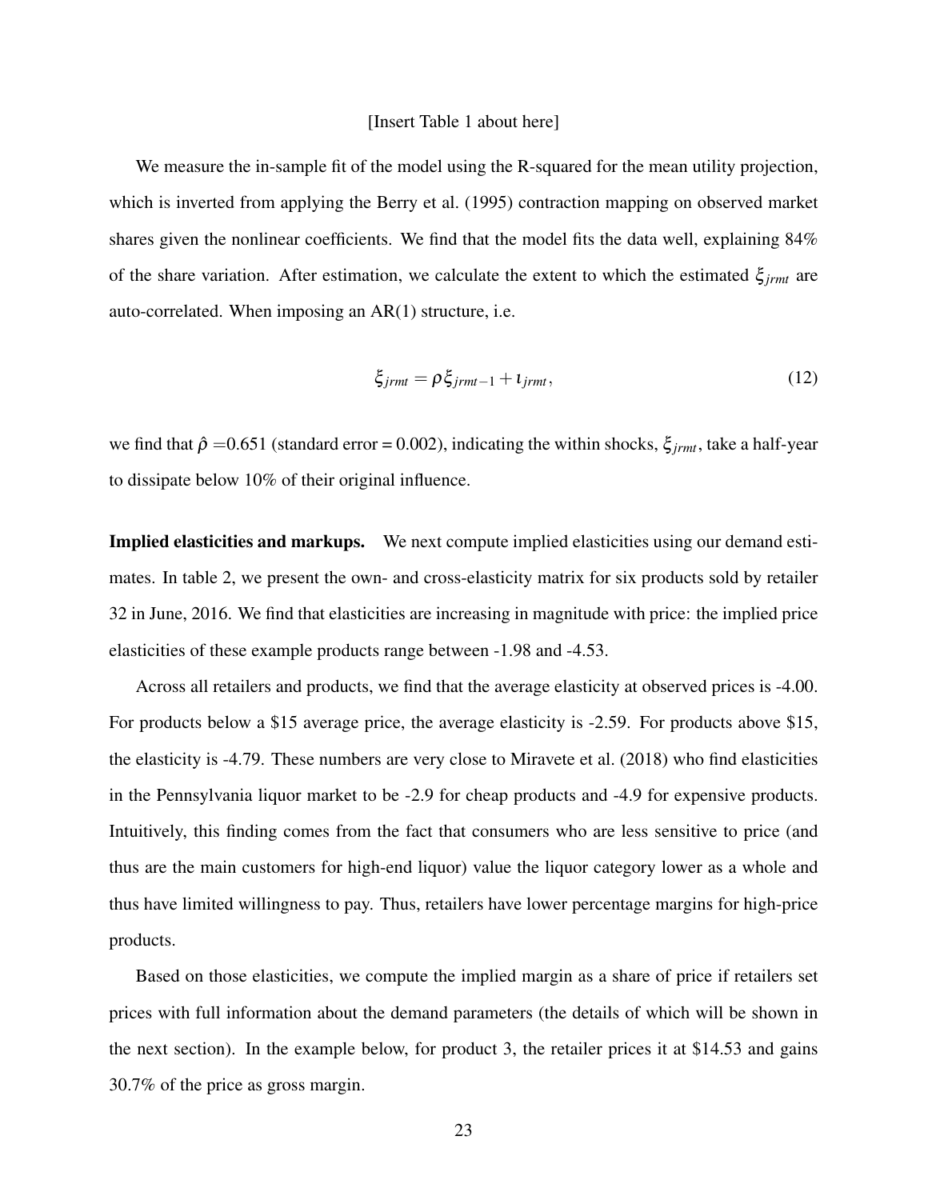[Insert Table 1 about here]

We measure the in-sample fit of the model using the R-squared for the mean utility projection, which is inverted from applying the Berry et al. (1995) contraction mapping on observed market shares given the nonlinear coefficients. We find that the model fits the data well, explaining 84% of the share variation. After estimation, we calculate the extent to which the estimated $\xi_{jrmt}$ are auto-correlated. When imposing an AR(1) structure, i.e.

$$\xi_{jrmt} = \rho \xi_{jrmt-1} + \iota_{jrmt}, \tag{12}$$

we find that $\hat{\rho}$ =0.651 (standard error = 0.002), indicating the within shocks, $\xi_{jrmt}$, take a half-year to dissipate below 10% of their original influence.

**Implied elasticities and markups.** We next compute implied elasticities using our demand estimates. In table 2, we present the own- and cross-elasticity matrix for six products sold by retailer 32 in June, 2016. We find that elasticities are increasing in magnitude with price: the implied price elasticities of these example products range between -1.98 and -4.53.

Across all retailers and products, we find that the average elasticity at observed prices is -4.00. For products below a $15 average price, the average elasticity is -2.59. For products above $15, the elasticity is -4.79. These numbers are very close to Miravete et al. (2018) who find elasticities in the Pennsylvania liquor market to be -2.9 for cheap products and -4.9 for expensive products. Intuitively, this finding comes from the fact that consumers who are less sensitive to price (and thus are the main customers for high-end liquor) value the liquor category lower as a whole and thus have limited willingness to pay. Thus, retailers have lower percentage margins for high-price products.

Based on those elasticities, we compute the implied margin as a share of price if retailers set prices with full information about the demand parameters (the details of which will be shown in the next section). In the example below, for product 3, the retailer prices it at $14.53 and gains 30.7% of the price as gross margin.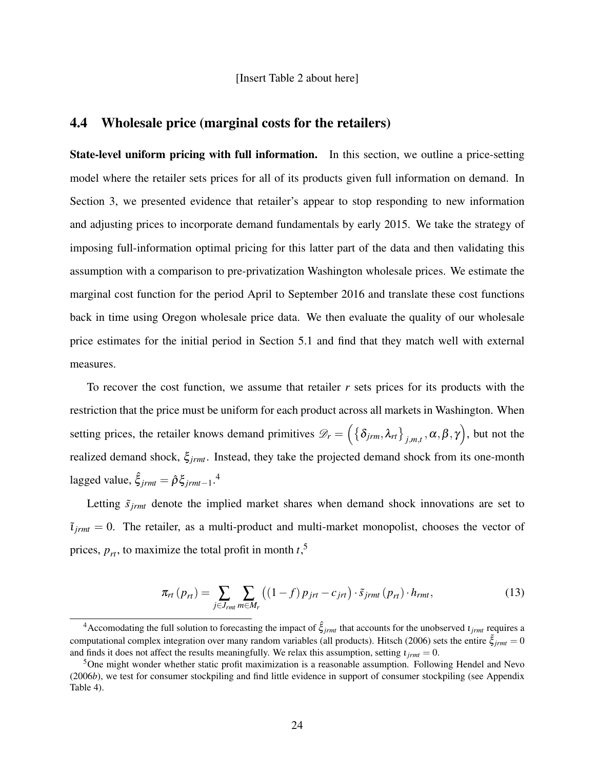[Insert Table 2 about here]

## 4.4 Wholesale price (marginal costs for the retailers)

**State-level uniform pricing with full information.** In this section, we outline a price-setting model where the retailer sets prices for all of its products given full information on demand. In Section 3, we presented evidence that retailer's appear to stop responding to new information and adjusting prices to incorporate demand fundamentals by early 2015. We take the strategy of imposing full-information optimal pricing for this latter part of the data and then validating this assumption with a comparison to pre-privatization Washington wholesale prices. We estimate the marginal cost function for the period April to September 2016 and translate these cost functions back in time using Oregon wholesale price data. We then evaluate the quality of our wholesale price estimates for the initial period in Section 5.1 and find that they match well with external measures.

To recover the cost function, we assume that retailer $r$ sets prices for its products with the restriction that the price must be uniform for each product across all markets in Washington. When setting prices, the retailer knows demand primitives $\mathscr{D}_r = \left( \left\{ \delta_{jrm}, \lambda_{rt} \right\}_{j,m,t}, \alpha, \beta, \gamma \right)$, but not the realized demand shock, $\xi_{jrmt}$. Instead, they take the projected demand shock from its one-month lagged value, $\hat{\xi}_{jrmt} = \hat{\rho}\xi_{jrmt-1}$.[4]

Letting $\tilde{s}_{jrmt}$ denote the implied market shares when demand shock innovations are set to $\tilde{\iota}_{jrmt} = 0$. The retailer, as a multi-product and multi-market monopolist, chooses the vector of prices, $p_{rt}$, to maximize the total profit in month $t$,[5]

$$\pi_{rt}(p_{rt}) = \sum_{j \in J_{rmt}} \sum_{m \in M_r} \left( (1-f)\, p_{jrt} - c_{jrt} \right) \cdot \tilde{s}_{jrmt}(p_{rt}) \cdot h_{rmt}, \tag{13}$$

[4] Accomodating the full solution to forecasting the impact of $\hat{\xi}_{jrmt}$ that accounts for the unobserved $\iota_{jrmt}$ requires a computational complex integration over many random variables (all products). Hitsch (2006) sets the entire $\tilde{\xi}_{jrmt} = 0$ and finds it does not affect the results meaningfully. We relax this assumption, setting $\iota_{jrmt} = 0$.

[5] One might wonder whether static profit maximization is a reasonable assumption. Following Hendel and Nevo (2006*b*), we test for consumer stockpiling and find little evidence in support of consumer stockpiling (see Appendix Table 4).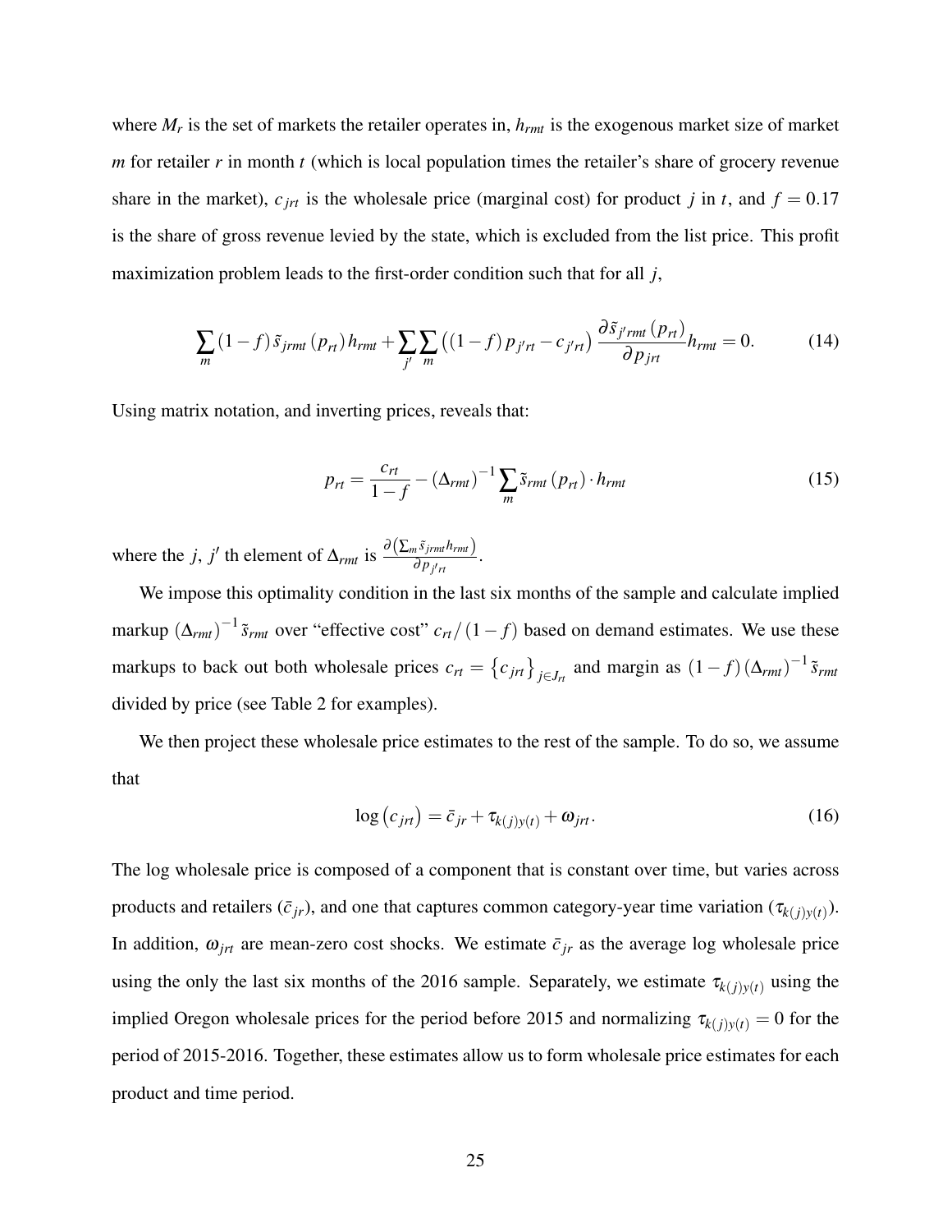where $M_r$ is the set of markets the retailer operates in, $h_{rmt}$ is the exogenous market size of market $m$ for retailer $r$ in month $t$ (which is local population times the retailer's share of grocery revenue share in the market), $c_{jrt}$ is the wholesale price (marginal cost) for product $j$ in $t$, and $f = 0.17$ is the share of gross revenue levied by the state, which is excluded from the list price. This profit maximization problem leads to the first-order condition such that for all $j$,

$$\sum_m (1-f)\,\tilde{s}_{jrmt}(p_{rt})\,h_{rmt} + \sum_{j'}\sum_m \left((1-f)\,p_{j'rt} - c_{j'rt}\right)\frac{\partial \tilde{s}_{j'rmt}(p_{rt})}{\partial p_{jrt}} h_{rmt} = 0. \tag{14}$$

Using matrix notation, and inverting prices, reveals that:

$$p_{rt} = \frac{c_{rt}}{1-f} - (\Delta_{rmt})^{-1}\sum_m \tilde{s}_{rmt}(p_{rt}) \cdot h_{rmt} \tag{15}$$

where the $j$, $j'$ th element of $\Delta_{rmt}$ is $\frac{\partial\left(\sum_m \tilde{s}_{jrmt} h_{rmt}\right)}{\partial p_{j'rt}}$.

We impose this optimality condition in the last six months of the sample and calculate implied markup $(\Delta_{rmt})^{-1}\tilde{s}_{rmt}$ over "effective cost" $c_{rt}/(1-f)$ based on demand estimates. We use these markups to back out both wholesale prices $c_{rt} = \left\{c_{jrt}\right\}_{j \in J_{rt}}$ and margin as $(1-f)(\Delta_{rmt})^{-1}\tilde{s}_{rmt}$ divided by price (see Table 2 for examples).

We then project these wholesale price estimates to the rest of the sample. To do so, we assume that

$$\log\left(c_{jrt}\right) = \bar{c}_{jr} + \tau_{k(j)y(t)} + \omega_{jrt}. \tag{16}$$

The log wholesale price is composed of a component that is constant over time, but varies across products and retailers ($\bar{c}_{jr}$), and one that captures common category-year time variation ($\tau_{k(j)y(t)}$). In addition, $\omega_{jrt}$ are mean-zero cost shocks. We estimate $\bar{c}_{jr}$ as the average log wholesale price using the only the last six months of the 2016 sample. Separately, we estimate $\tau_{k(j)y(t)}$ using the implied Oregon wholesale prices for the period before 2015 and normalizing $\tau_{k(j)y(t)} = 0$ for the period of 2015-2016. Together, these estimates allow us to form wholesale price estimates for each product and time period.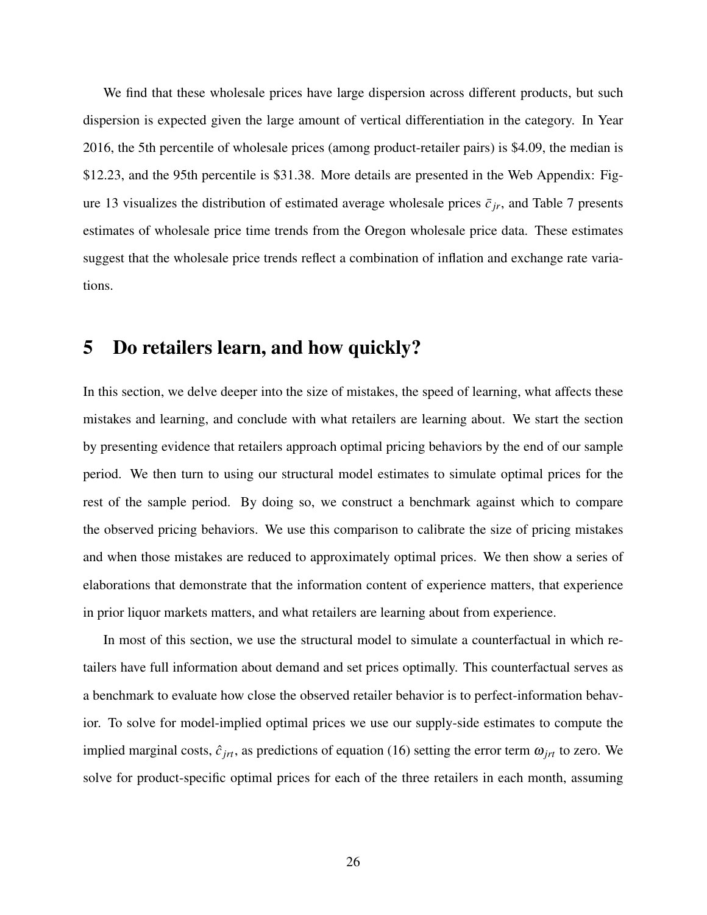We find that these wholesale prices have large dispersion across different products, but such dispersion is expected given the large amount of vertical differentiation in the category. In Year 2016, the 5th percentile of wholesale prices (among product-retailer pairs) is \$4.09, the median is \$12.23, and the 95th percentile is \$31.38. More details are presented in the Web Appendix: Figure 13 visualizes the distribution of estimated average wholesale prices $\bar{c}_{jr}$, and Table 7 presents estimates of wholesale price time trends from the Oregon wholesale price data. These estimates suggest that the wholesale price trends reflect a combination of inflation and exchange rate variations.

# 5 Do retailers learn, and how quickly?

In this section, we delve deeper into the size of mistakes, the speed of learning, what affects these mistakes and learning, and conclude with what retailers are learning about. We start the section by presenting evidence that retailers approach optimal pricing behaviors by the end of our sample period. We then turn to using our structural model estimates to simulate optimal prices for the rest of the sample period. By doing so, we construct a benchmark against which to compare the observed pricing behaviors. We use this comparison to calibrate the size of pricing mistakes and when those mistakes are reduced to approximately optimal prices. We then show a series of elaborations that demonstrate that the information content of experience matters, that experience in prior liquor markets matters, and what retailers are learning about from experience.

In most of this section, we use the structural model to simulate a counterfactual in which retailers have full information about demand and set prices optimally. This counterfactual serves as a benchmark to evaluate how close the observed retailer behavior is to perfect-information behavior. To solve for model-implied optimal prices we use our supply-side estimates to compute the implied marginal costs, $\hat{c}_{jrt}$, as predictions of equation (16) setting the error term $\omega_{jrt}$ to zero. We solve for product-specific optimal prices for each of the three retailers in each month, assuming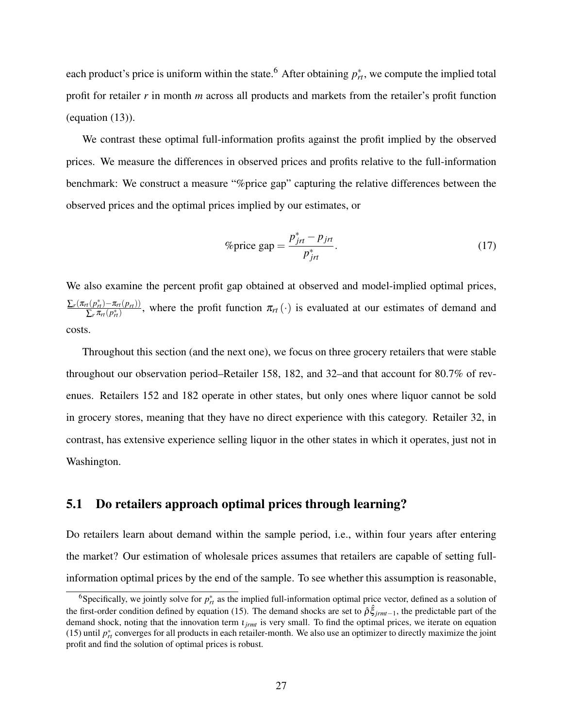each product's price is uniform within the state.[6] After obtaining $p_{rt}^*$, we compute the implied total profit for retailer $r$ in month $m$ across all products and markets from the retailer's profit function (equation (13)).

We contrast these optimal full-information profits against the profit implied by the observed prices. We measure the differences in observed prices and profits relative to the full-information benchmark: We construct a measure "%price gap" capturing the relative differences between the observed prices and the optimal prices implied by our estimates, or

$$\%\text{price gap} = \frac{p_{jrt}^* - p_{jrt}}{p_{jrt}^*}. \tag{17}$$

We also examine the percent profit gap obtained at observed and model-implied optimal prices, $\frac{\sum_r (\pi_{rt}(p_{rt}^*) - \pi_{rt}(p_{rt}))}{\sum_r \pi_{rt}(p_{rt}^*)}$, where the profit function $\pi_{rt}(\cdot)$ is evaluated at our estimates of demand and costs.

Throughout this section (and the next one), we focus on three grocery retailers that were stable throughout our observation period–Retailer 158, 182, and 32–and that account for 80.7% of revenues. Retailers 152 and 182 operate in other states, but only ones where liquor cannot be sold in grocery stores, meaning that they have no direct experience with this category. Retailer 32, in contrast, has extensive experience selling liquor in the other states in which it operates, just not in Washington.

## 5.1 Do retailers approach optimal prices through learning?

Do retailers learn about demand within the sample period, i.e., within four years after entering the market? Our estimation of wholesale prices assumes that retailers are capable of setting full-information optimal prices by the end of the sample. To see whether this assumption is reasonable,

[6] Specifically, we jointly solve for $p_{rt}^*$ as the implied full-information optimal price vector, defined as a solution of the first-order condition defined by equation (15). The demand shocks are set to $\hat{\rho}\hat{\xi}_{jrmt-1}$, the predictable part of the demand shock, noting that the innovation term $\iota_{jrmt}$ is very small. To find the optimal prices, we iterate on equation (15) until $p_{rt}^*$ converges for all products in each retailer-month. We also use an optimizer to directly maximize the joint profit and find the solution of optimal prices is robust.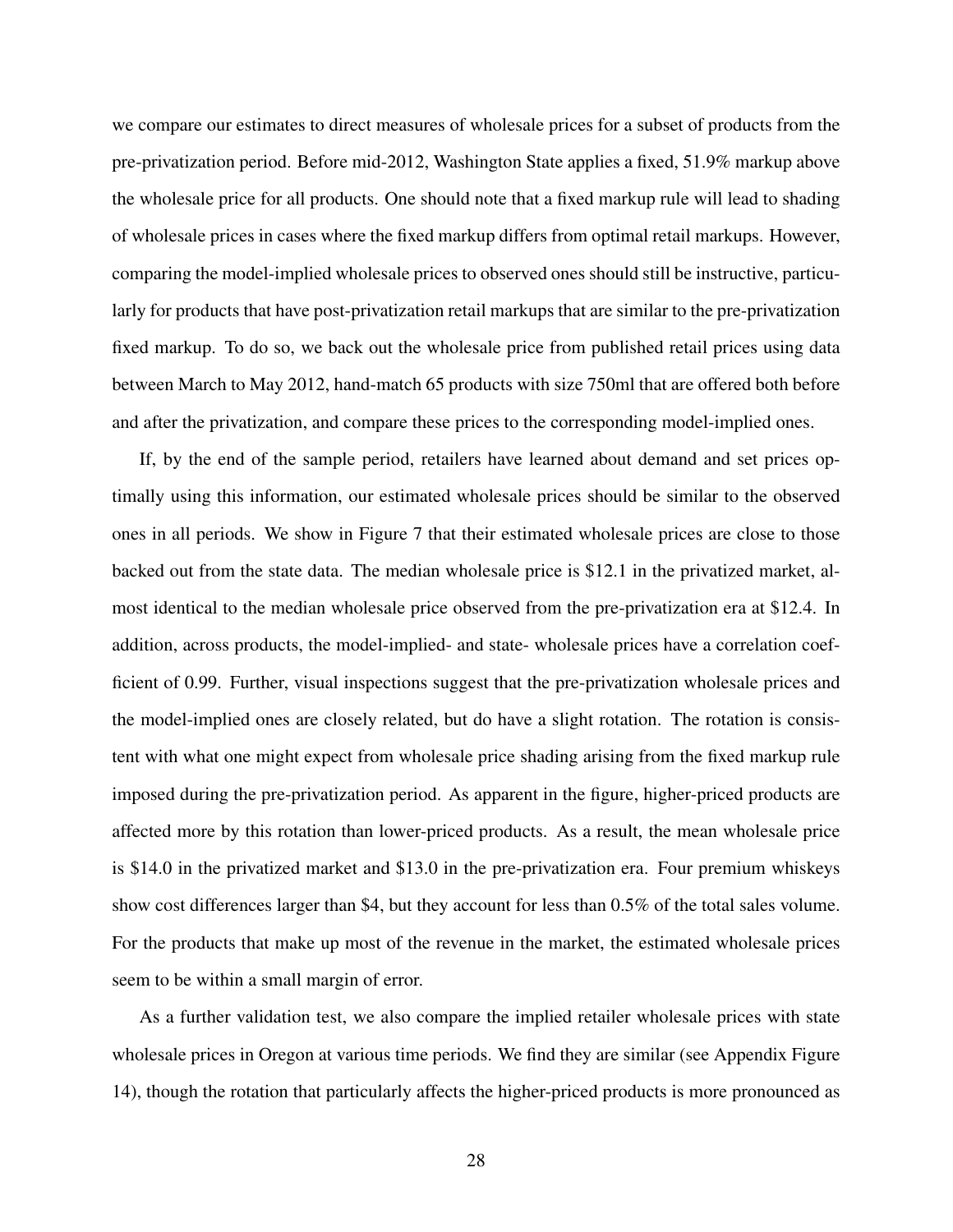we compare our estimates to direct measures of wholesale prices for a subset of products from the pre-privatization period. Before mid-2012, Washington State applies a fixed, 51.9% markup above the wholesale price for all products. One should note that a fixed markup rule will lead to shading of wholesale prices in cases where the fixed markup differs from optimal retail markups. However, comparing the model-implied wholesale prices to observed ones should still be instructive, particularly for products that have post-privatization retail markups that are similar to the pre-privatization fixed markup. To do so, we back out the wholesale price from published retail prices using data between March to May 2012, hand-match 65 products with size 750ml that are offered both before and after the privatization, and compare these prices to the corresponding model-implied ones.

If, by the end of the sample period, retailers have learned about demand and set prices optimally using this information, our estimated wholesale prices should be similar to the observed ones in all periods. We show in Figure 7 that their estimated wholesale prices are close to those backed out from the state data. The median wholesale price is \$12.1 in the privatized market, almost identical to the median wholesale price observed from the pre-privatization era at \$12.4. In addition, across products, the model-implied- and state- wholesale prices have a correlation coefficient of 0.99. Further, visual inspections suggest that the pre-privatization wholesale prices and the model-implied ones are closely related, but do have a slight rotation. The rotation is consistent with what one might expect from wholesale price shading arising from the fixed markup rule imposed during the pre-privatization period. As apparent in the figure, higher-priced products are affected more by this rotation than lower-priced products. As a result, the mean wholesale price is \$14.0 in the privatized market and \$13.0 in the pre-privatization era. Four premium whiskeys show cost differences larger than \$4, but they account for less than 0.5% of the total sales volume. For the products that make up most of the revenue in the market, the estimated wholesale prices seem to be within a small margin of error.

As a further validation test, we also compare the implied retailer wholesale prices with state wholesale prices in Oregon at various time periods. We find they are similar (see Appendix Figure 14), though the rotation that particularly affects the higher-priced products is more pronounced as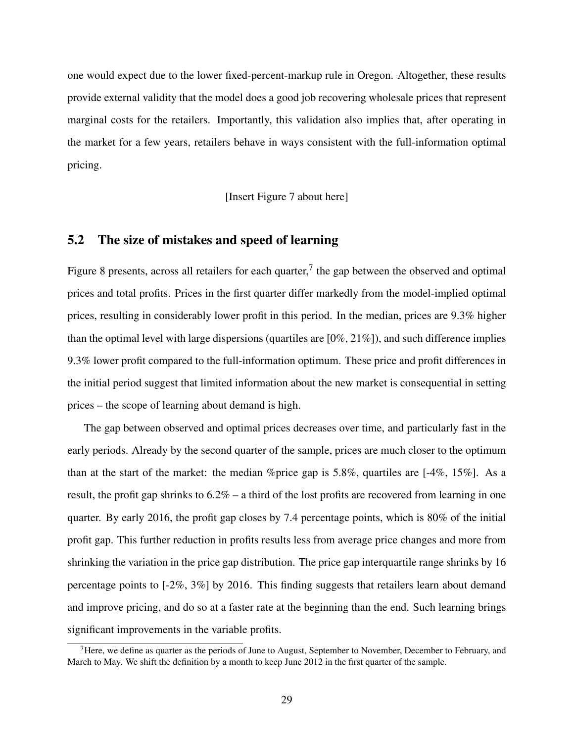one would expect due to the lower fixed-percent-markup rule in Oregon. Altogether, these results provide external validity that the model does a good job recovering wholesale prices that represent marginal costs for the retailers. Importantly, this validation also implies that, after operating in the market for a few years, retailers behave in ways consistent with the full-information optimal pricing.

[Insert Figure 7 about here]

## 5.2 The size of mistakes and speed of learning

Figure 8 presents, across all retailers for each quarter,[7] the gap between the observed and optimal prices and total profits. Prices in the first quarter differ markedly from the model-implied optimal prices, resulting in considerably lower profit in this period. In the median, prices are 9.3% higher than the optimal level with large dispersions (quartiles are [0%, 21%]), and such difference implies 9.3% lower profit compared to the full-information optimum. These price and profit differences in the initial period suggest that limited information about the new market is consequential in setting prices – the scope of learning about demand is high.

The gap between observed and optimal prices decreases over time, and particularly fast in the early periods. Already by the second quarter of the sample, prices are much closer to the optimum than at the start of the market: the median %price gap is 5.8%, quartiles are [-4%, 15%]. As a result, the profit gap shrinks to 6.2% – a third of the lost profits are recovered from learning in one quarter. By early 2016, the profit gap closes by 7.4 percentage points, which is 80% of the initial profit gap. This further reduction in profits results less from average price changes and more from shrinking the variation in the price gap distribution. The price gap interquartile range shrinks by 16 percentage points to [-2%, 3%] by 2016. This finding suggests that retailers learn about demand and improve pricing, and do so at a faster rate at the beginning than the end. Such learning brings significant improvements in the variable profits.

[7] Here, we define as quarter as the periods of June to August, September to November, December to February, and March to May. We shift the definition by a month to keep June 2012 in the first quarter of the sample.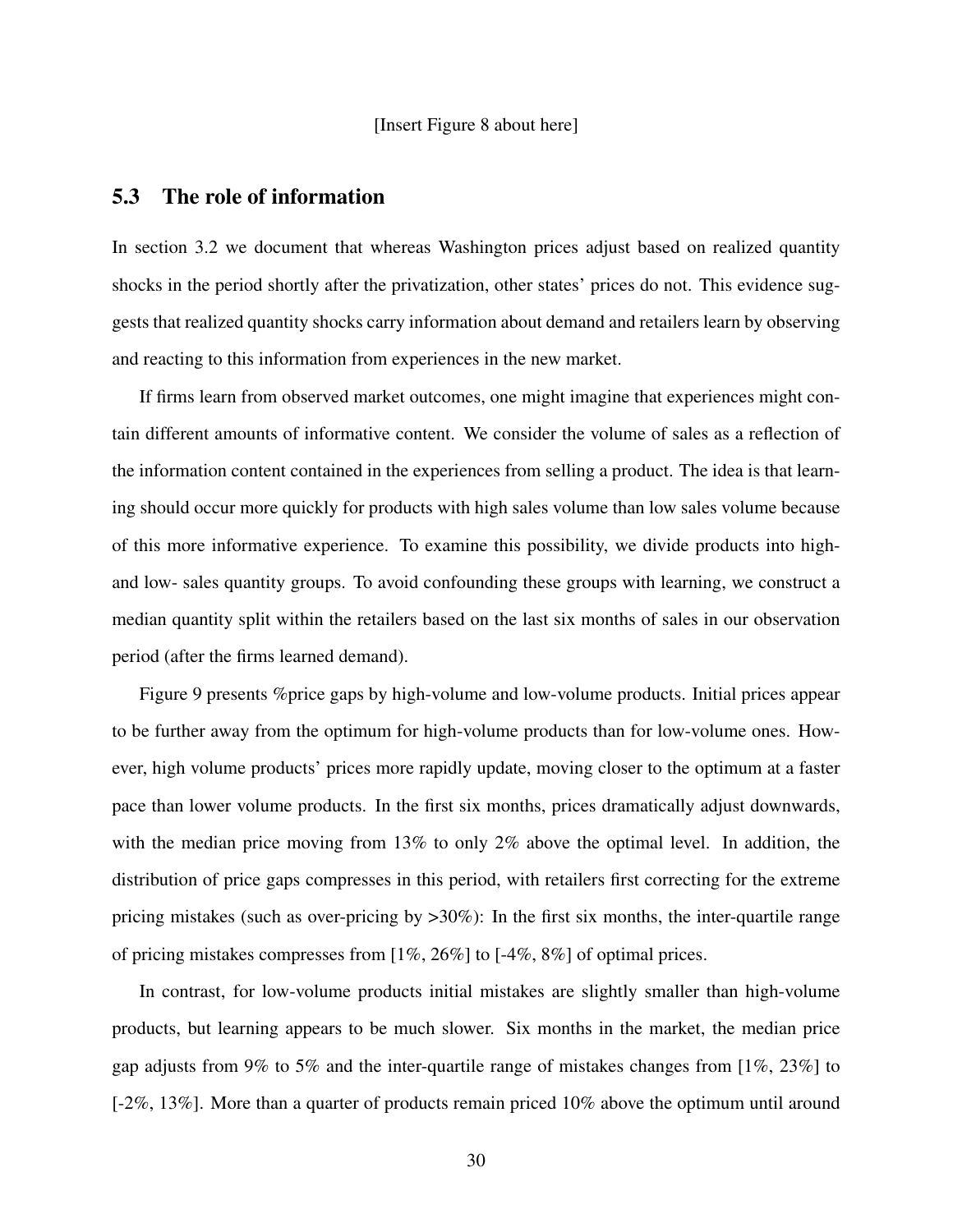[Insert Figure 8 about here]

## 5.3 The role of information

In section 3.2 we document that whereas Washington prices adjust based on realized quantity shocks in the period shortly after the privatization, other states' prices do not. This evidence suggests that realized quantity shocks carry information about demand and retailers learn by observing and reacting to this information from experiences in the new market.

If firms learn from observed market outcomes, one might imagine that experiences might contain different amounts of informative content. We consider the volume of sales as a reflection of the information content contained in the experiences from selling a product. The idea is that learning should occur more quickly for products with high sales volume than low sales volume because of this more informative experience. To examine this possibility, we divide products into high- and low- sales quantity groups. To avoid confounding these groups with learning, we construct a median quantity split within the retailers based on the last six months of sales in our observation period (after the firms learned demand).

Figure 9 presents %price gaps by high-volume and low-volume products. Initial prices appear to be further away from the optimum for high-volume products than for low-volume ones. However, high volume products' prices more rapidly update, moving closer to the optimum at a faster pace than lower volume products. In the first six months, prices dramatically adjust downwards, with the median price moving from 13% to only 2% above the optimal level. In addition, the distribution of price gaps compresses in this period, with retailers first correcting for the extreme pricing mistakes (such as over-pricing by >30%): In the first six months, the inter-quartile range of pricing mistakes compresses from [1%, 26%] to [-4%, 8%] of optimal prices.

In contrast, for low-volume products initial mistakes are slightly smaller than high-volume products, but learning appears to be much slower. Six months in the market, the median price gap adjusts from 9% to 5% and the inter-quartile range of mistakes changes from [1%, 23%] to [-2%, 13%]. More than a quarter of products remain priced 10% above the optimum until around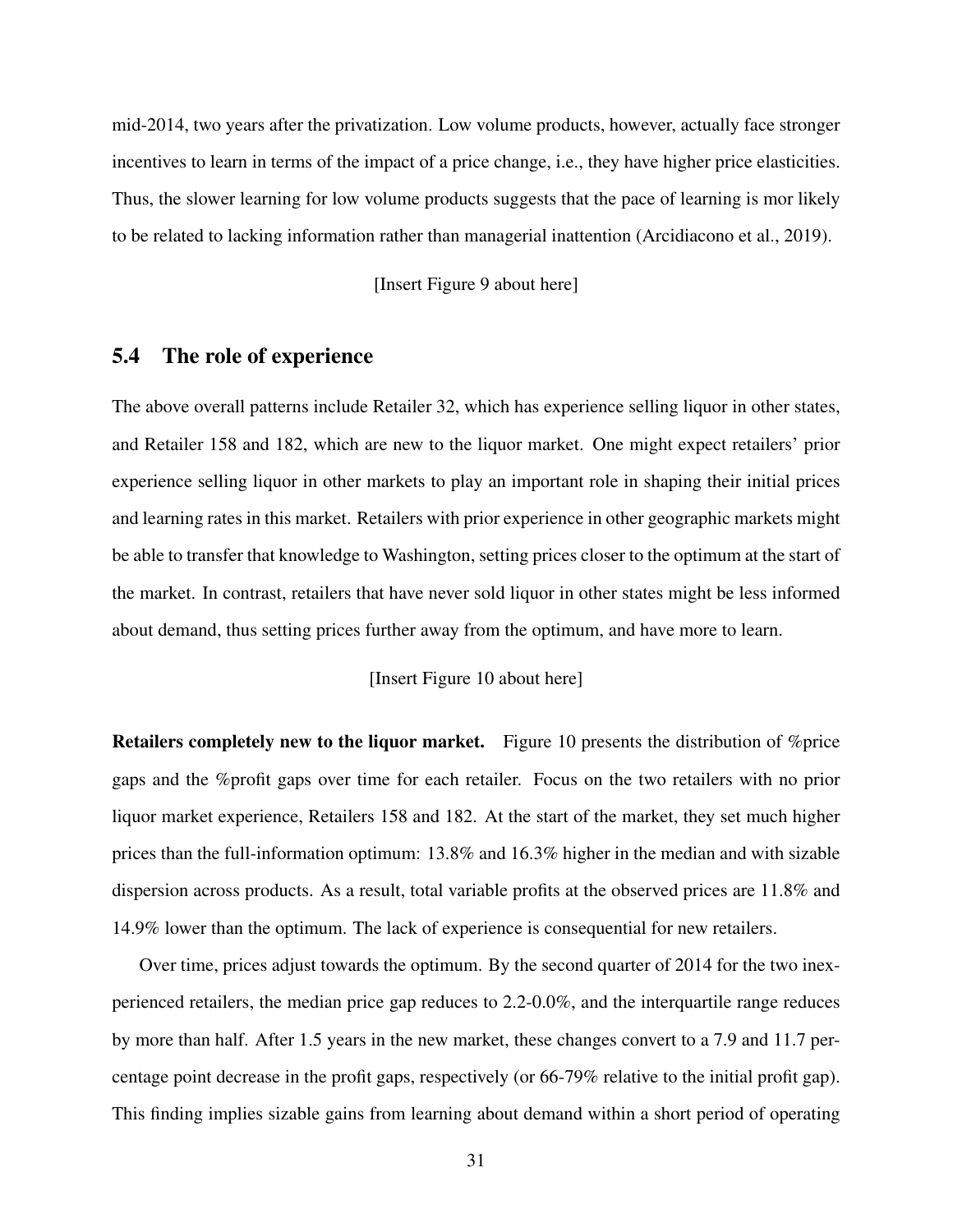mid-2014, two years after the privatization. Low volume products, however, actually face stronger incentives to learn in terms of the impact of a price change, i.e., they have higher price elasticities. Thus, the slower learning for low volume products suggests that the pace of learning is mor likely to be related to lacking information rather than managerial inattention (Arcidiacono et al., 2019).

[Insert Figure 9 about here]

## 5.4 The role of experience

The above overall patterns include Retailer 32, which has experience selling liquor in other states, and Retailer 158 and 182, which are new to the liquor market. One might expect retailers' prior experience selling liquor in other markets to play an important role in shaping their initial prices and learning rates in this market. Retailers with prior experience in other geographic markets might be able to transfer that knowledge to Washington, setting prices closer to the optimum at the start of the market. In contrast, retailers that have never sold liquor in other states might be less informed about demand, thus setting prices further away from the optimum, and have more to learn.

[Insert Figure 10 about here]

**Retailers completely new to the liquor market.** Figure 10 presents the distribution of %price gaps and the %profit gaps over time for each retailer. Focus on the two retailers with no prior liquor market experience, Retailers 158 and 182. At the start of the market, they set much higher prices than the full-information optimum: 13.8% and 16.3% higher in the median and with sizable dispersion across products. As a result, total variable profits at the observed prices are 11.8% and 14.9% lower than the optimum. The lack of experience is consequential for new retailers.

Over time, prices adjust towards the optimum. By the second quarter of 2014 for the two inexperienced retailers, the median price gap reduces to 2.2-0.0%, and the interquartile range reduces by more than half. After 1.5 years in the new market, these changes convert to a 7.9 and 11.7 percentage point decrease in the profit gaps, respectively (or 66-79% relative to the initial profit gap). This finding implies sizable gains from learning about demand within a short period of operating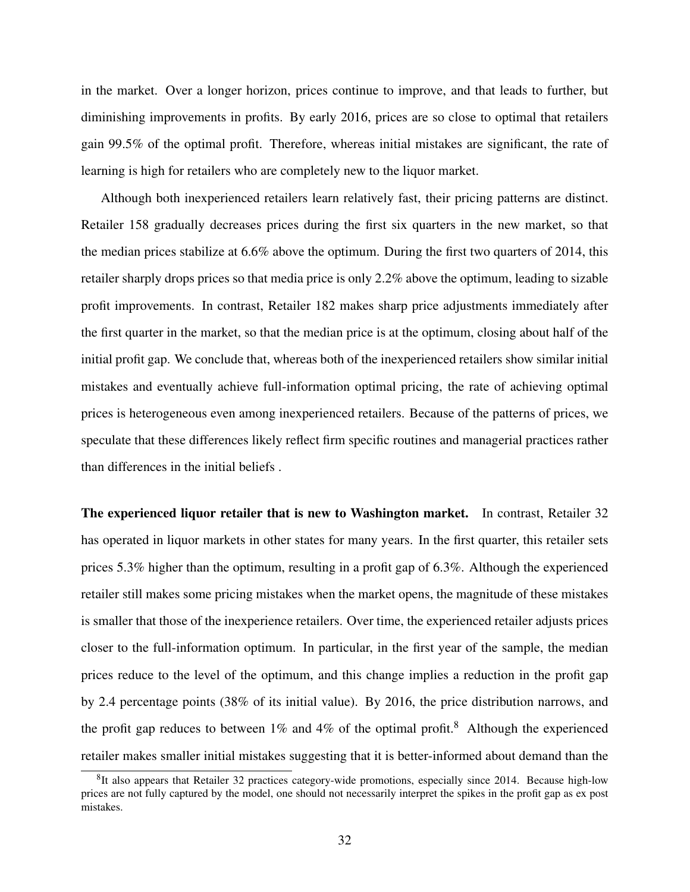in the market. Over a longer horizon, prices continue to improve, and that leads to further, but diminishing improvements in profits. By early 2016, prices are so close to optimal that retailers gain 99.5% of the optimal profit. Therefore, whereas initial mistakes are significant, the rate of learning is high for retailers who are completely new to the liquor market.

Although both inexperienced retailers learn relatively fast, their pricing patterns are distinct. Retailer 158 gradually decreases prices during the first six quarters in the new market, so that the median prices stabilize at 6.6% above the optimum. During the first two quarters of 2014, this retailer sharply drops prices so that media price is only 2.2% above the optimum, leading to sizable profit improvements. In contrast, Retailer 182 makes sharp price adjustments immediately after the first quarter in the market, so that the median price is at the optimum, closing about half of the initial profit gap. We conclude that, whereas both of the inexperienced retailers show similar initial mistakes and eventually achieve full-information optimal pricing, the rate of achieving optimal prices is heterogeneous even among inexperienced retailers. Because of the patterns of prices, we speculate that these differences likely reflect firm specific routines and managerial practices rather than differences in the initial beliefs .

**The experienced liquor retailer that is new to Washington market.** In contrast, Retailer 32 has operated in liquor markets in other states for many years. In the first quarter, this retailer sets prices 5.3% higher than the optimum, resulting in a profit gap of 6.3%. Although the experienced retailer still makes some pricing mistakes when the market opens, the magnitude of these mistakes is smaller that those of the inexperience retailers. Over time, the experienced retailer adjusts prices closer to the full-information optimum. In particular, in the first year of the sample, the median prices reduce to the level of the optimum, and this change implies a reduction in the profit gap by 2.4 percentage points (38% of its initial value). By 2016, the price distribution narrows, and the profit gap reduces to between 1% and 4% of the optimal profit.[8] Although the experienced retailer makes smaller initial mistakes suggesting that it is better-informed about demand than the

[8]It also appears that Retailer 32 practices category-wide promotions, especially since 2014. Because high-low prices are not fully captured by the model, one should not necessarily interpret the spikes in the profit gap as ex post mistakes.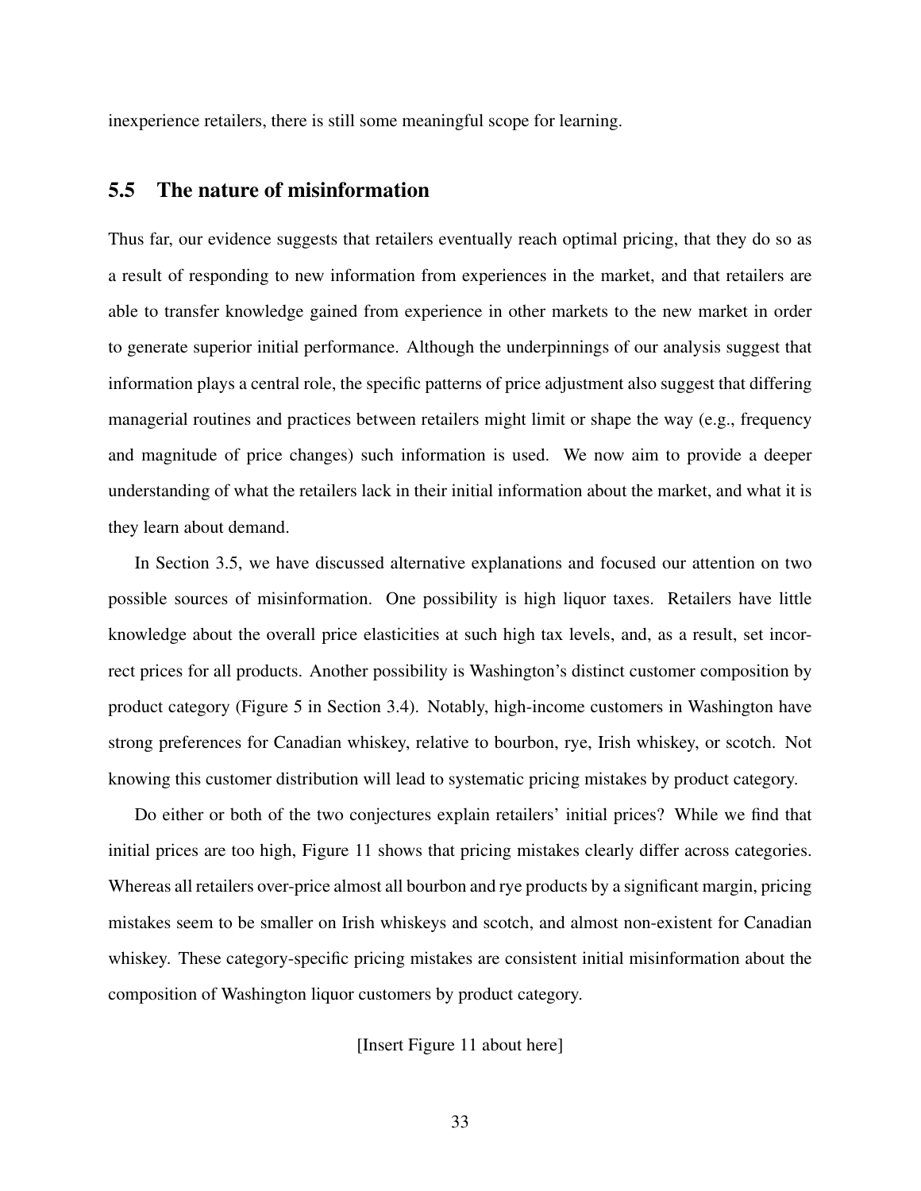inexperience retailers, there is still some meaningful scope for learning.

## 5.5 The nature of misinformation

Thus far, our evidence suggests that retailers eventually reach optimal pricing, that they do so as a result of responding to new information from experiences in the market, and that retailers are able to transfer knowledge gained from experience in other markets to the new market in order to generate superior initial performance. Although the underpinnings of our analysis suggest that information plays a central role, the specific patterns of price adjustment also suggest that differing managerial routines and practices between retailers might limit or shape the way (e.g., frequency and magnitude of price changes) such information is used. We now aim to provide a deeper understanding of what the retailers lack in their initial information about the market, and what it is they learn about demand.

In Section 3.5, we have discussed alternative explanations and focused our attention on two possible sources of misinformation. One possibility is high liquor taxes. Retailers have little knowledge about the overall price elasticities at such high tax levels, and, as a result, set incorrect prices for all products. Another possibility is Washington's distinct customer composition by product category (Figure 5 in Section 3.4). Notably, high-income customers in Washington have strong preferences for Canadian whiskey, relative to bourbon, rye, Irish whiskey, or scotch. Not knowing this customer distribution will lead to systematic pricing mistakes by product category.

Do either or both of the two conjectures explain retailers' initial prices? While we find that initial prices are too high, Figure 11 shows that pricing mistakes clearly differ across categories. Whereas all retailers over-price almost all bourbon and rye products by a significant margin, pricing mistakes seem to be smaller on Irish whiskeys and scotch, and almost non-existent for Canadian whiskey. These category-specific pricing mistakes are consistent initial misinformation about the composition of Washington liquor customers by product category.

[Insert Figure 11 about here]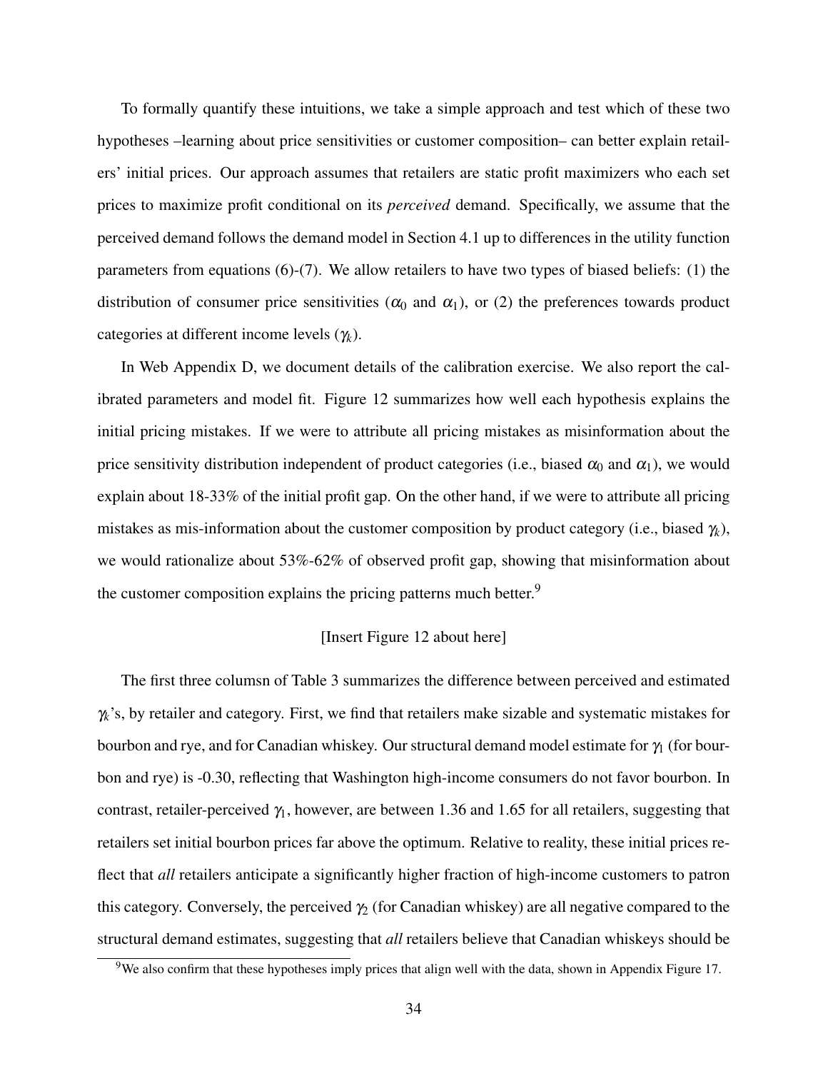To formally quantify these intuitions, we take a simple approach and test which of these two hypotheses –learning about price sensitivities or customer composition– can better explain retailers' initial prices. Our approach assumes that retailers are static profit maximizers who each set prices to maximize profit conditional on its *perceived* demand. Specifically, we assume that the perceived demand follows the demand model in Section 4.1 up to differences in the utility function parameters from equations (6)-(7). We allow retailers to have two types of biased beliefs: (1) the distribution of consumer price sensitivities ($\alpha_0$ and $\alpha_1$), or (2) the preferences towards product categories at different income levels ($\gamma_k$).

In Web Appendix D, we document details of the calibration exercise. We also report the calibrated parameters and model fit. Figure 12 summarizes how well each hypothesis explains the initial pricing mistakes. If we were to attribute all pricing mistakes as misinformation about the price sensitivity distribution independent of product categories (i.e., biased $\alpha_0$ and $\alpha_1$), we would explain about 18-33% of the initial profit gap. On the other hand, if we were to attribute all pricing mistakes as mis-information about the customer composition by product category (i.e., biased $\gamma_k$), we would rationalize about 53%-62% of observed profit gap, showing that misinformation about the customer composition explains the pricing patterns much better.[9]

[Insert Figure 12 about here]

The first three columsn of Table 3 summarizes the difference between perceived and estimated $\gamma_k$'s, by retailer and category. First, we find that retailers make sizable and systematic mistakes for bourbon and rye, and for Canadian whiskey. Our structural demand model estimate for $\gamma_1$ (for bourbon and rye) is -0.30, reflecting that Washington high-income consumers do not favor bourbon. In contrast, retailer-perceived $\gamma_1$, however, are between 1.36 and 1.65 for all retailers, suggesting that retailers set initial bourbon prices far above the optimum. Relative to reality, these initial prices reflect that *all* retailers anticipate a significantly higher fraction of high-income customers to patron this category. Conversely, the perceived $\gamma_2$ (for Canadian whiskey) are all negative compared to the structural demand estimates, suggesting that *all* retailers believe that Canadian whiskeys should be

[9] We also confirm that these hypotheses imply prices that align well with the data, shown in Appendix Figure 17.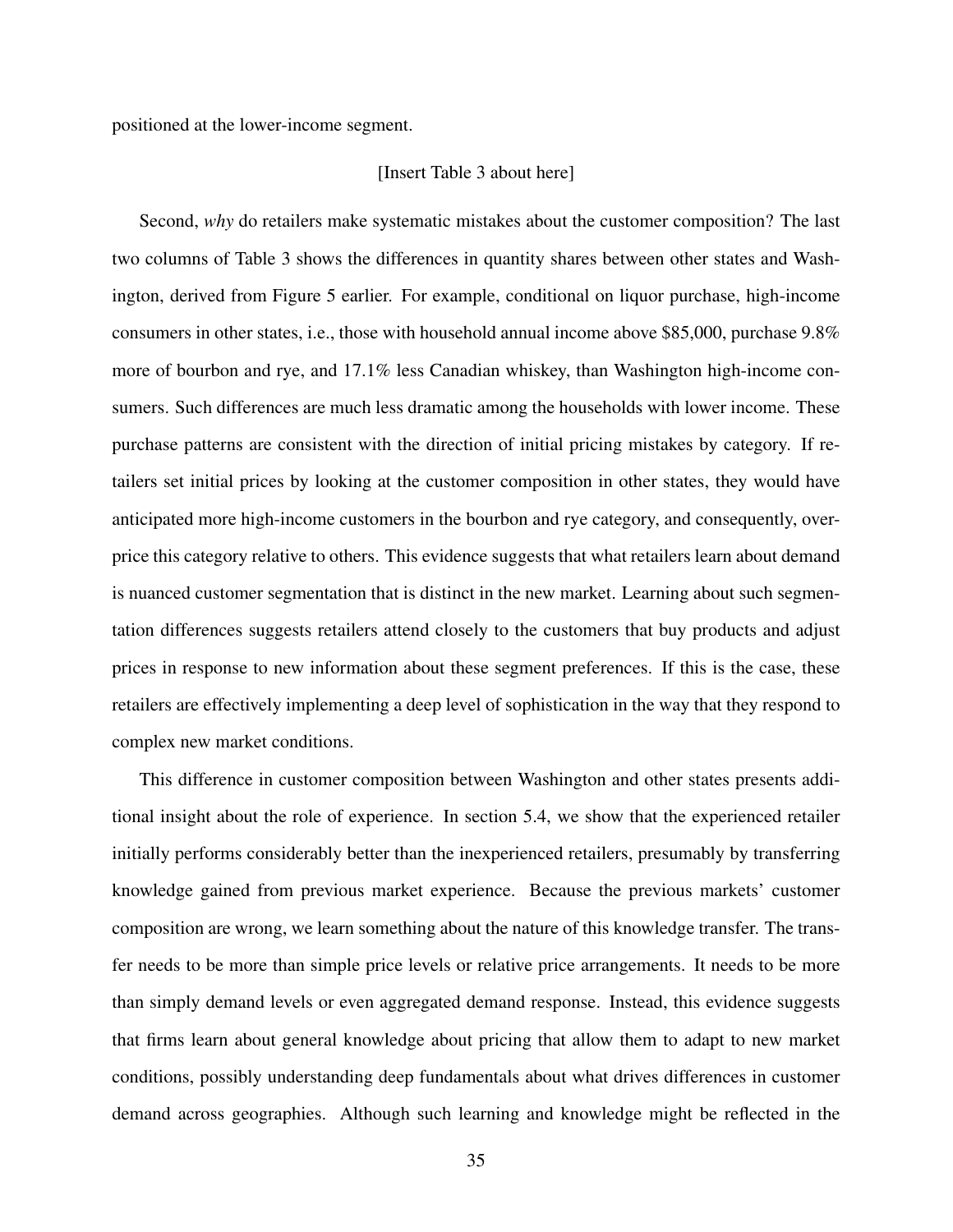positioned at the lower-income segment.

[Insert Table 3 about here]

Second, *why* do retailers make systematic mistakes about the customer composition? The last two columns of Table 3 shows the differences in quantity shares between other states and Washington, derived from Figure 5 earlier. For example, conditional on liquor purchase, high-income consumers in other states, i.e., those with household annual income above $85,000, purchase 9.8% more of bourbon and rye, and 17.1% less Canadian whiskey, than Washington high-income consumers. Such differences are much less dramatic among the households with lower income. These purchase patterns are consistent with the direction of initial pricing mistakes by category. If retailers set initial prices by looking at the customer composition in other states, they would have anticipated more high-income customers in the bourbon and rye category, and consequently, overprice this category relative to others. This evidence suggests that what retailers learn about demand is nuanced customer segmentation that is distinct in the new market. Learning about such segmentation differences suggests retailers attend closely to the customers that buy products and adjust prices in response to new information about these segment preferences. If this is the case, these retailers are effectively implementing a deep level of sophistication in the way that they respond to complex new market conditions.

This difference in customer composition between Washington and other states presents additional insight about the role of experience. In section 5.4, we show that the experienced retailer initially performs considerably better than the inexperienced retailers, presumably by transferring knowledge gained from previous market experience. Because the previous markets' customer composition are wrong, we learn something about the nature of this knowledge transfer. The transfer needs to be more than simple price levels or relative price arrangements. It needs to be more than simply demand levels or even aggregated demand response. Instead, this evidence suggests that firms learn about general knowledge about pricing that allow them to adapt to new market conditions, possibly understanding deep fundamentals about what drives differences in customer demand across geographies. Although such learning and knowledge might be reflected in the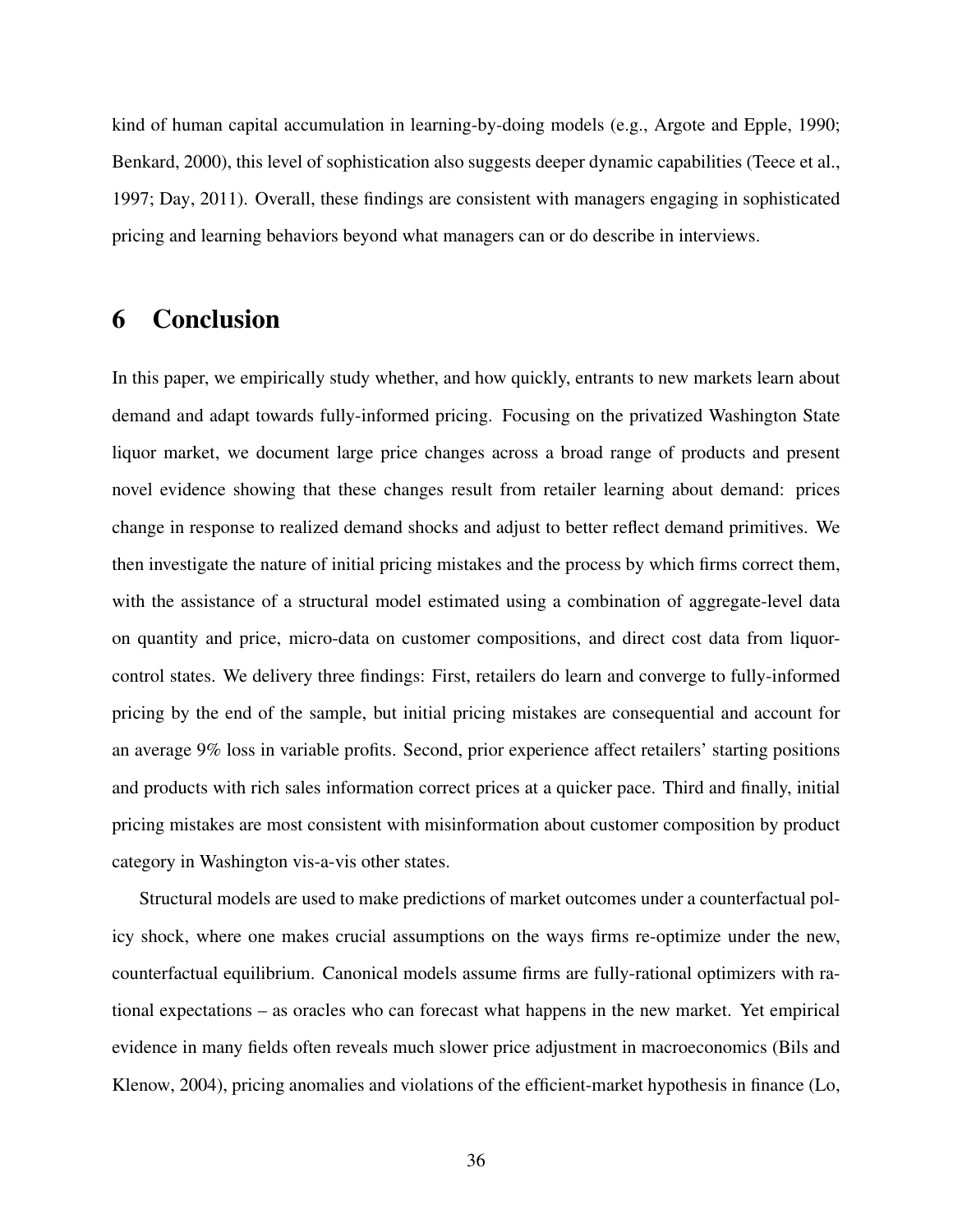kind of human capital accumulation in learning-by-doing models (e.g., Argote and Epple, 1990; Benkard, 2000), this level of sophistication also suggests deeper dynamic capabilities (Teece et al., 1997; Day, 2011). Overall, these findings are consistent with managers engaging in sophisticated pricing and learning behaviors beyond what managers can or do describe in interviews.

# 6 Conclusion

In this paper, we empirically study whether, and how quickly, entrants to new markets learn about demand and adapt towards fully-informed pricing. Focusing on the privatized Washington State liquor market, we document large price changes across a broad range of products and present novel evidence showing that these changes result from retailer learning about demand: prices change in response to realized demand shocks and adjust to better reflect demand primitives. We then investigate the nature of initial pricing mistakes and the process by which firms correct them, with the assistance of a structural model estimated using a combination of aggregate-level data on quantity and price, micro-data on customer compositions, and direct cost data from liquor-control states. We delivery three findings: First, retailers do learn and converge to fully-informed pricing by the end of the sample, but initial pricing mistakes are consequential and account for an average 9% loss in variable profits. Second, prior experience affect retailers' starting positions and products with rich sales information correct prices at a quicker pace. Third and finally, initial pricing mistakes are most consistent with misinformation about customer composition by product category in Washington vis-a-vis other states.

Structural models are used to make predictions of market outcomes under a counterfactual policy shock, where one makes crucial assumptions on the ways firms re-optimize under the new, counterfactual equilibrium. Canonical models assume firms are fully-rational optimizers with rational expectations – as oracles who can forecast what happens in the new market. Yet empirical evidence in many fields often reveals much slower price adjustment in macroeconomics (Bils and Klenow, 2004), pricing anomalies and violations of the efficient-market hypothesis in finance (Lo,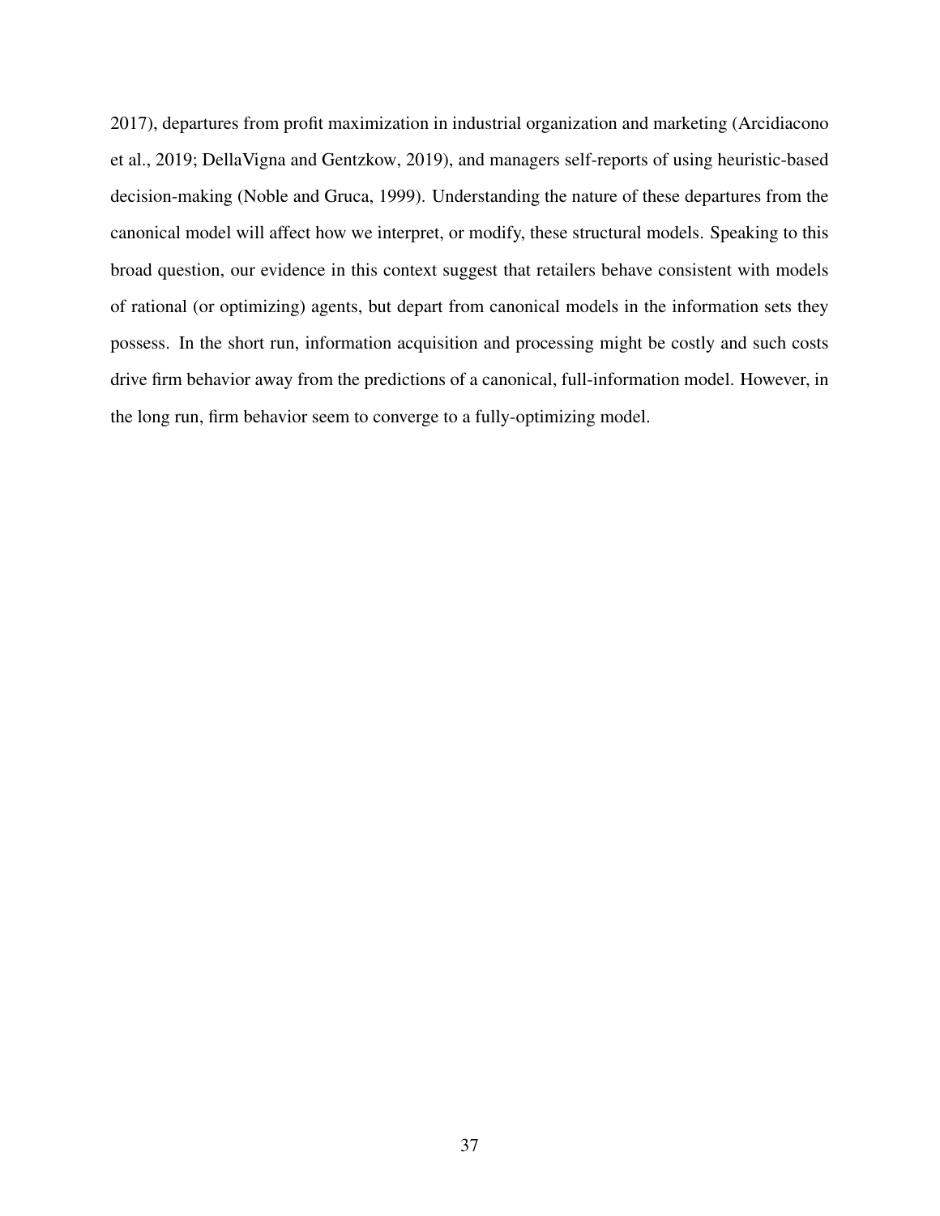2017), departures from profit maximization in industrial organization and marketing (Arcidiacono et al., 2019; DellaVigna and Gentzkow, 2019), and managers self-reports of using heuristic-based decision-making (Noble and Gruca, 1999). Understanding the nature of these departures from the canonical model will affect how we interpret, or modify, these structural models. Speaking to this broad question, our evidence in this context suggest that retailers behave consistent with models of rational (or optimizing) agents, but depart from canonical models in the information sets they possess. In the short run, information acquisition and processing might be costly and such costs drive firm behavior away from the predictions of a canonical, full-information model. However, in the long run, firm behavior seem to converge to a fully-optimizing model.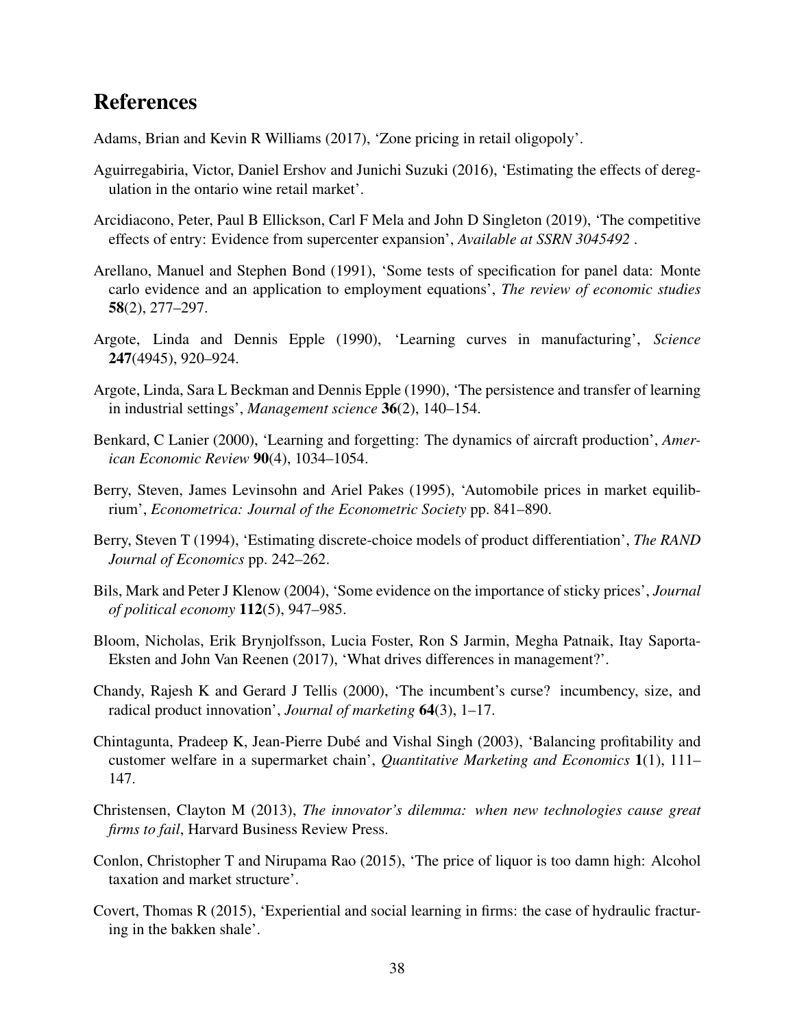# References

Adams, Brian and Kevin R Williams (2017), 'Zone pricing in retail oligopoly'.

Aguirregabiria, Victor, Daniel Ershov and Junichi Suzuki (2016), 'Estimating the effects of deregulation in the ontario wine retail market'.

Arcidiacono, Peter, Paul B Ellickson, Carl F Mela and John D Singleton (2019), 'The competitive effects of entry: Evidence from supercenter expansion', *Available at SSRN 3045492* .

Arellano, Manuel and Stephen Bond (1991), 'Some tests of specification for panel data: Monte carlo evidence and an application to employment equations', *The review of economic studies* **58**(2), 277–297.

Argote, Linda and Dennis Epple (1990), 'Learning curves in manufacturing', *Science* **247**(4945), 920–924.

Argote, Linda, Sara L Beckman and Dennis Epple (1990), 'The persistence and transfer of learning in industrial settings', *Management science* **36**(2), 140–154.

Benkard, C Lanier (2000), 'Learning and forgetting: The dynamics of aircraft production', *American Economic Review* **90**(4), 1034–1054.

Berry, Steven, James Levinsohn and Ariel Pakes (1995), 'Automobile prices in market equilibrium', *Econometrica: Journal of the Econometric Society* pp. 841–890.

Berry, Steven T (1994), 'Estimating discrete-choice models of product differentiation', *The RAND Journal of Economics* pp. 242–262.

Bils, Mark and Peter J Klenow (2004), 'Some evidence on the importance of sticky prices', *Journal of political economy* **112**(5), 947–985.

Bloom, Nicholas, Erik Brynjolfsson, Lucia Foster, Ron S Jarmin, Megha Patnaik, Itay Saporta-Eksten and John Van Reenen (2017), 'What drives differences in management?'.

Chandy, Rajesh K and Gerard J Tellis (2000), 'The incumbent's curse? incumbency, size, and radical product innovation', *Journal of marketing* **64**(3), 1–17.

Chintagunta, Pradeep K, Jean-Pierre Dubé and Vishal Singh (2003), 'Balancing profitability and customer welfare in a supermarket chain', *Quantitative Marketing and Economics* **1**(1), 111–147.

Christensen, Clayton M (2013), *The innovator's dilemma: when new technologies cause great firms to fail*, Harvard Business Review Press.

Conlon, Christopher T and Nirupama Rao (2015), 'The price of liquor is too damn high: Alcohol taxation and market structure'.

Covert, Thomas R (2015), 'Experiential and social learning in firms: the case of hydraulic fracturing in the bakken shale'.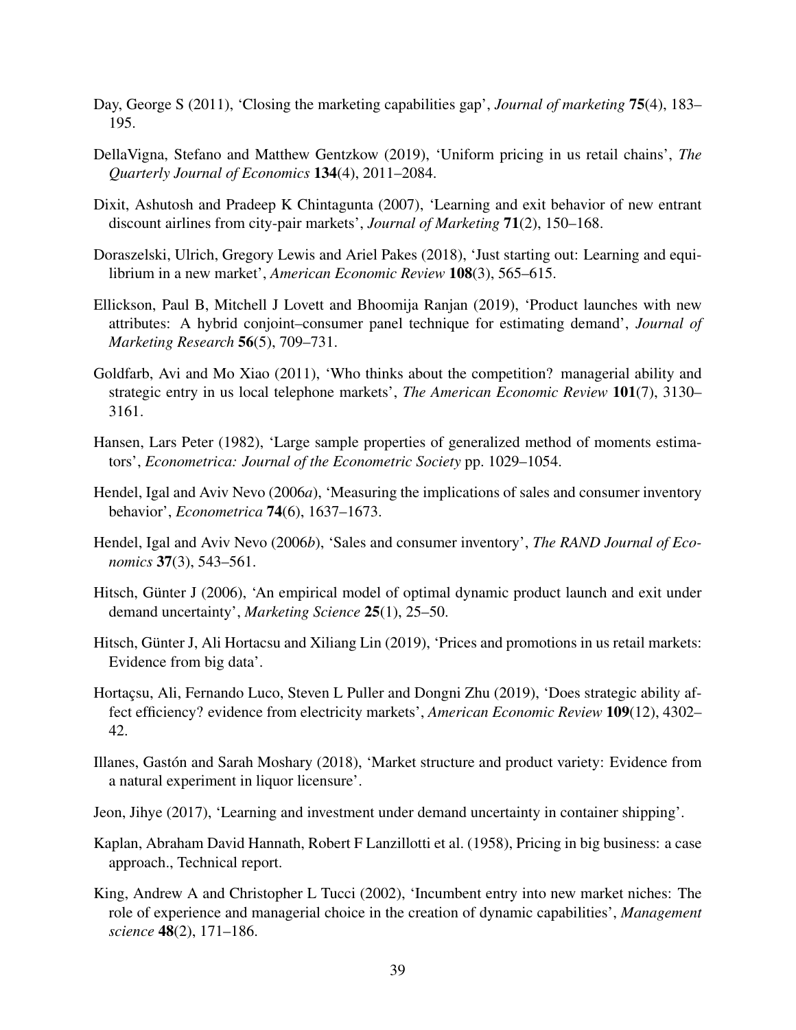Day, George S (2011), 'Closing the marketing capabilities gap', *Journal of marketing* **75**(4), 183–195.

DellaVigna, Stefano and Matthew Gentzkow (2019), 'Uniform pricing in us retail chains', *The Quarterly Journal of Economics* **134**(4), 2011–2084.

Dixit, Ashutosh and Pradeep K Chintagunta (2007), 'Learning and exit behavior of new entrant discount airlines from city-pair markets', *Journal of Marketing* **71**(2), 150–168.

Doraszelski, Ulrich, Gregory Lewis and Ariel Pakes (2018), 'Just starting out: Learning and equilibrium in a new market', *American Economic Review* **108**(3), 565–615.

Ellickson, Paul B, Mitchell J Lovett and Bhoomija Ranjan (2019), 'Product launches with new attributes: A hybrid conjoint–consumer panel technique for estimating demand', *Journal of Marketing Research* **56**(5), 709–731.

Goldfarb, Avi and Mo Xiao (2011), 'Who thinks about the competition? managerial ability and strategic entry in us local telephone markets', *The American Economic Review* **101**(7), 3130–3161.

Hansen, Lars Peter (1982), 'Large sample properties of generalized method of moments estimators', *Econometrica: Journal of the Econometric Society* pp. 1029–1054.

Hendel, Igal and Aviv Nevo (2006*a*), 'Measuring the implications of sales and consumer inventory behavior', *Econometrica* **74**(6), 1637–1673.

Hendel, Igal and Aviv Nevo (2006*b*), 'Sales and consumer inventory', *The RAND Journal of Economics* **37**(3), 543–561.

Hitsch, Günter J (2006), 'An empirical model of optimal dynamic product launch and exit under demand uncertainty', *Marketing Science* **25**(1), 25–50.

Hitsch, Günter J, Ali Hortacsu and Xiliang Lin (2019), 'Prices and promotions in us retail markets: Evidence from big data'.

Hortaçsu, Ali, Fernando Luco, Steven L Puller and Dongni Zhu (2019), 'Does strategic ability affect efficiency? evidence from electricity markets', *American Economic Review* **109**(12), 4302–42.

Illanes, Gastón and Sarah Moshary (2018), 'Market structure and product variety: Evidence from a natural experiment in liquor licensure'.

Jeon, Jihye (2017), 'Learning and investment under demand uncertainty in container shipping'.

Kaplan, Abraham David Hannath, Robert F Lanzillotti et al. (1958), Pricing in big business: a case approach., Technical report.

King, Andrew A and Christopher L Tucci (2002), 'Incumbent entry into new market niches: The role of experience and managerial choice in the creation of dynamic capabilities', *Management science* **48**(2), 171–186.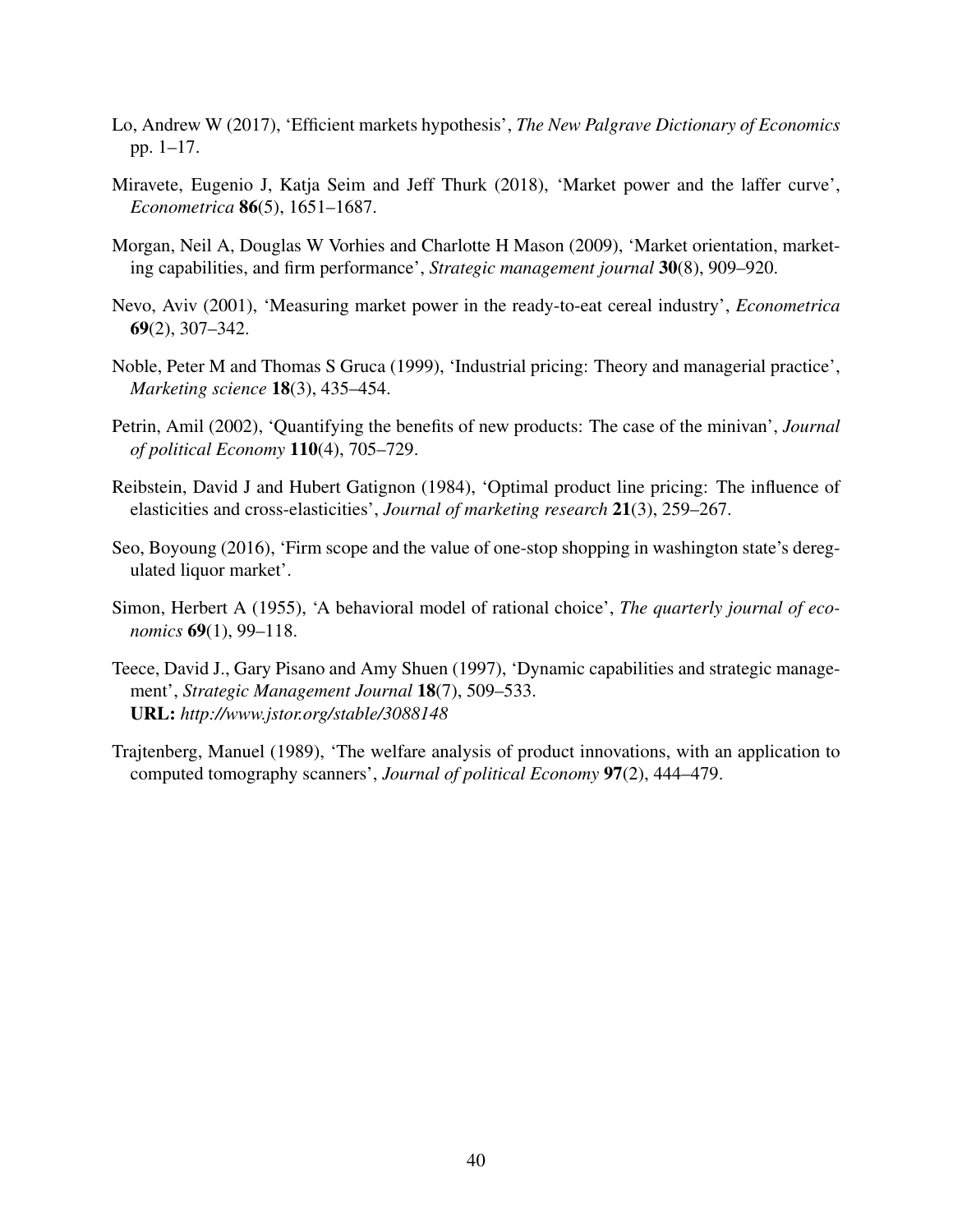Lo, Andrew W (2017), 'Efficient markets hypothesis', *The New Palgrave Dictionary of Economics* pp. 1–17.

Miravete, Eugenio J, Katja Seim and Jeff Thurk (2018), 'Market power and the laffer curve', *Econometrica* **86**(5), 1651–1687.

Morgan, Neil A, Douglas W Vorhies and Charlotte H Mason (2009), 'Market orientation, marketing capabilities, and firm performance', *Strategic management journal* **30**(8), 909–920.

Nevo, Aviv (2001), 'Measuring market power in the ready-to-eat cereal industry', *Econometrica* **69**(2), 307–342.

Noble, Peter M and Thomas S Gruca (1999), 'Industrial pricing: Theory and managerial practice', *Marketing science* **18**(3), 435–454.

Petrin, Amil (2002), 'Quantifying the benefits of new products: The case of the minivan', *Journal of political Economy* **110**(4), 705–729.

Reibstein, David J and Hubert Gatignon (1984), 'Optimal product line pricing: The influence of elasticities and cross-elasticities', *Journal of marketing research* **21**(3), 259–267.

Seo, Boyoung (2016), 'Firm scope and the value of one-stop shopping in washington state's deregulated liquor market'.

Simon, Herbert A (1955), 'A behavioral model of rational choice', *The quarterly journal of economics* **69**(1), 99–118.

Teece, David J., Gary Pisano and Amy Shuen (1997), 'Dynamic capabilities and strategic management', *Strategic Management Journal* **18**(7), 509–533.
**URL:** *http://www.jstor.org/stable/3088148*

Trajtenberg, Manuel (1989), 'The welfare analysis of product innovations, with an application to computed tomography scanners', *Journal of political Economy* **97**(2), 444–479.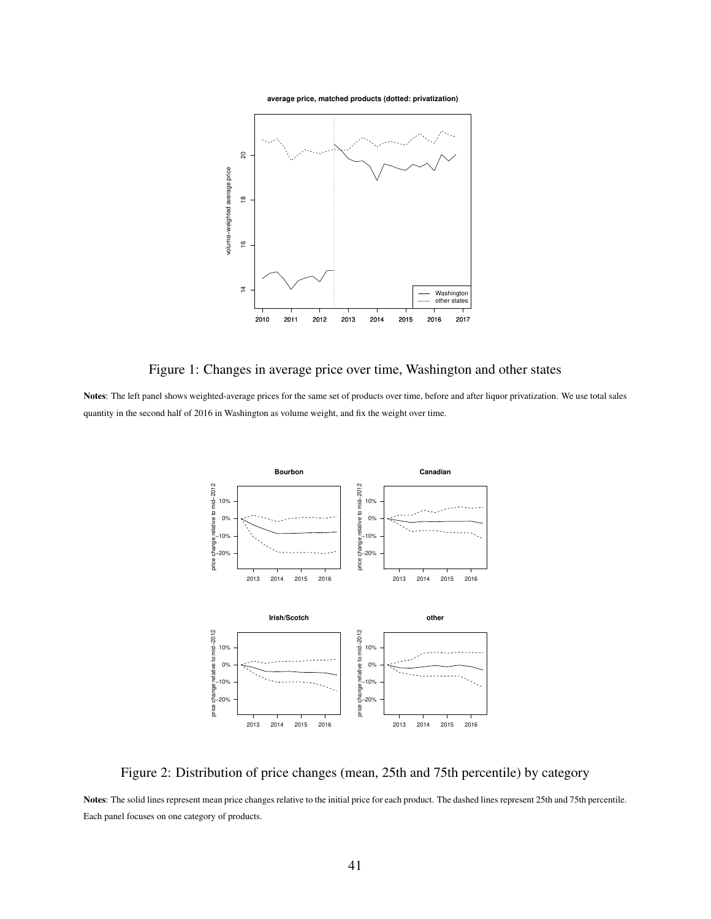Figure 1: Changes in average price over time, Washington and other states

**Notes**: The left panel shows weighted-average prices for the same set of products over time, before and after liquor privatization. We use total sales quantity in the second half of 2016 in Washington as volume weight, and fix the weight over time.

Figure 2: Distribution of price changes (mean, 25th and 75th percentile) by category

**Notes**: The solid lines represent mean price changes relative to the initial price for each product. The dashed lines represent 25th and 75th percentile. Each panel focuses on one category of products.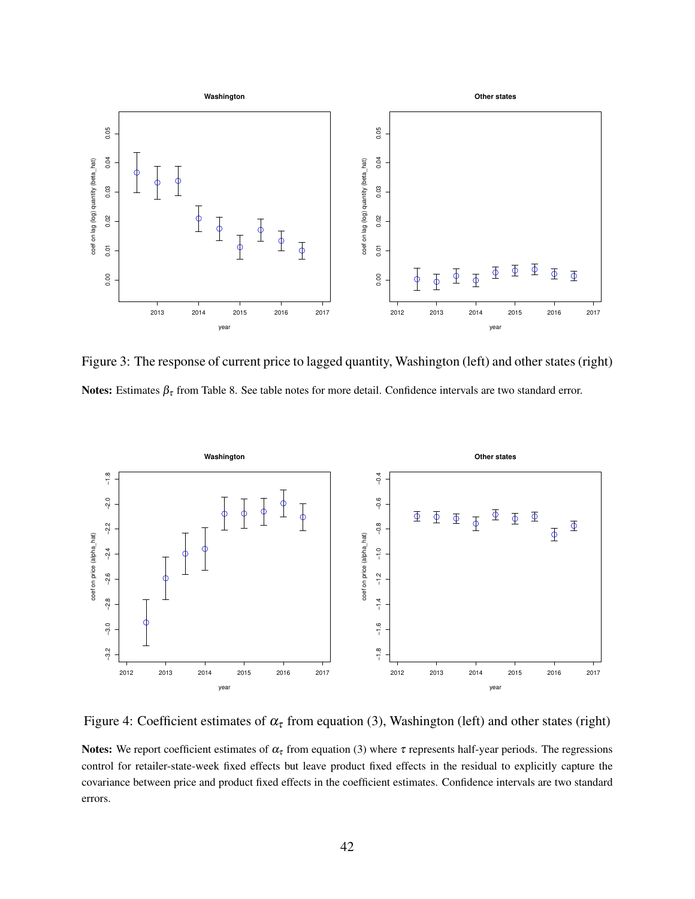Figure 3: The response of current price to lagged quantity, Washington (left) and other states (right)

**Notes:** Estimates $\beta_\tau$ from Table 8. See table notes for more detail. Confidence intervals are two standard error.

Figure 4: Coefficient estimates of $\alpha_\tau$ from equation (3), Washington (left) and other states (right)

**Notes:** We report coefficient estimates of $\alpha_\tau$ from equation (3) where $\tau$ represents half-year periods. The regressions control for retailer-state-week fixed effects but leave product fixed effects in the residual to explicitly capture the covariance between price and product fixed effects in the coefficient estimates. Confidence intervals are two standard errors.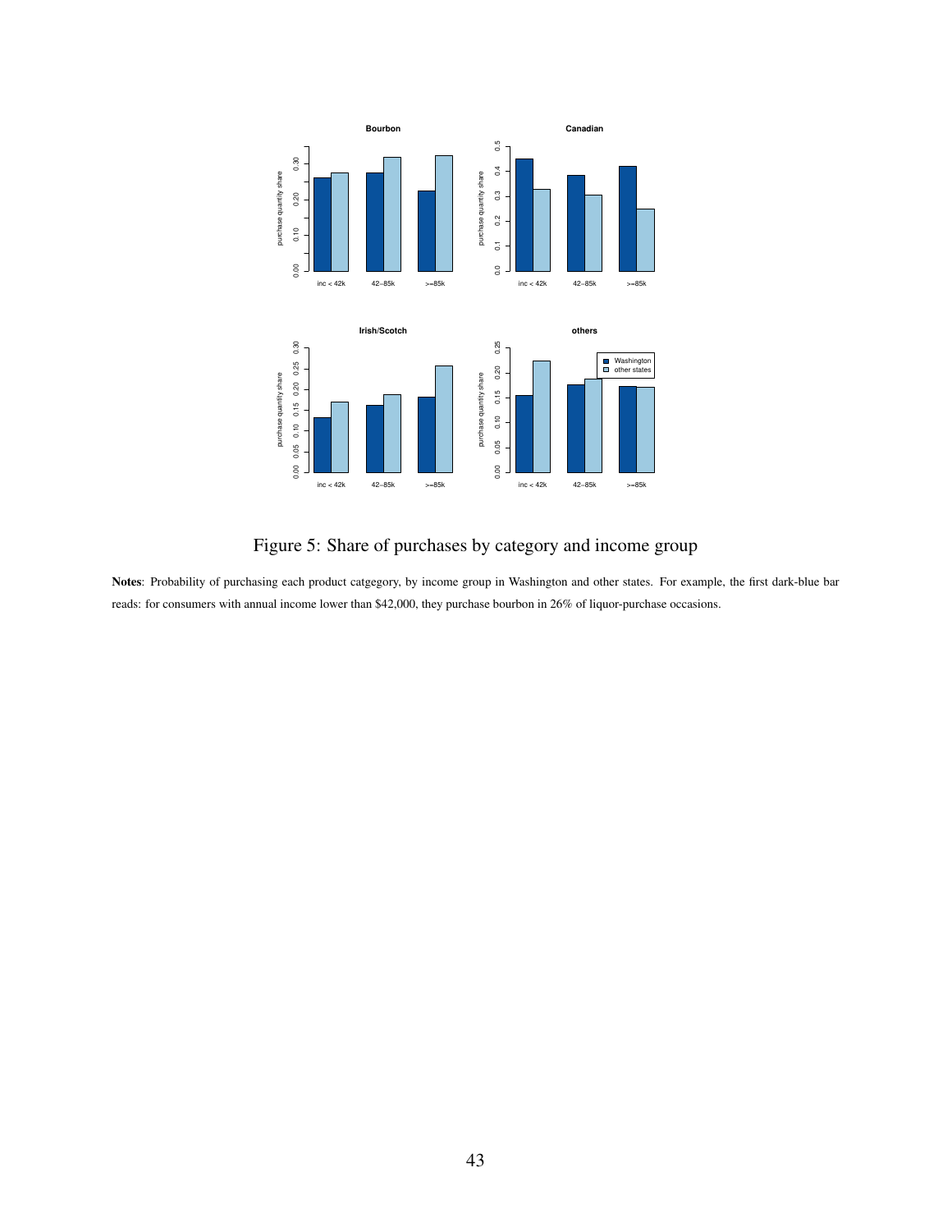Figure 5: Share of purchases by category and income group

**Notes**: Probability of purchasing each product catgegory, by income group in Washington and other states. For example, the first dark-blue bar reads: for consumers with annual income lower than $42,000, they purchase bourbon in 26% of liquor-purchase occasions.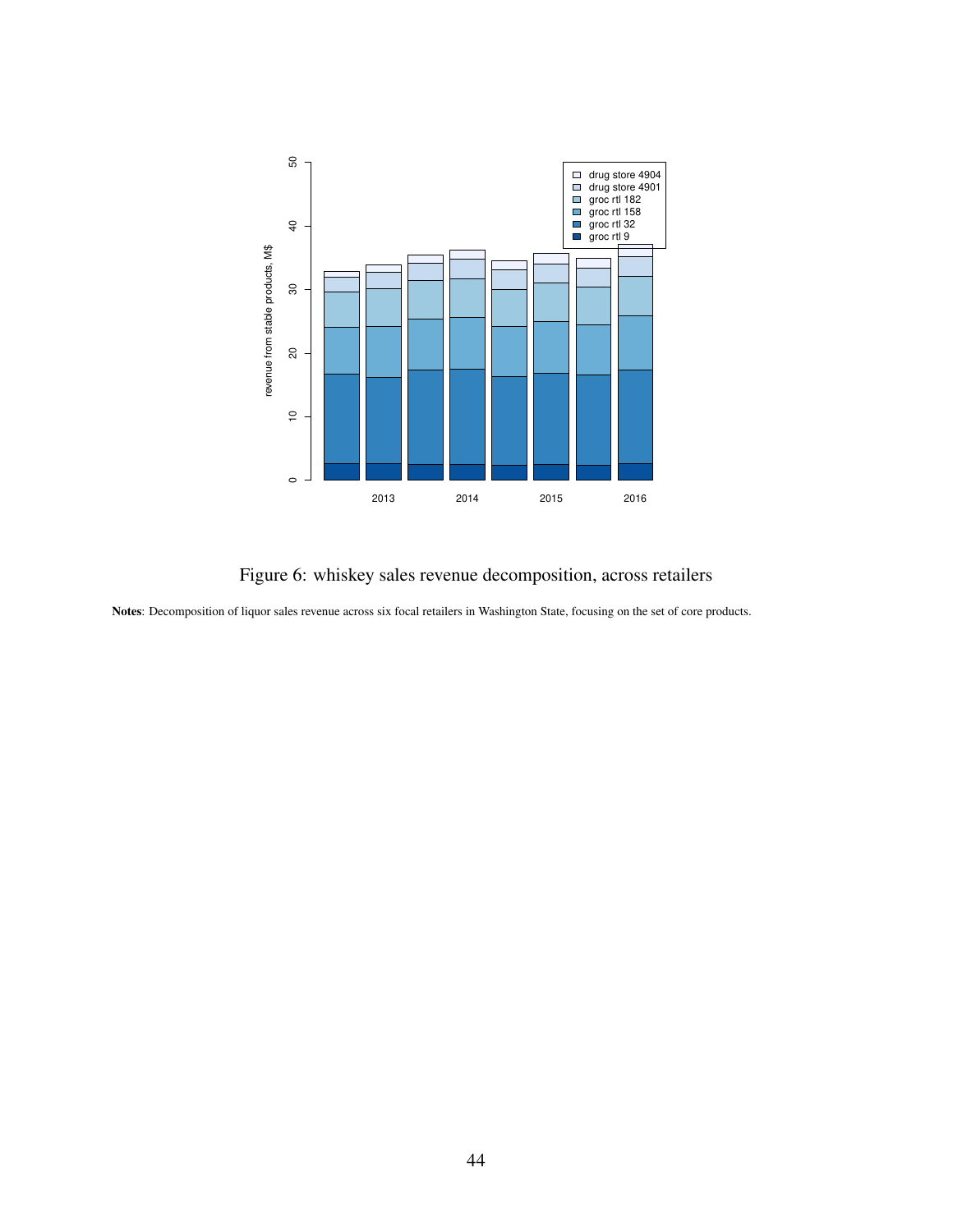Figure 6: whiskey sales revenue decomposition, across retailers

**Notes**: Decomposition of liquor sales revenue across six focal retailers in Washington State, focusing on the set of core products.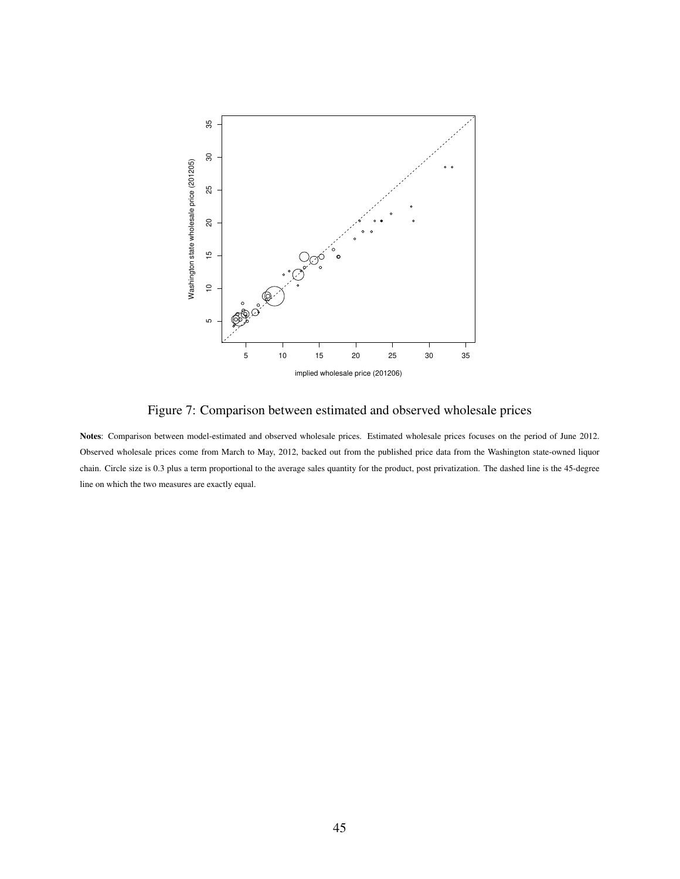Figure 7: Comparison between estimated and observed wholesale prices

**Notes**: Comparison between model-estimated and observed wholesale prices. Estimated wholesale prices focuses on the period of June 2012. Observed wholesale prices come from March to May, 2012, backed out from the published price data from the Washington state-owned liquor chain. Circle size is 0.3 plus a term proportional to the average sales quantity for the product, post privatization. The dashed line is the 45-degree line on which the two measures are exactly equal.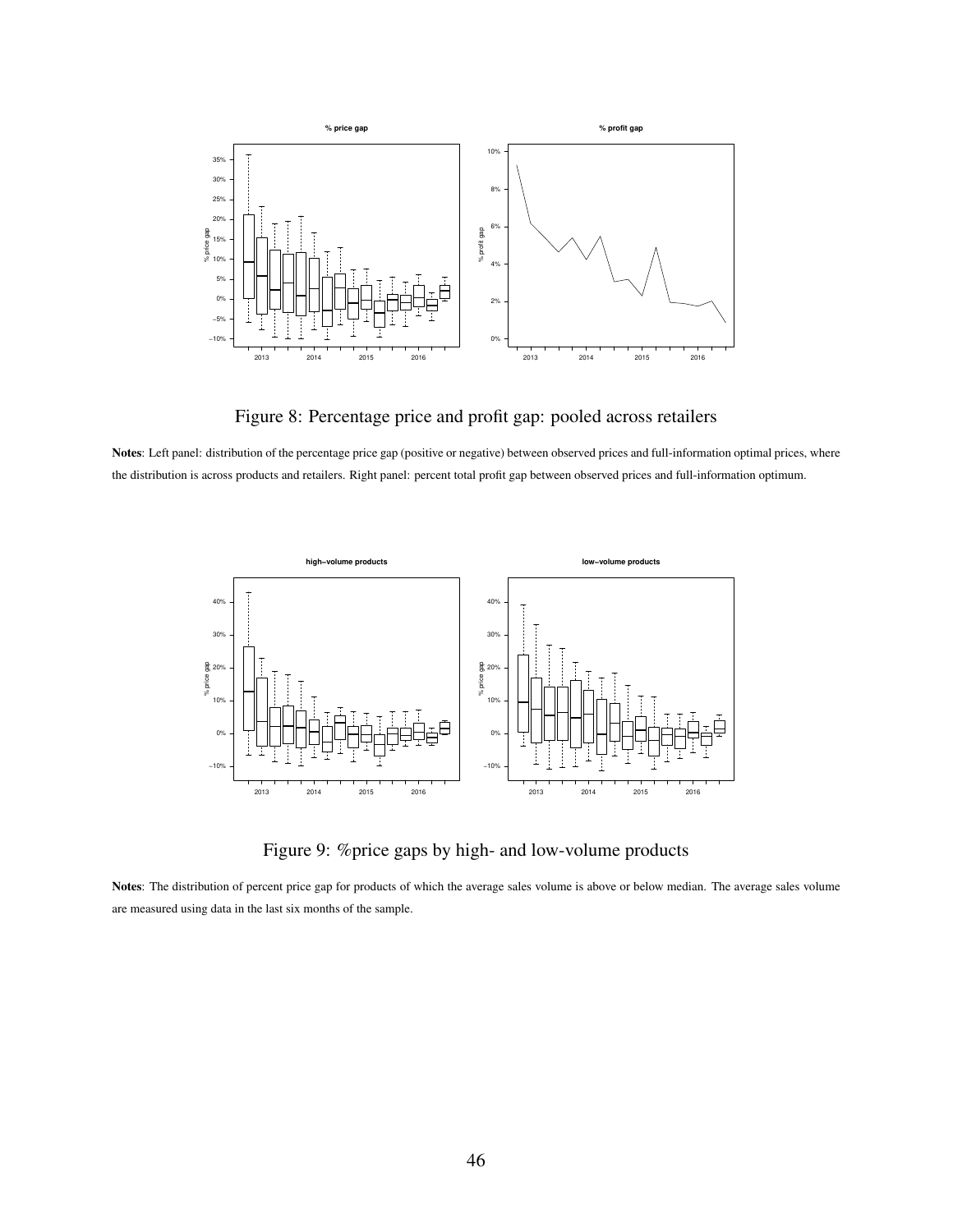Figure 8: Percentage price and profit gap: pooled across retailers

**Notes**: Left panel: distribution of the percentage price gap (positive or negative) between observed prices and full-information optimal prices, where the distribution is across products and retailers. Right panel: percent total profit gap between observed prices and full-information optimum.

Figure 9: %price gaps by high- and low-volume products

**Notes**: The distribution of percent price gap for products of which the average sales volume is above or below median. The average sales volume are measured using data in the last six months of the sample.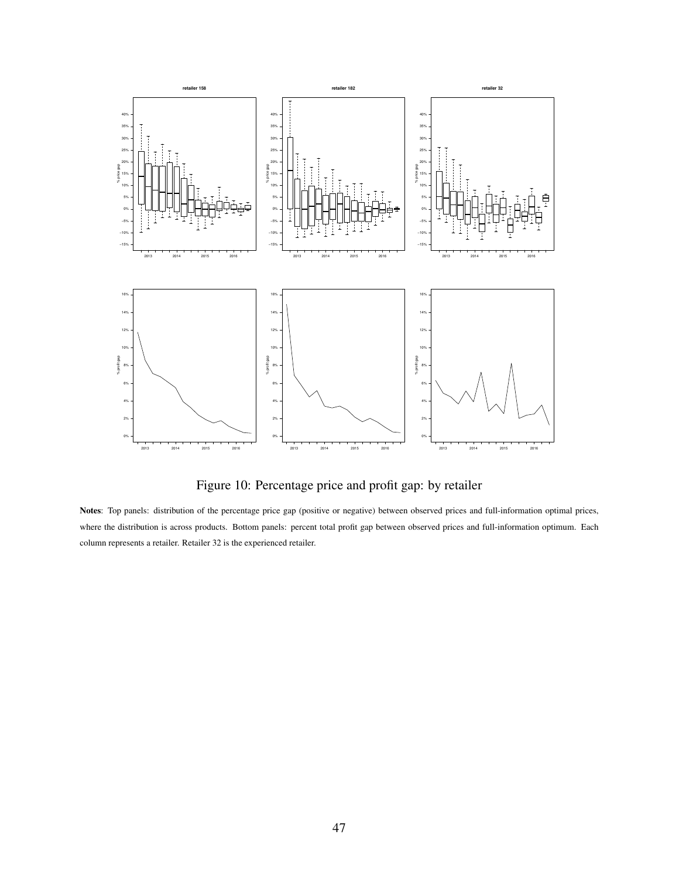Figure 10: Percentage price and profit gap: by retailer

**Notes**: Top panels: distribution of the percentage price gap (positive or negative) between observed prices and full-information optimal prices, where the distribution is across products. Bottom panels: percent total profit gap between observed prices and full-information optimum. Each column represents a retailer. Retailer 32 is the experienced retailer.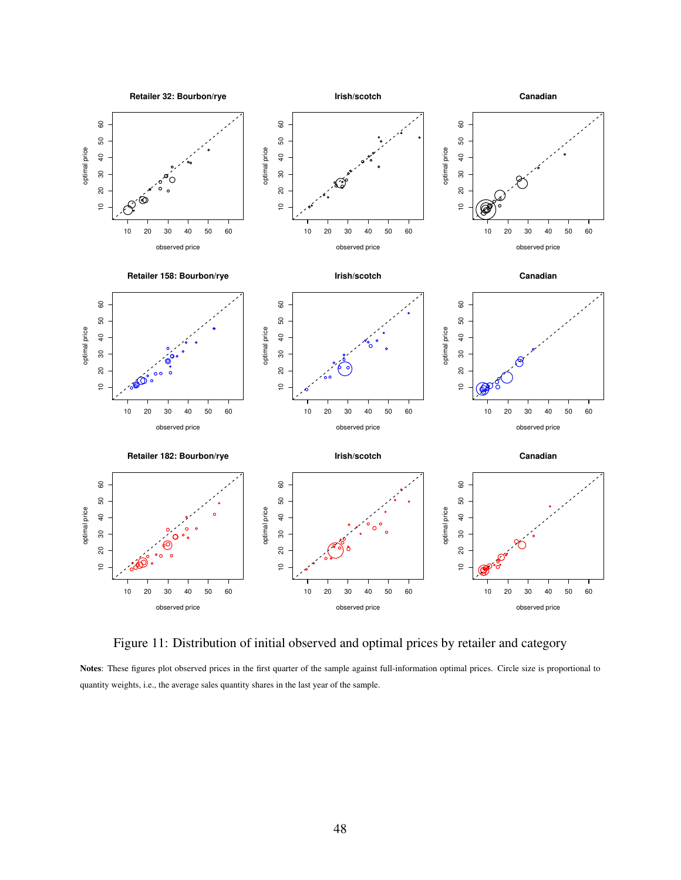Figure 11: Distribution of initial observed and optimal prices by retailer and category

**Notes**: These figures plot observed prices in the first quarter of the sample against full-information optimal prices. Circle size is proportional to quantity weights, i.e., the average sales quantity shares in the last year of the sample.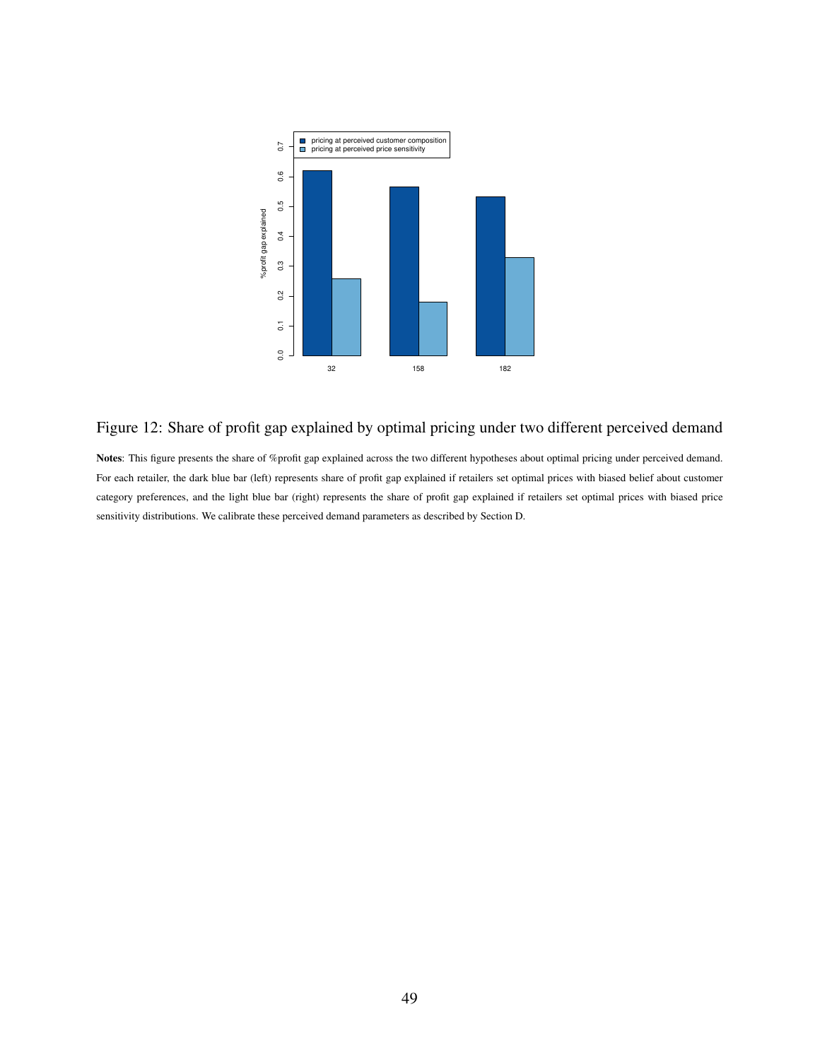Figure 12: Share of profit gap explained by optimal pricing under two different perceived demand

**Notes**: This figure presents the share of %profit gap explained across the two different hypotheses about optimal pricing under perceived demand. For each retailer, the dark blue bar (left) represents share of profit gap explained if retailers set optimal prices with biased belief about customer category preferences, and the light blue bar (right) represents the share of profit gap explained if retailers set optimal prices with biased price sensitivity distributions. We calibrate these perceived demand parameters as described by Section D.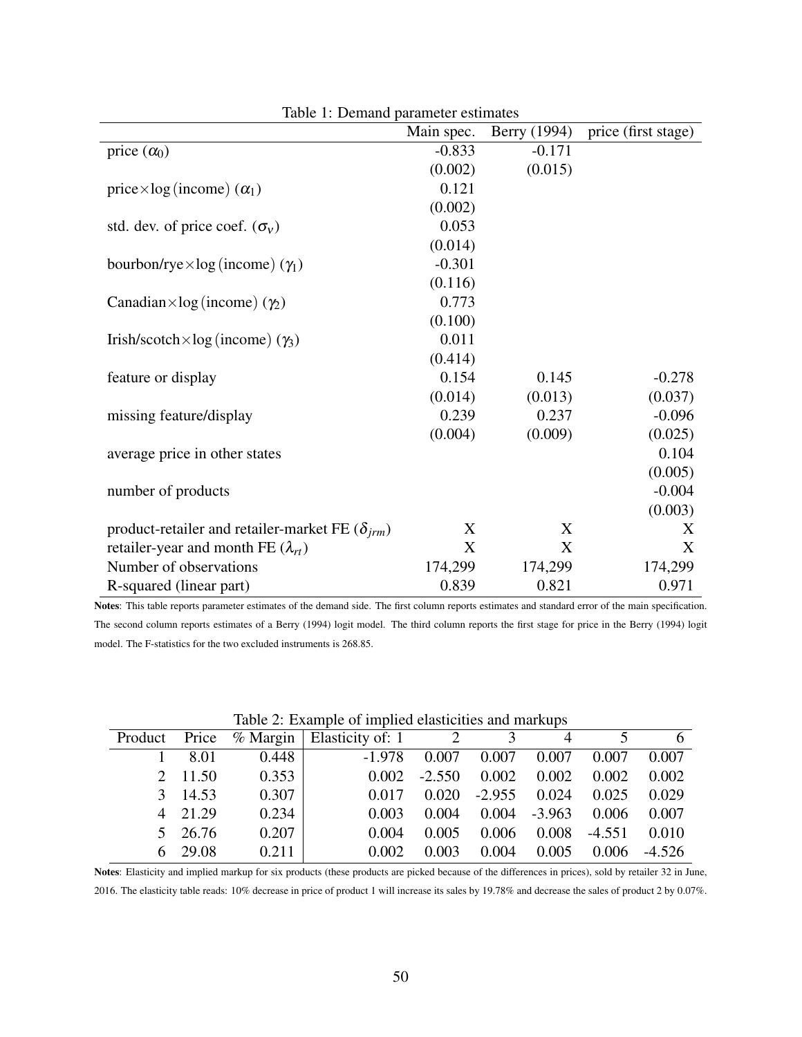Table 1: Demand parameter estimates

| | Main spec. | Berry (1994) | price (first stage) |
|---|---|---|---|
| price ($\alpha_0$) | -0.833 | -0.171 | |
| | (0.002) | (0.015) | |
| price×log (income) ($\alpha_1$) | 0.121 | | |
| | (0.002) | | |
| std. dev. of price coef. ($\sigma_v$) | 0.053 | | |
| | (0.014) | | |
| bourbon/rye×log (income) ($\gamma_1$) | -0.301 | | |
| | (0.116) | | |
| Canadian×log (income) ($\gamma_2$) | 0.773 | | |
| | (0.100) | | |
| Irish/scotch×log (income) ($\gamma_3$) | 0.011 | | |
| | (0.414) | | |
| feature or display | 0.154 | 0.145 | -0.278 |
| | (0.014) | (0.013) | (0.037) |
| missing feature/display | 0.239 | 0.237 | -0.096 |
| | (0.004) | (0.009) | (0.025) |
| average price in other states | | | 0.104 |
| | | | (0.005) |
| number of products | | | -0.004 |
| | | | (0.003) |
| product-retailer and retailer-market FE ($\delta_{jrm}$) | X | X | X |
| retailer-year and month FE ($\lambda_{rt}$) | X | X | X |
| Number of observations | 174,299 | 174,299 | 174,299 |
| R-squared (linear part) | 0.839 | 0.821 | 0.971 |

**Notes**: This table reports parameter estimates of the demand side. The first column reports estimates and standard error of the main specification. The second column reports estimates of a Berry (1994) logit model. The third column reports the first stage for price in the Berry (1994) logit model. The F-statistics for the two excluded instruments is 268.85.

Table 2: Example of implied elasticities and markups

| Product | Price | % Margin | Elasticity of: 1 | 2 | 3 | 4 | 5 | 6 |
|---|---|---|---|---|---|---|---|---|
| 1 | 8.01 | 0.448 | -1.978 | 0.007 | 0.007 | 0.007 | 0.007 | 0.007 |
| 2 | 11.50 | 0.353 | 0.002 | -2.550 | 0.002 | 0.002 | 0.002 | 0.002 |
| 3 | 14.53 | 0.307 | 0.017 | 0.020 | -2.955 | 0.024 | 0.025 | 0.029 |
| 4 | 21.29 | 0.234 | 0.003 | 0.004 | 0.004 | -3.963 | 0.006 | 0.007 |
| 5 | 26.76 | 0.207 | 0.004 | 0.005 | 0.006 | 0.008 | -4.551 | 0.010 |
| 6 | 29.08 | 0.211 | 0.002 | 0.003 | 0.004 | 0.005 | 0.006 | -4.526 |

**Notes**: Elasticity and implied markup for six products (these products are picked because of the differences in prices), sold by retailer 32 in June, 2016. The elasticity table reads: 10% decrease in price of product 1 will increase its sales by 19.78% and decrease the sales of product 2 by 0.07%.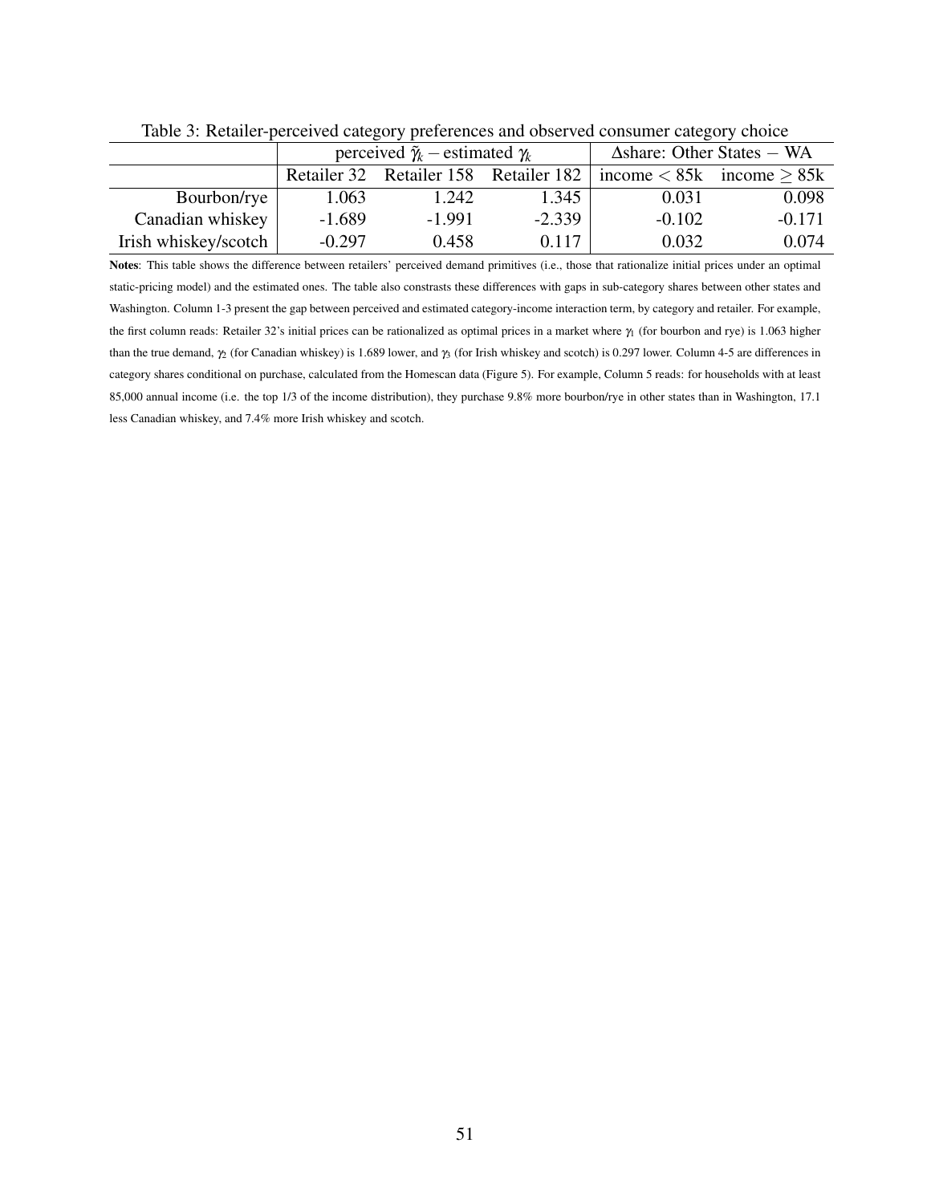Table 3: Retailer-perceived category preferences and observed consumer category choice

| | perceived $\tilde{\gamma}_k$ − estimated $\gamma_k$ | | | $\Delta$share: Other States − WA | |
|---|---|---|---|---|---|
| | Retailer 32 | Retailer 158 | Retailer 182 | income $<$ 85k | income $\geq$ 85k |
| Bourbon/rye | 1.063 | 1.242 | 1.345 | 0.031 | 0.098 |
| Canadian whiskey | -1.689 | -1.991 | -2.339 | -0.102 | -0.171 |
| Irish whiskey/scotch | -0.297 | 0.458 | 0.117 | 0.032 | 0.074 |

**Notes**: This table shows the difference between retailers' perceived demand primitives (i.e., those that rationalize initial prices under an optimal static-pricing model) and the estimated ones. The table also constrasts these differences with gaps in sub-category shares between other states and Washington. Column 1-3 present the gap between perceived and estimated category-income interaction term, by category and retailer. For example, the first column reads: Retailer 32's initial prices can be rationalized as optimal prices in a market where $\gamma_1$ (for bourbon and rye) is 1.063 higher than the true demand, $\gamma_2$ (for Canadian whiskey) is 1.689 lower, and $\gamma_3$ (for Irish whiskey and scotch) is 0.297 lower. Column 4-5 are differences in category shares conditional on purchase, calculated from the Homescan data (Figure 5). For example, Column 5 reads: for households with at least 85,000 annual income (i.e. the top 1/3 of the income distribution), they purchase 9.8% more bourbon/rye in other states than in Washington, 17.1 less Canadian whiskey, and 7.4% more Irish whiskey and scotch.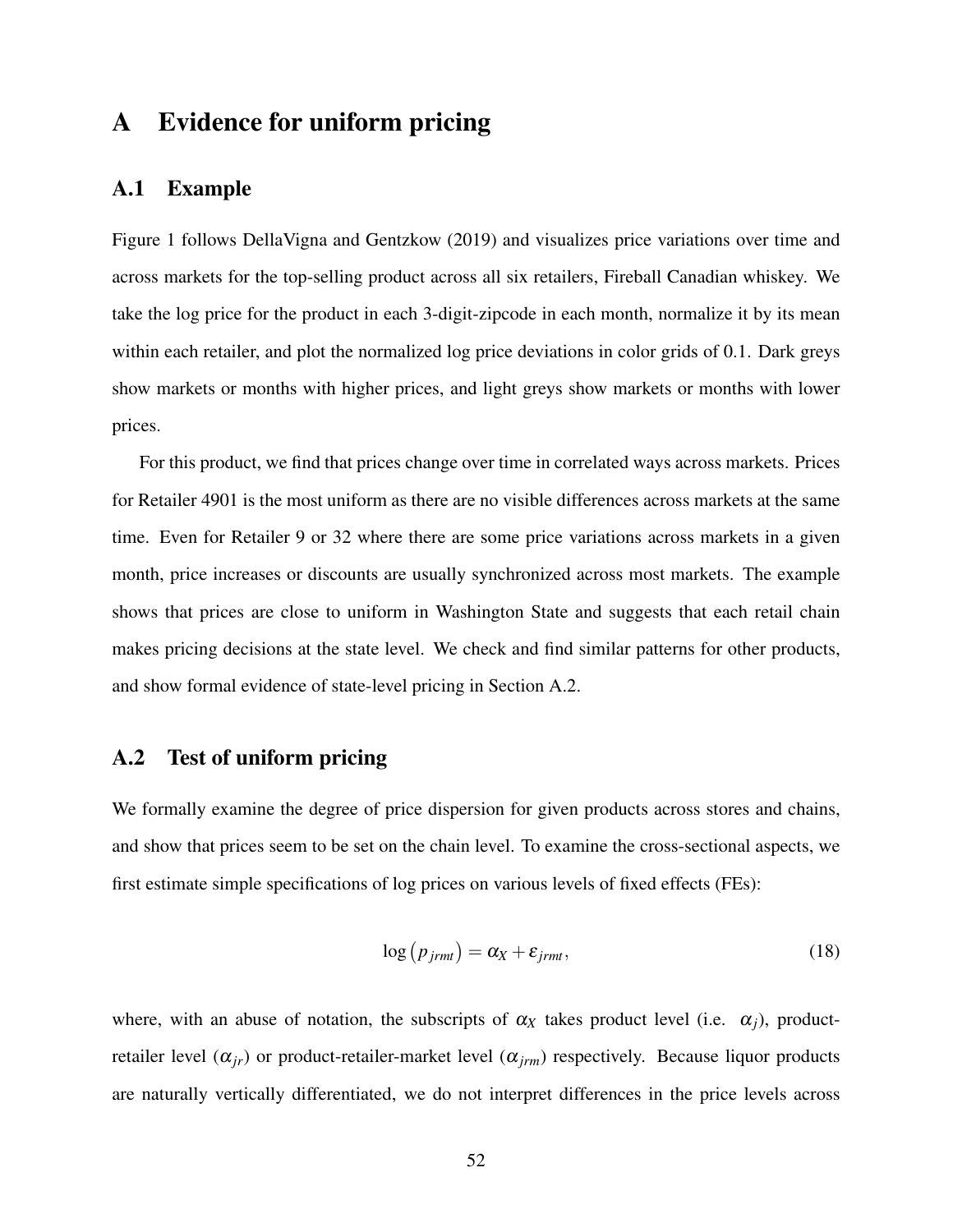# A Evidence for uniform pricing

## A.1 Example

Figure 1 follows DellaVigna and Gentzkow (2019) and visualizes price variations over time and across markets for the top-selling product across all six retailers, Fireball Canadian whiskey. We take the log price for the product in each 3-digit-zipcode in each month, normalize it by its mean within each retailer, and plot the normalized log price deviations in color grids of 0.1. Dark greys show markets or months with higher prices, and light greys show markets or months with lower prices.

For this product, we find that prices change over time in correlated ways across markets. Prices for Retailer 4901 is the most uniform as there are no visible differences across markets at the same time. Even for Retailer 9 or 32 where there are some price variations across markets in a given month, price increases or discounts are usually synchronized across most markets. The example shows that prices are close to uniform in Washington State and suggests that each retail chain makes pricing decisions at the state level. We check and find similar patterns for other products, and show formal evidence of state-level pricing in Section A.2.

## A.2 Test of uniform pricing

We formally examine the degree of price dispersion for given products across stores and chains, and show that prices seem to be set on the chain level. To examine the cross-sectional aspects, we first estimate simple specifications of log prices on various levels of fixed effects (FEs):

$$\log\left(p_{jrmt}\right) = \alpha_X + \varepsilon_{jrmt}, \tag{18}$$

where, with an abuse of notation, the subscripts of $\alpha_X$ takes product level (i.e. $\alpha_j$), product-retailer level ($\alpha_{jr}$) or product-retailer-market level ($\alpha_{jrm}$) respectively. Because liquor products are naturally vertically differentiated, we do not interpret differences in the price levels across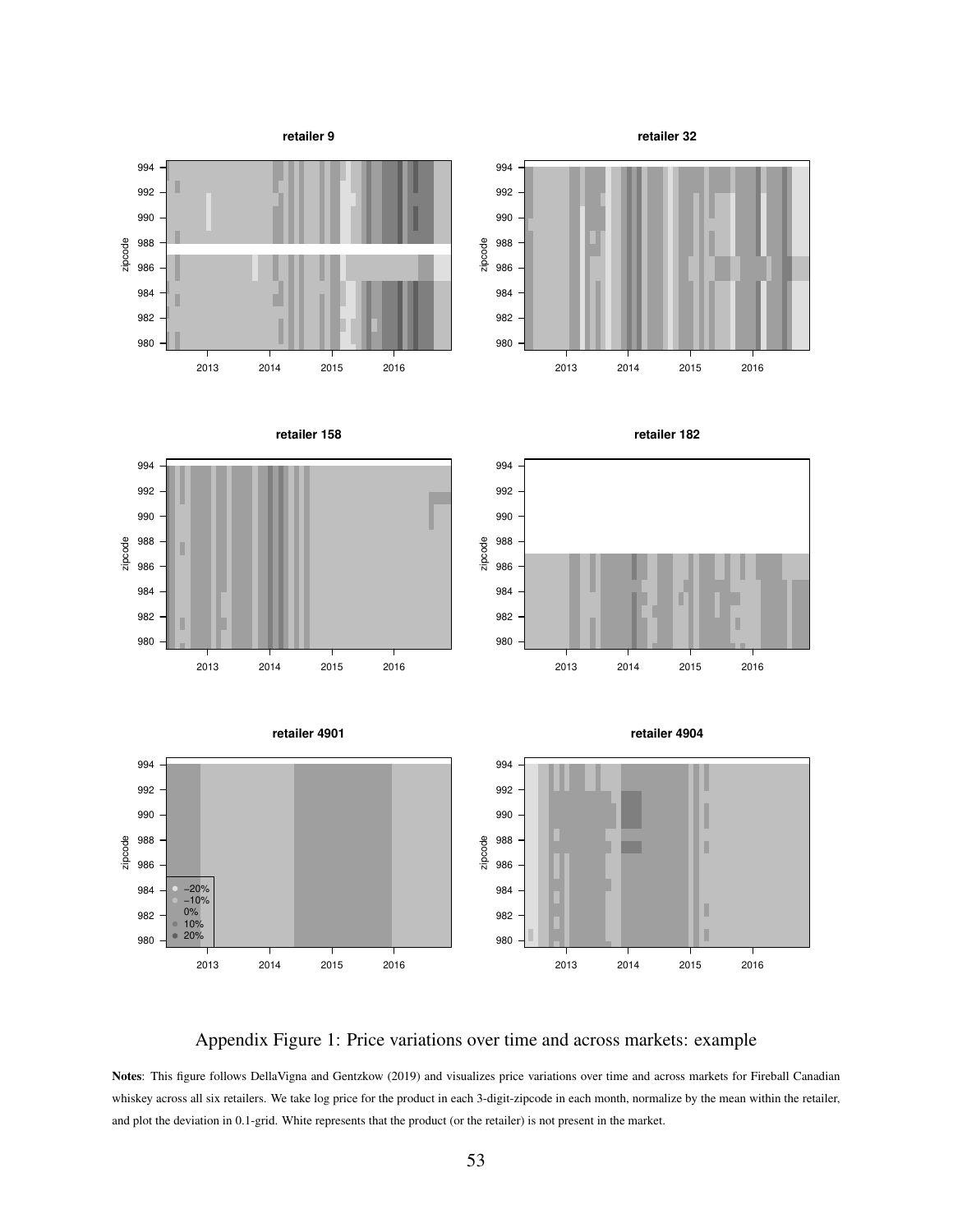Appendix Figure 1: Price variations over time and across markets: example

**Notes**: This figure follows DellaVigna and Gentzkow (2019) and visualizes price variations over time and across markets for Fireball Canadian whiskey across all six retailers. We take log price for the product in each 3-digit-zipcode in each month, normalize by the mean within the retailer, and plot the deviation in 0.1-grid. White represents that the product (or the retailer) is not present in the market.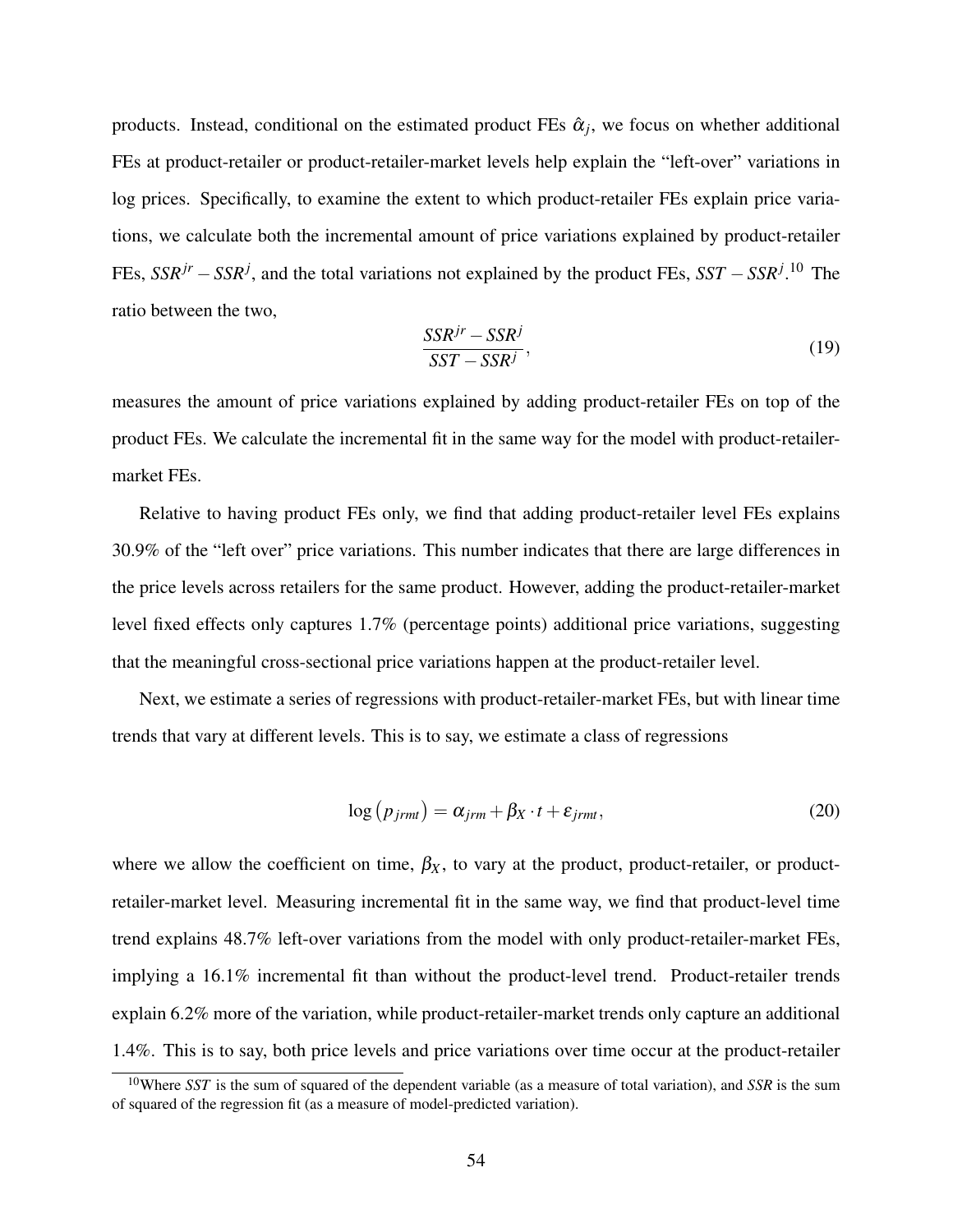products. Instead, conditional on the estimated product FEs $\hat{\alpha}_j$, we focus on whether additional FEs at product-retailer or product-retailer-market levels help explain the "left-over" variations in log prices. Specifically, to examine the extent to which product-retailer FEs explain price variations, we calculate both the incremental amount of price variations explained by product-retailer FEs, $SSR^{jr} - SSR^{j}$, and the total variations not explained by the product FEs, $SST - SSR^{j}$.[10] The ratio between the two,

$$\frac{SSR^{jr} - SSR^{j}}{SST - SSR^{j}}, \tag{19}$$

measures the amount of price variations explained by adding product-retailer FEs on top of the product FEs. We calculate the incremental fit in the same way for the model with product-retailer-market FEs.

Relative to having product FEs only, we find that adding product-retailer level FEs explains 30.9% of the "left over" price variations. This number indicates that there are large differences in the price levels across retailers for the same product. However, adding the product-retailer-market level fixed effects only captures 1.7% (percentage points) additional price variations, suggesting that the meaningful cross-sectional price variations happen at the product-retailer level.

Next, we estimate a series of regressions with product-retailer-market FEs, but with linear time trends that vary at different levels. This is to say, we estimate a class of regressions

$$\log\left(p_{jrmt}\right) = \alpha_{jrm} + \beta_X \cdot t + \varepsilon_{jrmt}, \tag{20}$$

where we allow the coefficient on time, $\beta_X$, to vary at the product, product-retailer, or product-retailer-market level. Measuring incremental fit in the same way, we find that product-level time trend explains 48.7% left-over variations from the model with only product-retailer-market FEs, implying a 16.1% incremental fit than without the product-level trend. Product-retailer trends explain 6.2% more of the variation, while product-retailer-market trends only capture an additional 1.4%. This is to say, both price levels and price variations over time occur at the product-retailer

[10] Where $SST$ is the sum of squared of the dependent variable (as a measure of total variation), and $SSR$ is the sum of squared of the regression fit (as a measure of model-predicted variation).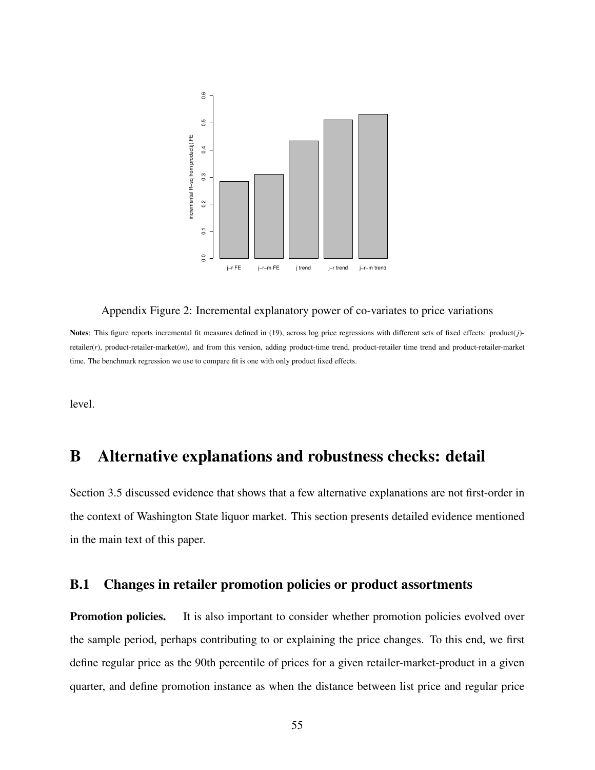Appendix Figure 2: Incremental explanatory power of co-variates to price variations

**Notes**: This figure reports incremental fit measures defined in (19), across log price regressions with different sets of fixed effects: product($j$)-retailer($r$), product-retailer-market($m$), and from this version, adding product-time trend, product-retailer time trend and product-retailer-market time. The benchmark regression we use to compare fit is one with only product fixed effects.

level.

# B Alternative explanations and robustness checks: detail

Section 3.5 discussed evidence that shows that a few alternative explanations are not first-order in the context of Washington State liquor market. This section presents detailed evidence mentioned in the main text of this paper.

## B.1 Changes in retailer promotion policies or product assortments

**Promotion policies.** It is also important to consider whether promotion policies evolved over the sample period, perhaps contributing to or explaining the price changes. To this end, we first define regular price as the 90th percentile of prices for a given retailer-market-product in a given quarter, and define promotion instance as when the distance between list price and regular price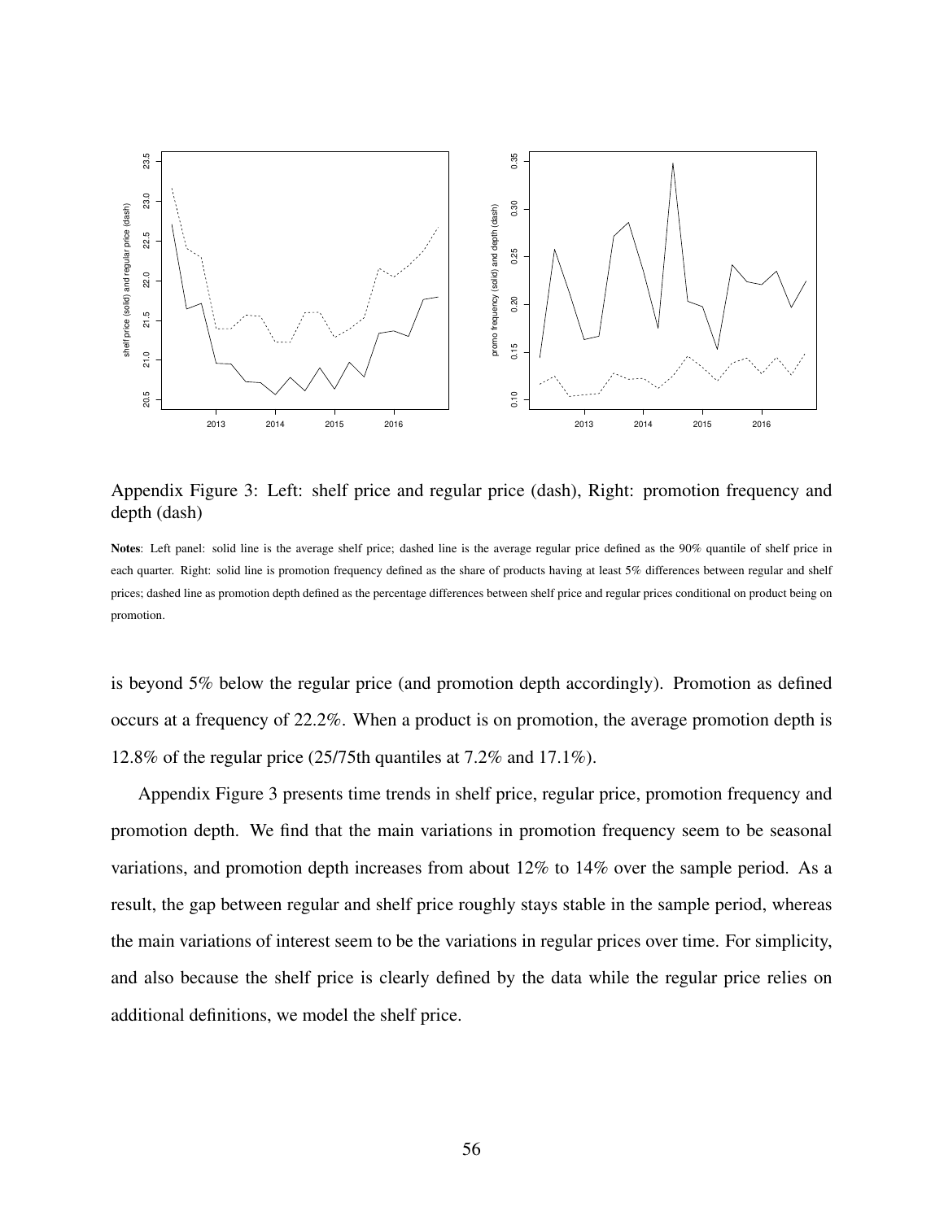Appendix Figure 3: Left: shelf price and regular price (dash), Right: promotion frequency and depth (dash)

**Notes**: Left panel: solid line is the average shelf price; dashed line is the average regular price defined as the 90% quantile of shelf price in each quarter. Right: solid line is promotion frequency defined as the share of products having at least 5% differences between regular and shelf prices; dashed line as promotion depth defined as the percentage differences between shelf price and regular prices conditional on product being on promotion.

is beyond 5% below the regular price (and promotion depth accordingly). Promotion as defined occurs at a frequency of 22.2%. When a product is on promotion, the average promotion depth is 12.8% of the regular price (25/75th quantiles at 7.2% and 17.1%).

Appendix Figure 3 presents time trends in shelf price, regular price, promotion frequency and promotion depth. We find that the main variations in promotion frequency seem to be seasonal variations, and promotion depth increases from about 12% to 14% over the sample period. As a result, the gap between regular and shelf price roughly stays stable in the sample period, whereas the main variations of interest seem to be the variations in regular prices over time. For simplicity, and also because the shelf price is clearly defined by the data while the regular price relies on additional definitions, we model the shelf price.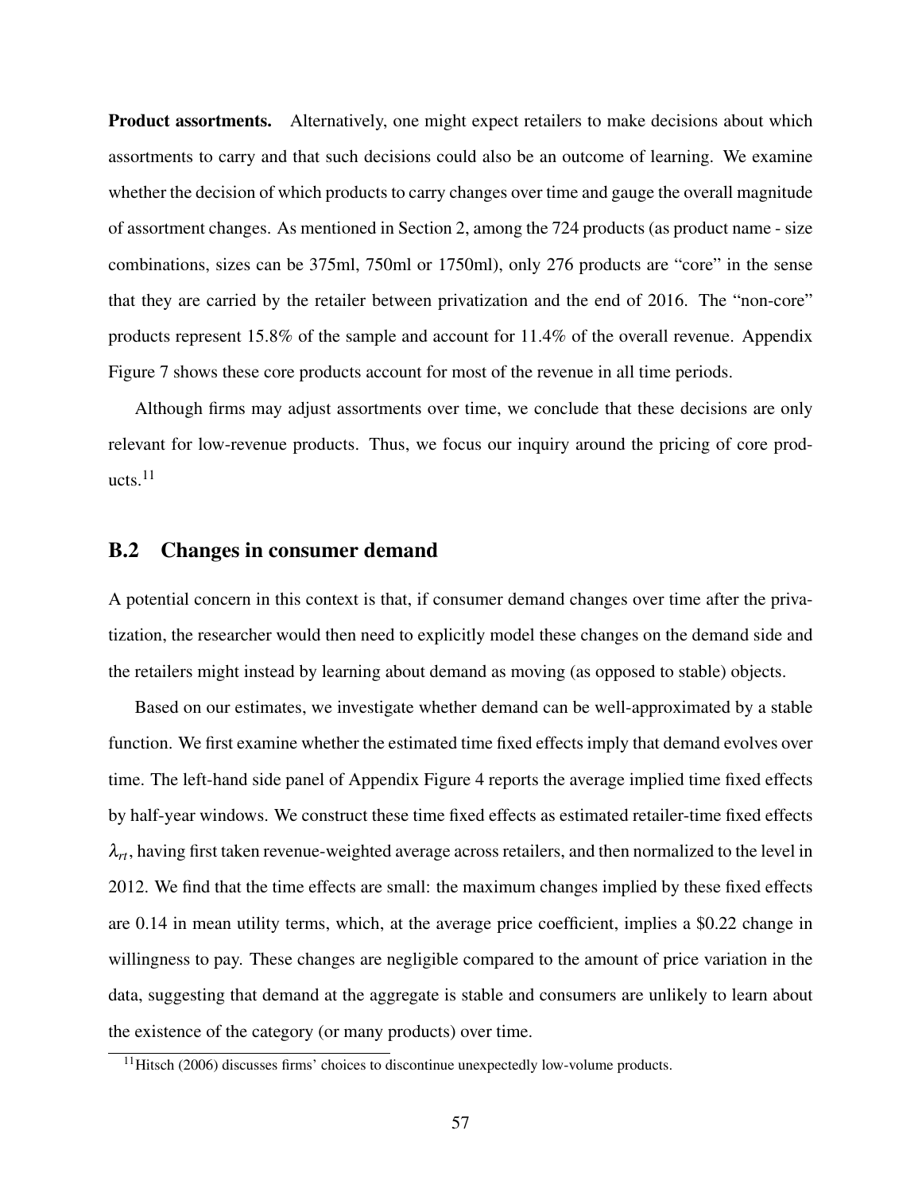**Product assortments.** Alternatively, one might expect retailers to make decisions about which assortments to carry and that such decisions could also be an outcome of learning. We examine whether the decision of which products to carry changes over time and gauge the overall magnitude of assortment changes. As mentioned in Section 2, among the 724 products (as product name - size combinations, sizes can be 375ml, 750ml or 1750ml), only 276 products are "core" in the sense that they are carried by the retailer between privatization and the end of 2016. The "non-core" products represent 15.8% of the sample and account for 11.4% of the overall revenue. Appendix Figure 7 shows these core products account for most of the revenue in all time periods.

Although firms may adjust assortments over time, we conclude that these decisions are only relevant for low-revenue products. Thus, we focus our inquiry around the pricing of core products.[11]

## B.2 Changes in consumer demand

A potential concern in this context is that, if consumer demand changes over time after the privatization, the researcher would then need to explicitly model these changes on the demand side and the retailers might instead by learning about demand as moving (as opposed to stable) objects.

Based on our estimates, we investigate whether demand can be well-approximated by a stable function. We first examine whether the estimated time fixed effects imply that demand evolves over time. The left-hand side panel of Appendix Figure 4 reports the average implied time fixed effects by half-year windows. We construct these time fixed effects as estimated retailer-time fixed effects $\lambda_{rt}$, having first taken revenue-weighted average across retailers, and then normalized to the level in 2012. We find that the time effects are small: the maximum changes implied by these fixed effects are 0.14 in mean utility terms, which, at the average price coefficient, implies a \$0.22 change in willingness to pay. These changes are negligible compared to the amount of price variation in the data, suggesting that demand at the aggregate is stable and consumers are unlikely to learn about the existence of the category (or many products) over time.

[11] Hitsch (2006) discusses firms' choices to discontinue unexpectedly low-volume products.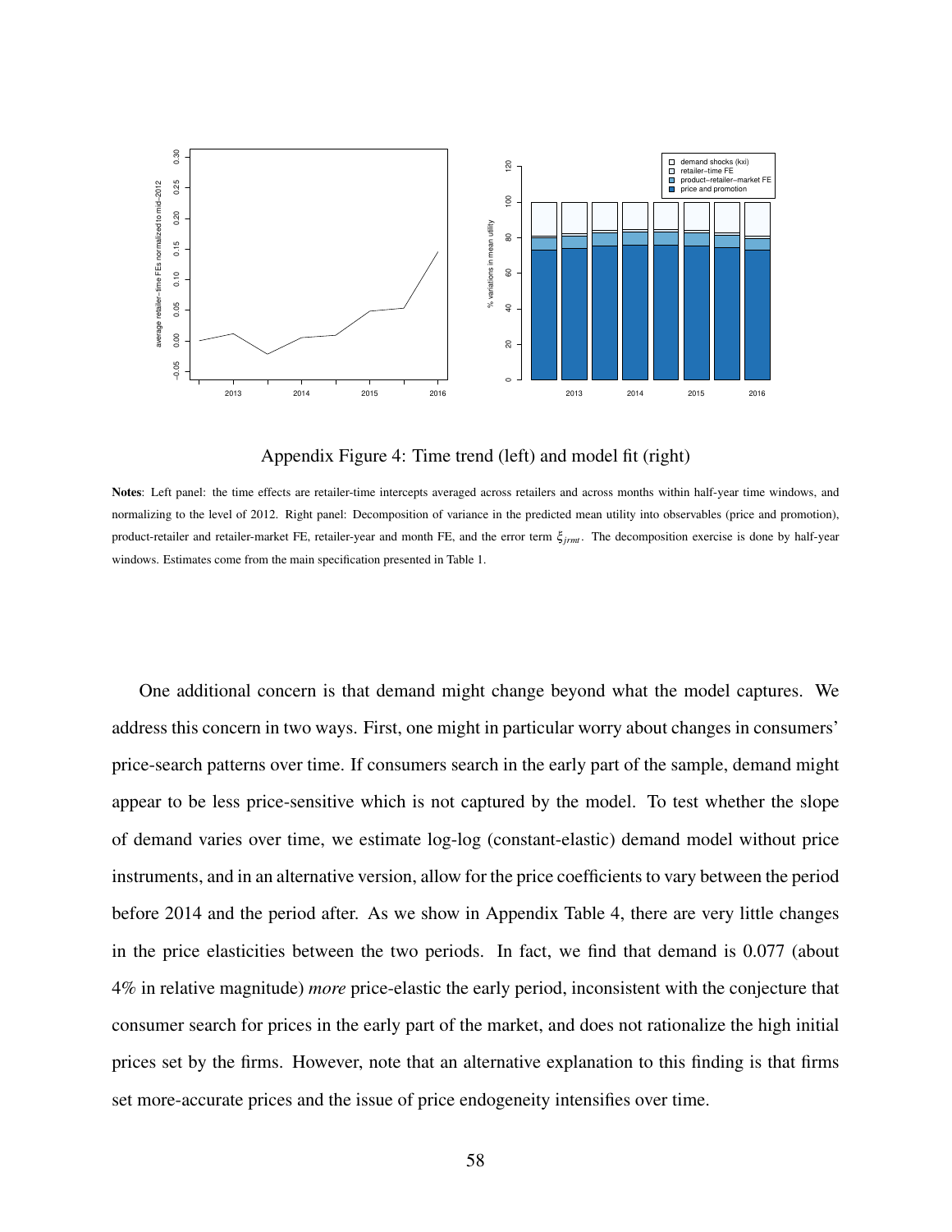Appendix Figure 4: Time trend (left) and model fit (right)

**Notes**: Left panel: the time effects are retailer-time intercepts averaged across retailers and across months within half-year time windows, and normalizing to the level of 2012. Right panel: Decomposition of variance in the predicted mean utility into observables (price and promotion), product-retailer and retailer-market FE, retailer-year and month FE, and the error term $\xi_{jrmt}$. The decomposition exercise is done by half-year windows. Estimates come from the main specification presented in Table 1.

One additional concern is that demand might change beyond what the model captures. We address this concern in two ways. First, one might in particular worry about changes in consumers' price-search patterns over time. If consumers search in the early part of the sample, demand might appear to be less price-sensitive which is not captured by the model. To test whether the slope of demand varies over time, we estimate log-log (constant-elastic) demand model without price instruments, and in an alternative version, allow for the price coefficients to vary between the period before 2014 and the period after. As we show in Appendix Table 4, there are very little changes in the price elasticities between the two periods. In fact, we find that demand is 0.077 (about 4% in relative magnitude) *more* price-elastic the early period, inconsistent with the conjecture that consumer search for prices in the early part of the market, and does not rationalize the high initial prices set by the firms. However, note that an alternative explanation to this finding is that firms set more-accurate prices and the issue of price endogeneity intensifies over time.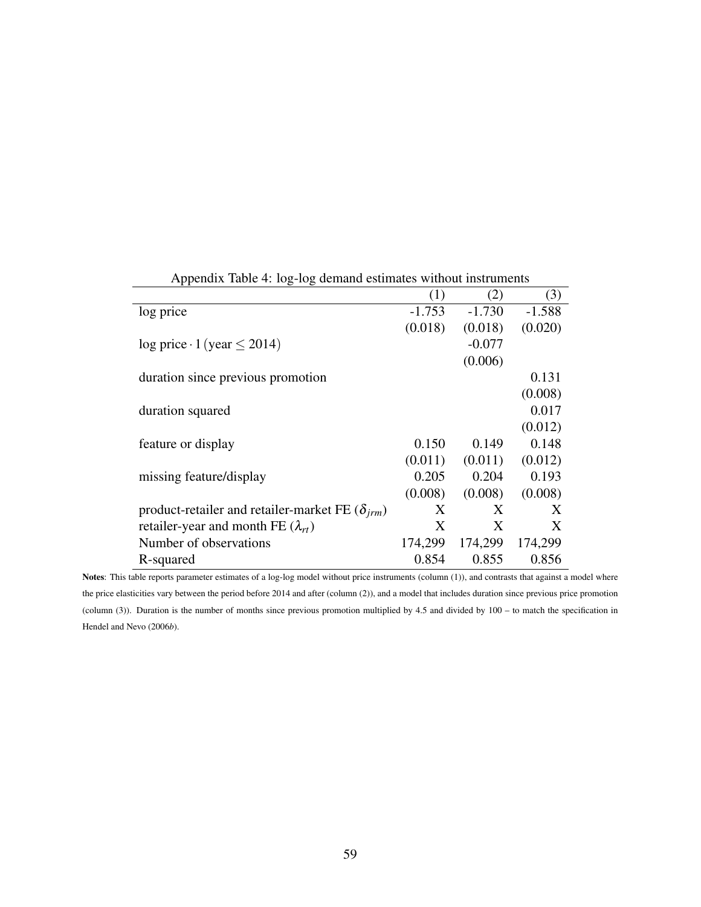Appendix Table 4: log-log demand estimates without instruments

| | (1) | (2) | (3) |
|---|---|---|---|
| log price | -1.753 | -1.730 | -1.588 |
| | (0.018) | (0.018) | (0.020) |
| log price $\cdot \mathbb{1}(\text{year} \leq 2014)$ | | -0.077 | |
| | | (0.006) | |
| duration since previous promotion | | | 0.131 |
| | | | (0.008) |
| duration squared | | | 0.017 |
| | | | (0.012) |
| feature or display | 0.150 | 0.149 | 0.148 |
| | (0.011) | (0.011) | (0.012) |
| missing feature/display | 0.205 | 0.204 | 0.193 |
| | (0.008) | (0.008) | (0.008) |
| product-retailer and retailer-market FE ($\delta_{jrm}$) | X | X | X |
| retailer-year and month FE ($\lambda_{rt}$) | X | X | X |
| Number of observations | 174,299 | 174,299 | 174,299 |
| R-squared | 0.854 | 0.855 | 0.856 |

**Notes**: This table reports parameter estimates of a log-log model without price instruments (column (1)), and contrasts that against a model where the price elasticities vary between the period before 2014 and after (column (2)), and a model that includes duration since previous price promotion (column (3)). Duration is the number of months since previous promotion multiplied by 4.5 and divided by 100 – to match the specification in Hendel and Nevo (2006*b*).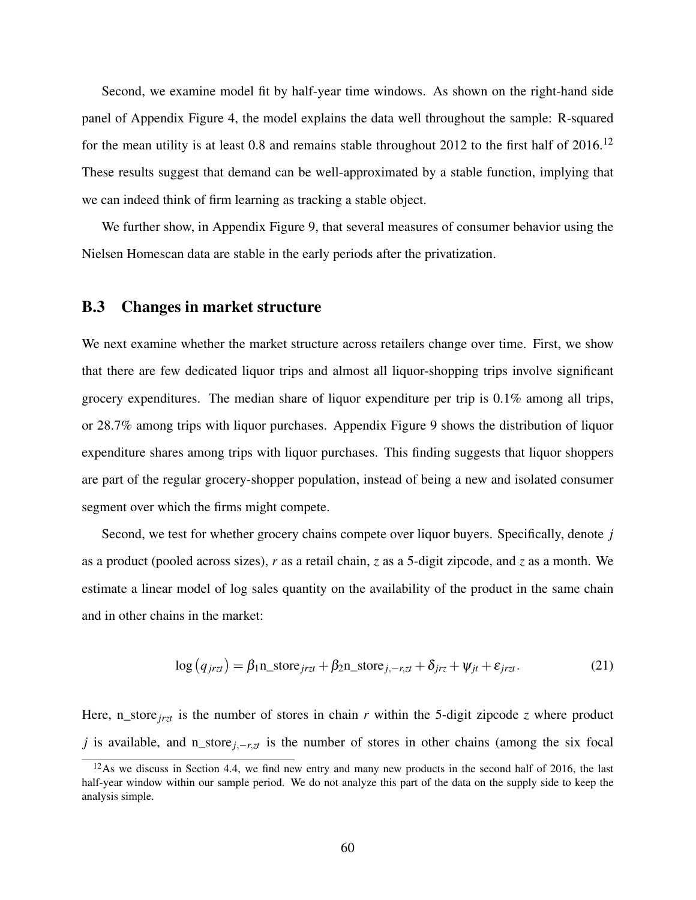Second, we examine model fit by half-year time windows. As shown on the right-hand side panel of Appendix Figure 4, the model explains the data well throughout the sample: R-squared for the mean utility is at least 0.8 and remains stable throughout 2012 to the first half of 2016.[12] These results suggest that demand can be well-approximated by a stable function, implying that we can indeed think of firm learning as tracking a stable object.

We further show, in Appendix Figure 9, that several measures of consumer behavior using the Nielsen Homescan data are stable in the early periods after the privatization.

## B.3 Changes in market structure

We next examine whether the market structure across retailers change over time. First, we show that there are few dedicated liquor trips and almost all liquor-shopping trips involve significant grocery expenditures. The median share of liquor expenditure per trip is 0.1% among all trips, or 28.7% among trips with liquor purchases. Appendix Figure 9 shows the distribution of liquor expenditure shares among trips with liquor purchases. This finding suggests that liquor shoppers are part of the regular grocery-shopper population, instead of being a new and isolated consumer segment over which the firms might compete.

Second, we test for whether grocery chains compete over liquor buyers. Specifically, denote $j$ as a product (pooled across sizes), $r$ as a retail chain, $z$ as a 5-digit zipcode, and $z$ as a month. We estimate a linear model of log sales quantity on the availability of the product in the same chain and in other chains in the market:

$$\log\left(q_{jrzt}\right) = \beta_1 \text{n\_store}_{jrzt} + \beta_2 \text{n\_store}_{j,-r,zt} + \delta_{jrz} + \psi_{jt} + \varepsilon_{jrzt}. \tag{21}$$

Here, $\text{n\_store}_{jrzt}$ is the number of stores in chain $r$ within the 5-digit zipcode $z$ where product $j$ is available, and $\text{n\_store}_{j,-r,zt}$ is the number of stores in other chains (among the six focal

[12] As we discuss in Section 4.4, we find new entry and many new products in the second half of 2016, the last half-year window within our sample period. We do not analyze this part of the data on the supply side to keep the analysis simple.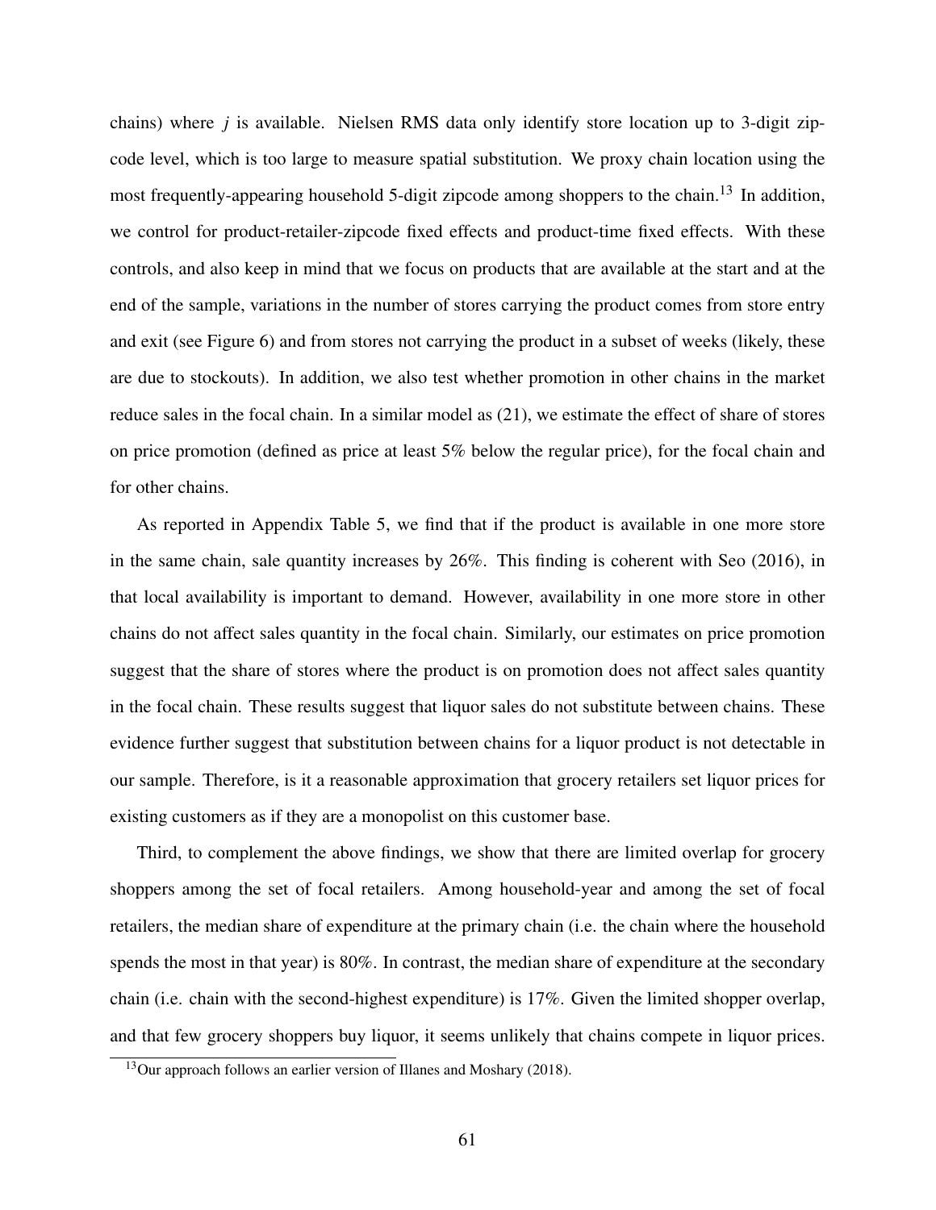chains) where $j$ is available. Nielsen RMS data only identify store location up to 3-digit zipcode level, which is too large to measure spatial substitution. We proxy chain location using the most frequently-appearing household 5-digit zipcode among shoppers to the chain.[13] In addition, we control for product-retailer-zipcode fixed effects and product-time fixed effects. With these controls, and also keep in mind that we focus on products that are available at the start and at the end of the sample, variations in the number of stores carrying the product comes from store entry and exit (see Figure 6) and from stores not carrying the product in a subset of weeks (likely, these are due to stockouts). In addition, we also test whether promotion in other chains in the market reduce sales in the focal chain. In a similar model as (21), we estimate the effect of share of stores on price promotion (defined as price at least 5% below the regular price), for the focal chain and for other chains.

As reported in Appendix Table 5, we find that if the product is available in one more store in the same chain, sale quantity increases by 26%. This finding is coherent with Seo (2016), in that local availability is important to demand. However, availability in one more store in other chains do not affect sales quantity in the focal chain. Similarly, our estimates on price promotion suggest that the share of stores where the product is on promotion does not affect sales quantity in the focal chain. These results suggest that liquor sales do not substitute between chains. These evidence further suggest that substitution between chains for a liquor product is not detectable in our sample. Therefore, is it a reasonable approximation that grocery retailers set liquor prices for existing customers as if they are a monopolist on this customer base.

Third, to complement the above findings, we show that there are limited overlap for grocery shoppers among the set of focal retailers. Among household-year and among the set of focal retailers, the median share of expenditure at the primary chain (i.e. the chain where the household spends the most in that year) is 80%. In contrast, the median share of expenditure at the secondary chain (i.e. chain with the second-highest expenditure) is 17%. Given the limited shopper overlap, and that few grocery shoppers buy liquor, it seems unlikely that chains compete in liquor prices.

[13] Our approach follows an earlier version of Illanes and Moshary (2018).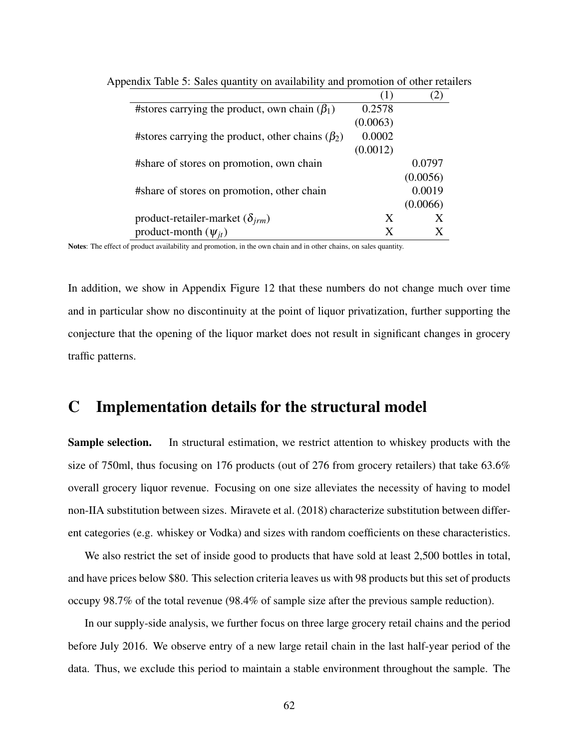Appendix Table 5: Sales quantity on availability and promotion of other retailers

| | (1) | (2) |
|---|---|---|
| #stores carrying the product, own chain ($\beta_1$) | 0.2578 | |
| | (0.0063) | |
| #stores carrying the product, other chains ($\beta_2$) | 0.0002 | |
| | (0.0012) | |
| #share of stores on promotion, own chain | | 0.0797 |
| | | (0.0056) |
| #share of stores on promotion, other chain | | 0.0019 |
| | | (0.0066) |
| product-retailer-market ($\delta_{jrm}$) | X | X |
| product-month ($\psi_{jt}$) | X | X |

**Notes**: The effect of product availability and promotion, in the own chain and in other chains, on sales quantity.

In addition, we show in Appendix Figure 12 that these numbers do not change much over time and in particular show no discontinuity at the point of liquor privatization, further supporting the conjecture that the opening of the liquor market does not result in significant changes in grocery traffic patterns.

# C Implementation details for the structural model

**Sample selection.** In structural estimation, we restrict attention to whiskey products with the size of 750ml, thus focusing on 176 products (out of 276 from grocery retailers) that take 63.6% overall grocery liquor revenue. Focusing on one size alleviates the necessity of having to model non-IIA substitution between sizes. Miravete et al. (2018) characterize substitution between different categories (e.g. whiskey or Vodka) and sizes with random coefficients on these characteristics.

We also restrict the set of inside good to products that have sold at least 2,500 bottles in total, and have prices below \$80. This selection criteria leaves us with 98 products but this set of products occupy 98.7% of the total revenue (98.4% of sample size after the previous sample reduction).

In our supply-side analysis, we further focus on three large grocery retail chains and the period before July 2016. We observe entry of a new large retail chain in the last half-year period of the data. Thus, we exclude this period to maintain a stable environment throughout the sample. The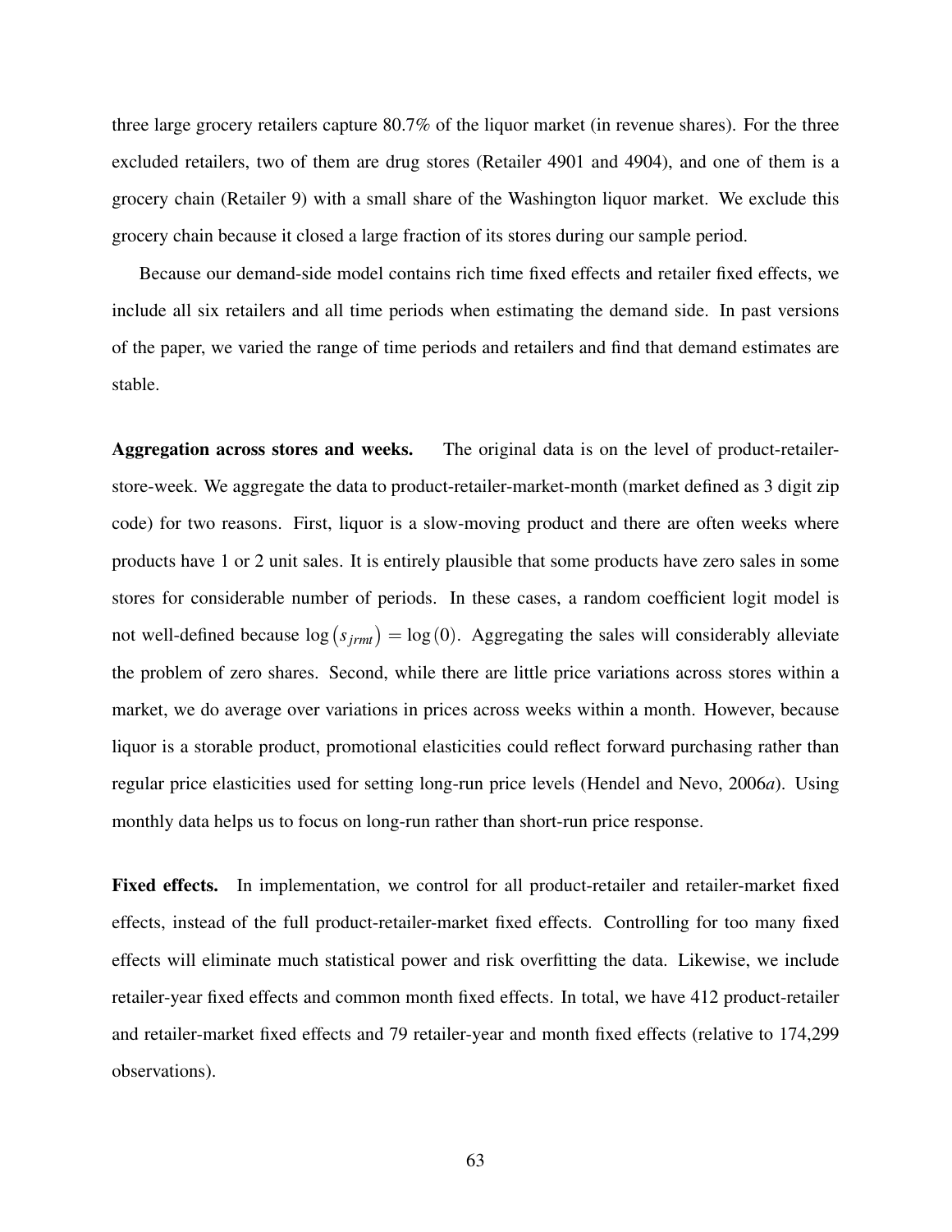three large grocery retailers capture 80.7% of the liquor market (in revenue shares). For the three excluded retailers, two of them are drug stores (Retailer 4901 and 4904), and one of them is a grocery chain (Retailer 9) with a small share of the Washington liquor market. We exclude this grocery chain because it closed a large fraction of its stores during our sample period.

Because our demand-side model contains rich time fixed effects and retailer fixed effects, we include all six retailers and all time periods when estimating the demand side. In past versions of the paper, we varied the range of time periods and retailers and find that demand estimates are stable.

**Aggregation across stores and weeks.** The original data is on the level of product-retailer-store-week. We aggregate the data to product-retailer-market-month (market defined as 3 digit zip code) for two reasons. First, liquor is a slow-moving product and there are often weeks where products have 1 or 2 unit sales. It is entirely plausible that some products have zero sales in some stores for considerable number of periods. In these cases, a random coefficient logit model is not well-defined because $\log(s_{jrmt}) = \log(0)$. Aggregating the sales will considerably alleviate the problem of zero shares. Second, while there are little price variations across stores within a market, we do average over variations in prices across weeks within a month. However, because liquor is a storable product, promotional elasticities could reflect forward purchasing rather than regular price elasticities used for setting long-run price levels (Hendel and Nevo, 2006*a*). Using monthly data helps us to focus on long-run rather than short-run price response.

**Fixed effects.** In implementation, we control for all product-retailer and retailer-market fixed effects, instead of the full product-retailer-market fixed effects. Controlling for too many fixed effects will eliminate much statistical power and risk overfitting the data. Likewise, we include retailer-year fixed effects and common month fixed effects. In total, we have 412 product-retailer and retailer-market fixed effects and 79 retailer-year and month fixed effects (relative to 174,299 observations).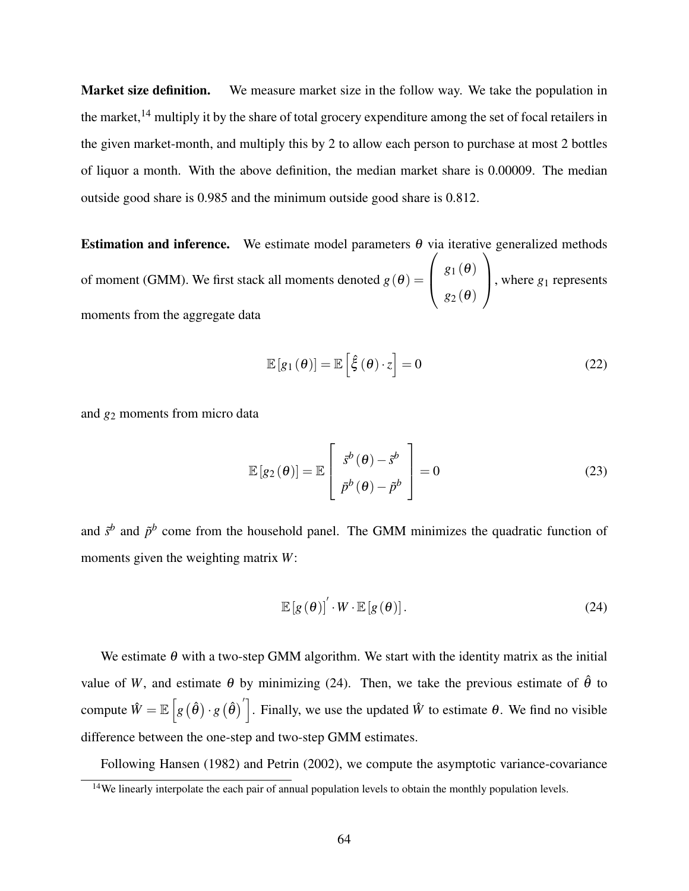**Market size definition.** We measure market size in the follow way. We take the population in the market,[14] multiply it by the share of total grocery expenditure among the set of focal retailers in the given market-month, and multiply this by 2 to allow each person to purchase at most 2 bottles of liquor a month. With the above definition, the median market share is 0.00009. The median outside good share is 0.985 and the minimum outside good share is 0.812.

**Estimation and inference.** We estimate model parameters $\theta$ via iterative generalized methods of moment (GMM). We first stack all moments denoted $g(\theta) = \begin{pmatrix} g_1(\theta) \\ g_2(\theta) \end{pmatrix}$, where $g_1$ represents moments from the aggregate data

$$\mathbb{E}\left[g_1(\theta)\right] = \mathbb{E}\left[\hat{\xi}(\theta) \cdot z\right] = 0 \tag{22}$$

and $g_2$ moments from micro data

$$\mathbb{E}\left[g_2(\theta)\right] = \mathbb{E}\begin{bmatrix} \bar{s}^b(\theta) - \tilde{s}^b \\ \bar{p}^b(\theta) - \tilde{p}^b \end{bmatrix} = 0 \tag{23}$$

and $\tilde{s}^b$ and $\tilde{p}^b$ come from the household panel. The GMM minimizes the quadratic function of moments given the weighting matrix $W$:

$$\mathbb{E}\left[g(\theta)\right]' \cdot W \cdot \mathbb{E}\left[g(\theta)\right]. \tag{24}$$

We estimate $\theta$ with a two-step GMM algorithm. We start with the identity matrix as the initial value of $W$, and estimate $\theta$ by minimizing (24). Then, we take the previous estimate of $\hat{\theta}$ to compute $\hat{W} = \mathbb{E}\left[g\left(\hat{\theta}\right) \cdot g\left(\hat{\theta}\right)'\right]$. Finally, we use the updated $\hat{W}$ to estimate $\theta$. We find no visible difference between the one-step and two-step GMM estimates.

Following Hansen (1982) and Petrin (2002), we compute the asymptotic variance-covariance

[14] We linearly interpolate the each pair of annual population levels to obtain the monthly population levels.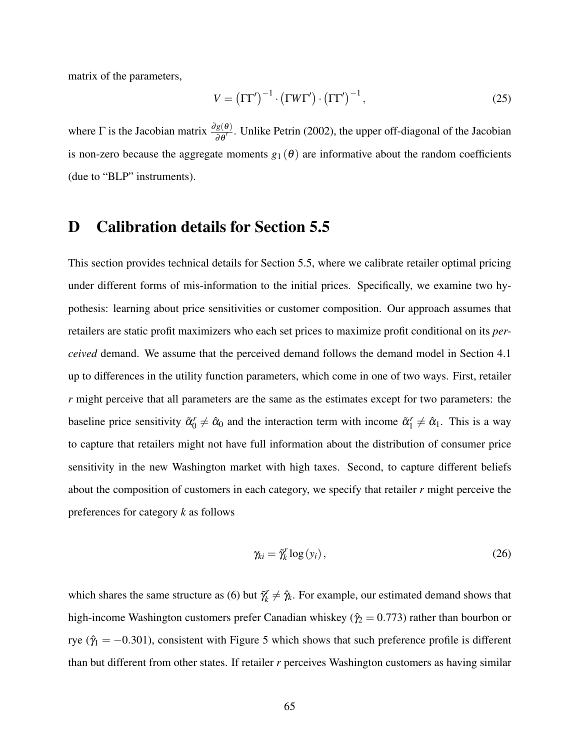matrix of the parameters,

$$V = \left(\Gamma\Gamma'\right)^{-1} \cdot \left(\Gamma W \Gamma'\right) \cdot \left(\Gamma\Gamma'\right)^{-1}, \tag{25}$$

where $\Gamma$ is the Jacobian matrix $\frac{\partial g(\theta)}{\partial \theta'}$. Unlike Petrin (2002), the upper off-diagonal of the Jacobian is non-zero because the aggregate moments $g_1(\theta)$ are informative about the random coefficients (due to "BLP" instruments).

# D Calibration details for Section 5.5

This section provides technical details for Section 5.5, where we calibrate retailer optimal pricing under different forms of mis-information to the initial prices. Specifically, we examine two hypothesis: learning about price sensitivities or customer composition. Our approach assumes that retailers are static profit maximizers who each set prices to maximize profit conditional on its *perceived* demand. We assume that the perceived demand follows the demand model in Section 4.1 up to differences in the utility function parameters, which come in one of two ways. First, retailer $r$ might perceive that all parameters are the same as the estimates except for two parameters: the baseline price sensitivity $\tilde{\alpha}_0^r \neq \hat{\alpha}_0$ and the interaction term with income $\tilde{\alpha}_1^r \neq \hat{\alpha}_1$. This is a way to capture that retailers might not have full information about the distribution of consumer price sensitivity in the new Washington market with high taxes. Second, to capture different beliefs about the composition of customers in each category, we specify that retailer $r$ might perceive the preferences for category $k$ as follows

$$\gamma_{ki} = \tilde{\gamma}_k^r \log(y_i), \tag{26}$$

which shares the same structure as (6) but $\tilde{\gamma}_k^r \neq \hat{\gamma}_k$. For example, our estimated demand shows that high-income Washington customers prefer Canadian whiskey ($\hat{\gamma}_2 = 0.773$) rather than bourbon or rye ($\hat{\gamma}_1 = -0.301$), consistent with Figure 5 which shows that such preference profile is different than but different from other states. If retailer $r$ perceives Washington customers as having similar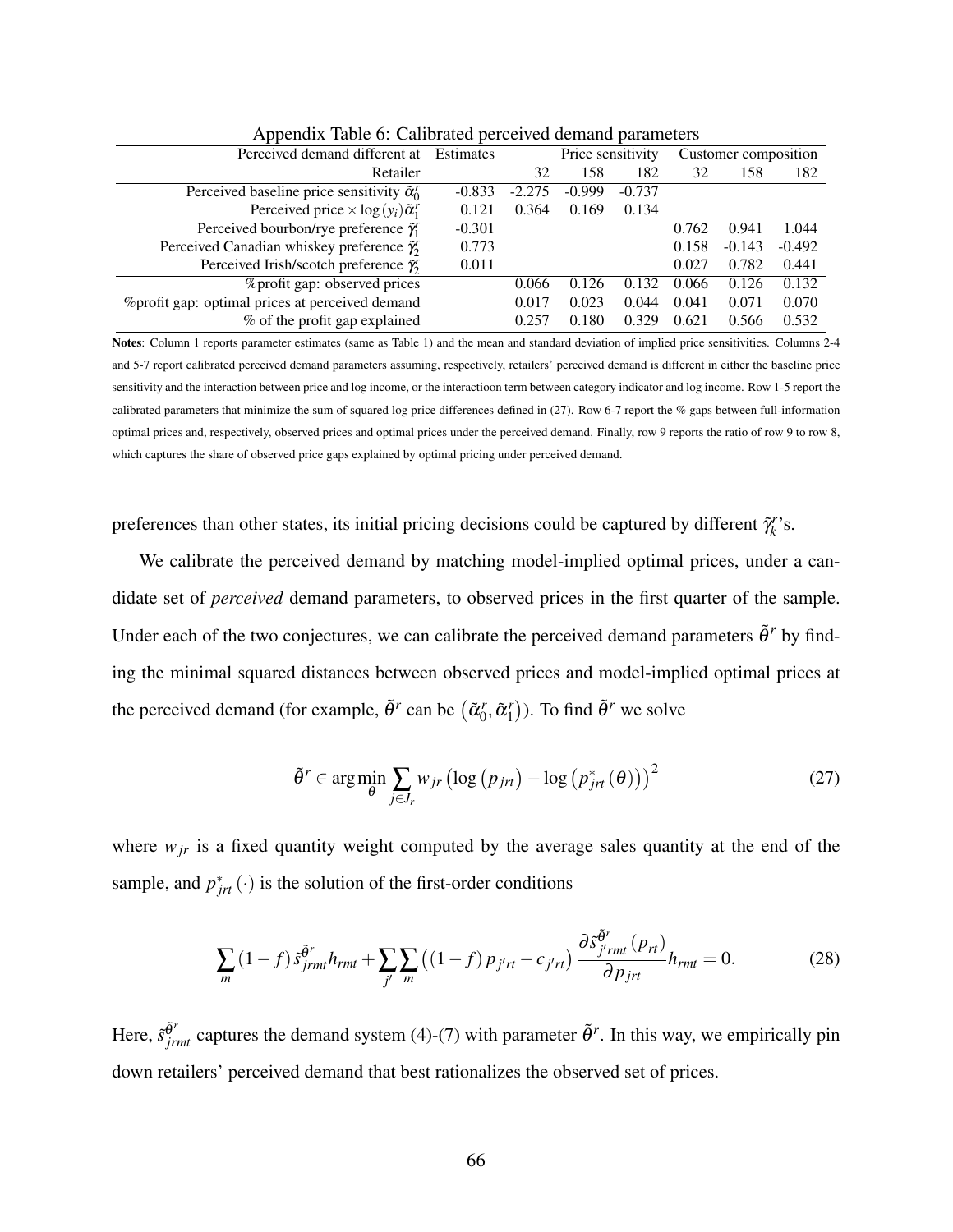Appendix Table 6: Calibrated perceived demand parameters

| Perceived demand different at | Estimates | Price sensitivity | | | Customer composition | | |
|---|---|---|---|---|---|---|---|
| Retailer | | 32 | 158 | 182 | 32 | 158 | 182 |
| Perceived baseline price sensitivity $\tilde{\alpha}_0^r$ | -0.833 | -2.275 | -0.999 | -0.737 | | | |
| Perceived price $\times \log(y_i)\tilde{\alpha}_1^r$ | 0.121 | 0.364 | 0.169 | 0.134 | | | |
| Perceived bourbon/rye preference $\tilde{\gamma}_1^r$ | -0.301 | | | | 0.762 | 0.941 | 1.044 |
| Perceived Canadian whiskey preference $\tilde{\gamma}_2^r$ | 0.773 | | | | 0.158 | -0.143 | -0.492 |
| Perceived Irish/scotch preference $\tilde{\gamma}_2^r$ | 0.011 | | | | 0.027 | 0.782 | 0.441 |
| %profit gap: observed prices | | 0.066 | 0.126 | 0.132 | 0.066 | 0.126 | 0.132 |
| %profit gap: optimal prices at perceived demand | | 0.017 | 0.023 | 0.044 | 0.041 | 0.071 | 0.070 |
| % of the profit gap explained | | 0.257 | 0.180 | 0.329 | 0.621 | 0.566 | 0.532 |

**Notes**: Column 1 reports parameter estimates (same as Table 1) and the mean and standard deviation of implied price sensitivities. Columns 2-4 and 5-7 report calibrated perceived demand parameters assuming, respectively, retailers' perceived demand is different in either the baseline price sensitivity and the interaction between price and log income, or the interactioon term between category indicator and log income. Row 1-5 report the calibrated parameters that minimize the sum of squared log price differences defined in (27). Row 6-7 report the % gaps between full-information optimal prices and, respectively, observed prices and optimal prices under the perceived demand. Finally, row 9 reports the ratio of row 9 to row 8, which captures the share of observed price gaps explained by optimal pricing under perceived demand.

preferences than other states, its initial pricing decisions could be captured by different $\tilde{\gamma}_k^r$'s.

We calibrate the perceived demand by matching model-implied optimal prices, under a candidate set of *perceived* demand parameters, to observed prices in the first quarter of the sample. Under each of the two conjectures, we can calibrate the perceived demand parameters $\tilde{\theta}^r$ by finding the minimal squared distances between observed prices and model-implied optimal prices at the perceived demand (for example, $\tilde{\theta}^r$ can be $(\tilde{\alpha}_0^r, \tilde{\alpha}_1^r)$). To find $\tilde{\theta}^r$ we solve

$$\tilde{\theta}^r \in \arg\min_{\theta} \sum_{j \in J_r} w_{jr} \left( \log\left(p_{jrt}\right) - \log\left(p_{jrt}^*\left(\theta\right)\right) \right)^2 \tag{27}$$

where $w_{jr}$ is a fixed quantity weight computed by the average sales quantity at the end of the sample, and $p_{jrt}^*(\cdot)$ is the solution of the first-order conditions

$$\sum_m (1-f)\, \tilde{s}_{jrmt}^{\tilde{\theta}^r} h_{rmt} + \sum_{j'} \sum_m \left( (1-f)\, p_{j'rt} - c_{j'rt} \right) \frac{\partial \tilde{s}_{j'rmt}^{\tilde{\theta}^r}\left(p_{rt}\right)}{\partial p_{jrt}} h_{rmt} = 0. \tag{28}$$

Here, $\tilde{s}_{jrmt}^{\tilde{\theta}^r}$ captures the demand system (4)-(7) with parameter $\tilde{\theta}^r$. In this way, we empirically pin down retailers' perceived demand that best rationalizes the observed set of prices.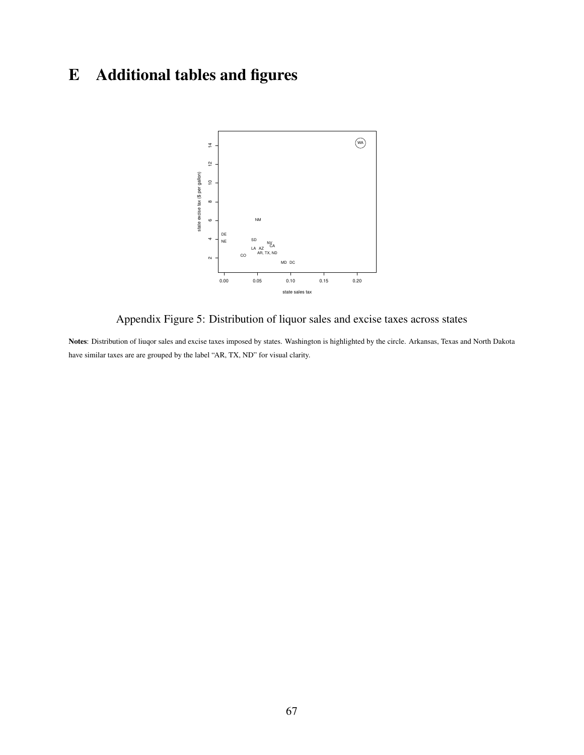# E Additional tables and figures

Appendix Figure 5: Distribution of liquor sales and excise taxes across states

**Notes**: Distribution of liuqor sales and excise taxes imposed by states. Washington is highlighted by the circle. Arkansas, Texas and North Dakota have similar taxes are are grouped by the label "AR, TX, ND" for visual clarity.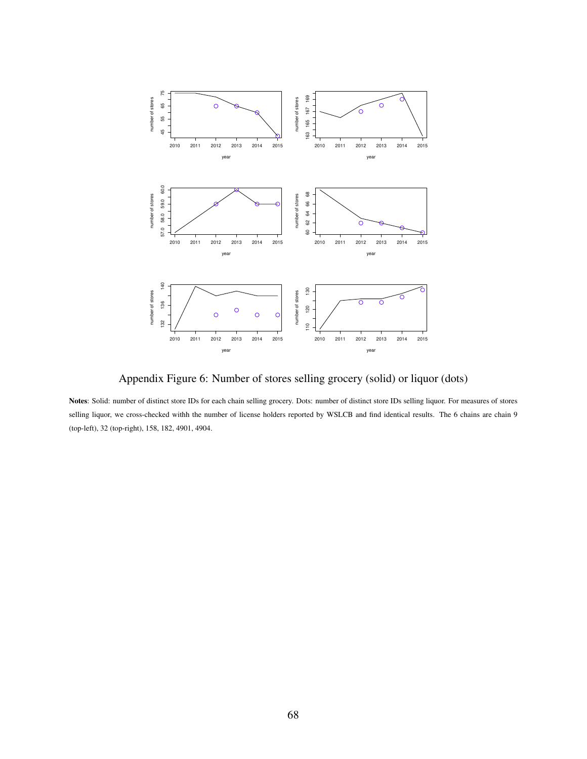Appendix Figure 6: Number of stores selling grocery (solid) or liquor (dots)

**Notes**: Solid: number of distinct store IDs for each chain selling grocery. Dots: number of distinct store IDs selling liquor. For measures of stores selling liquor, we cross-checked withh the number of license holders reported by WSLCB and find identical results. The 6 chains are chain 9 (top-left), 32 (top-right), 158, 182, 4901, 4904.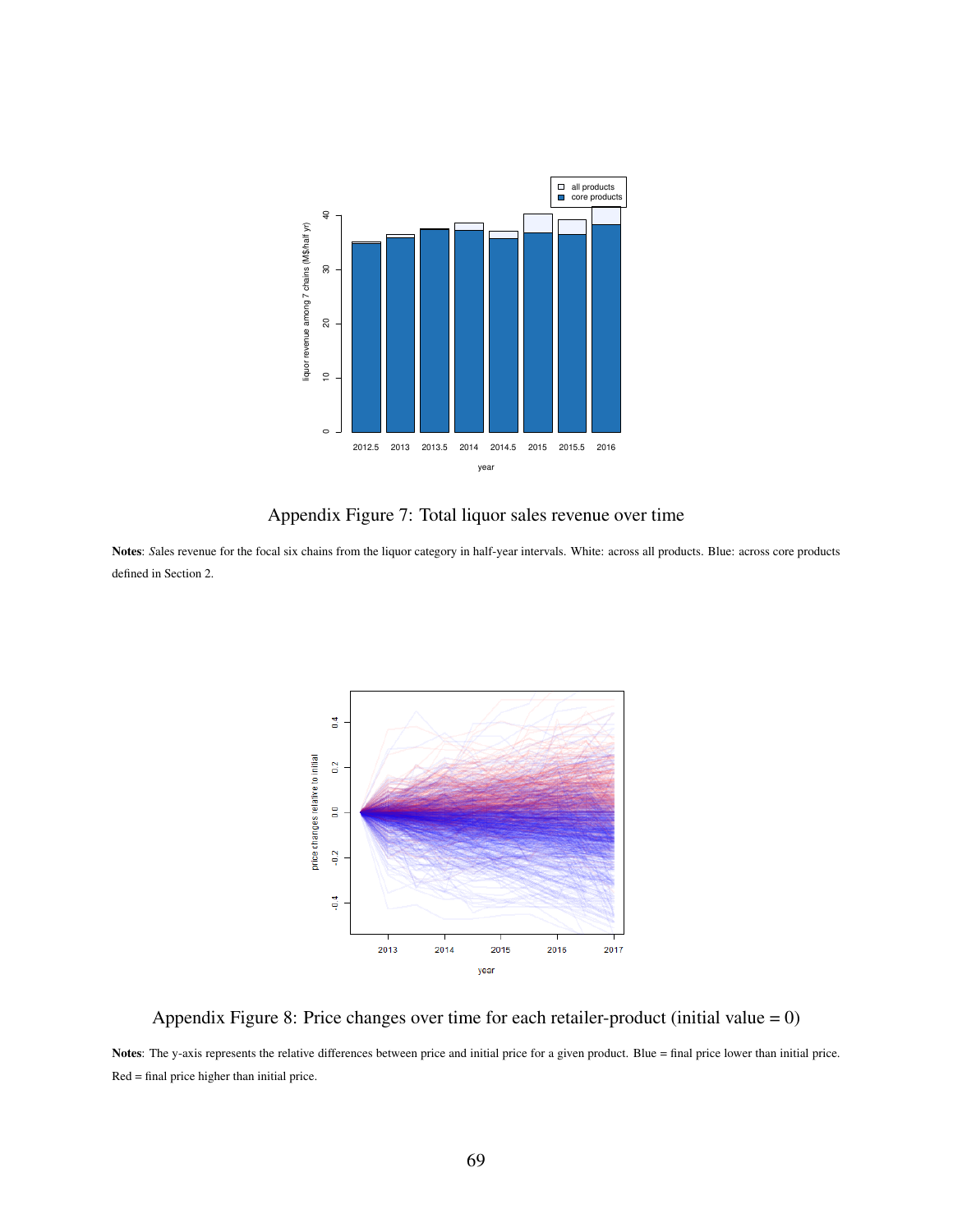Appendix Figure 7: Total liquor sales revenue over time

**Notes**: *S*ales revenue for the focal six chains from the liquor category in half-year intervals. White: across all products. Blue: across core products defined in Section 2.

Appendix Figure 8: Price changes over time for each retailer-product (initial value = 0)

**Notes**: The y-axis represents the relative differences between price and initial price for a given product. Blue = final price lower than initial price. Red = final price higher than initial price.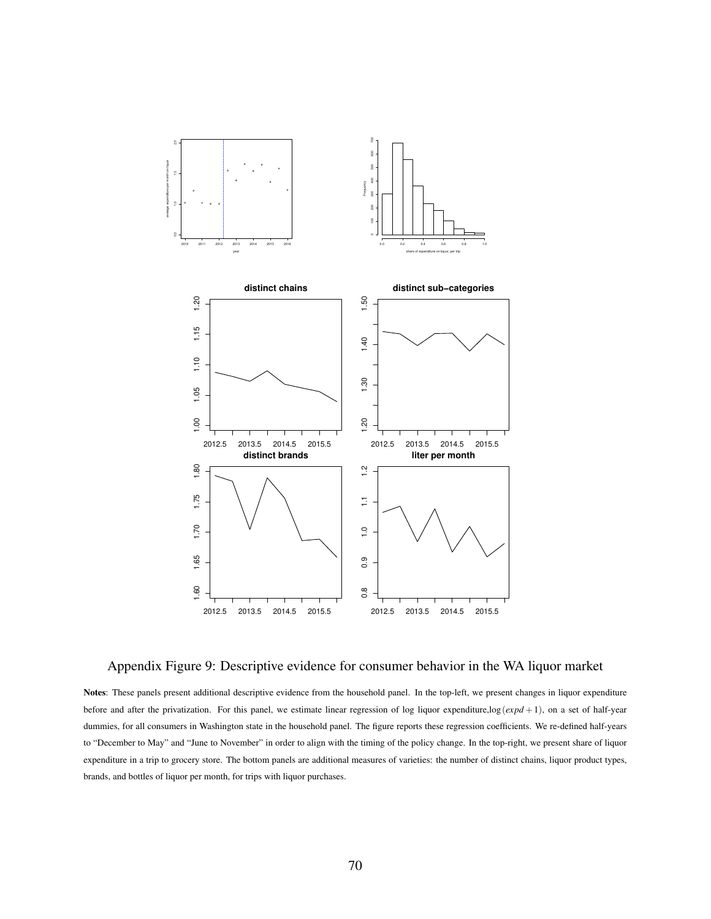Appendix Figure 9: Descriptive evidence for consumer behavior in the WA liquor market

**Notes**: These panels present additional descriptive evidence from the household panel. In the top-left, we present changes in liquor expenditure before and after the privatization. For this panel, we estimate linear regression of log liquor expenditure, $\log(expd+1)$, on a set of half-year dummies, for all consumers in Washington state in the household panel. The figure reports these regression coefficients. We re-defined half-years to "December to May" and "June to November" in order to align with the timing of the policy change. In the top-right, we present share of liquor expenditure in a trip to grocery store. The bottom panels are additional measures of varieties: the number of distinct chains, liquor product types, brands, and bottles of liquor per month, for trips with liquor purchases.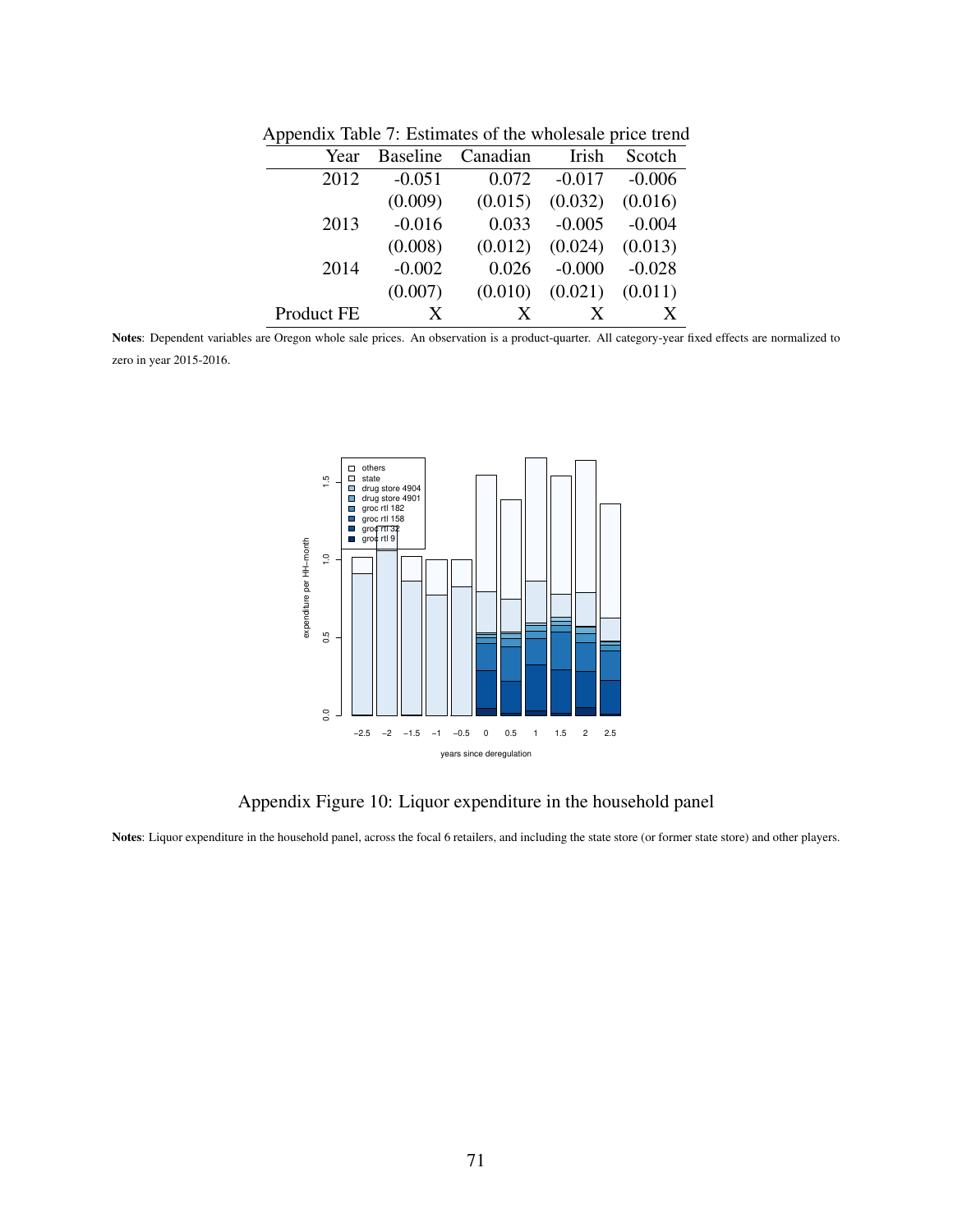Appendix Table 7: Estimates of the wholesale price trend

| Year | Baseline | Canadian | Irish | Scotch |
|---|---|---|---|---|
| 2012 | -0.051 | 0.072 | -0.017 | -0.006 |
| | (0.009) | (0.015) | (0.032) | (0.016) |
| 2013 | -0.016 | 0.033 | -0.005 | -0.004 |
| | (0.008) | (0.012) | (0.024) | (0.013) |
| 2014 | -0.002 | 0.026 | -0.000 | -0.028 |
| | (0.007) | (0.010) | (0.021) | (0.011) |
| Product FE | X | X | X | X |

**Notes**: Dependent variables are Oregon whole sale prices. An observation is a product-quarter. All category-year fixed effects are normalized to zero in year 2015-2016.

Appendix Figure 10: Liquor expenditure in the household panel

**Notes**: Liquor expenditure in the household panel, across the focal 6 retailers, and including the state store (or former state store) and other players.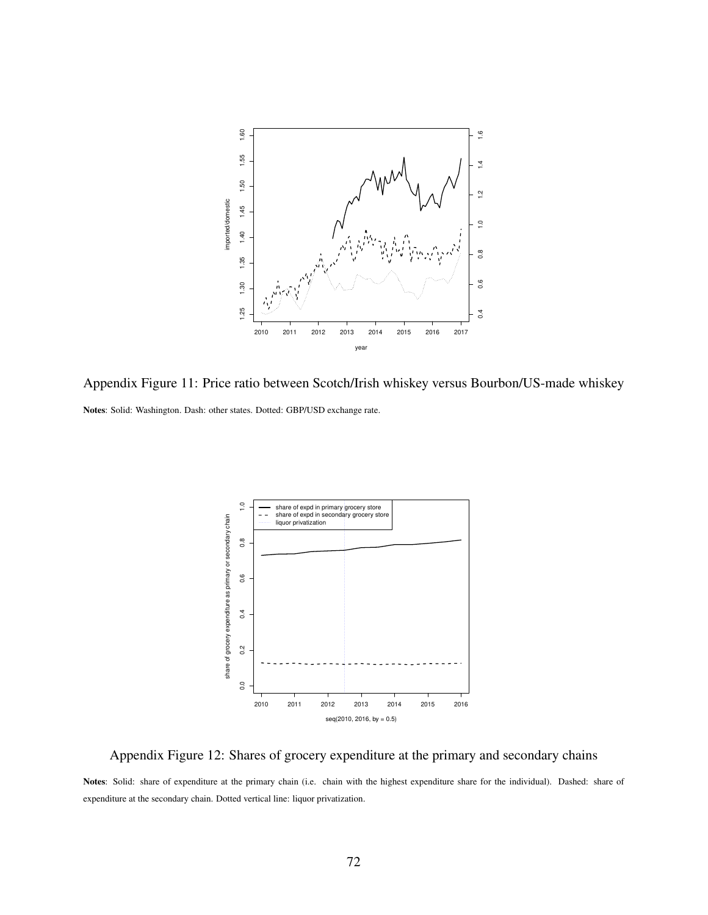Appendix Figure 11: Price ratio between Scotch/Irish whiskey versus Bourbon/US-made whiskey

**Notes**: Solid: Washington. Dash: other states. Dotted: GBP/USD exchange rate.

Appendix Figure 12: Shares of grocery expenditure at the primary and secondary chains

**Notes**: Solid: share of expenditure at the primary chain (i.e. chain with the highest expenditure share for the individual). Dashed: share of expenditure at the secondary chain. Dotted vertical line: liquor privatization.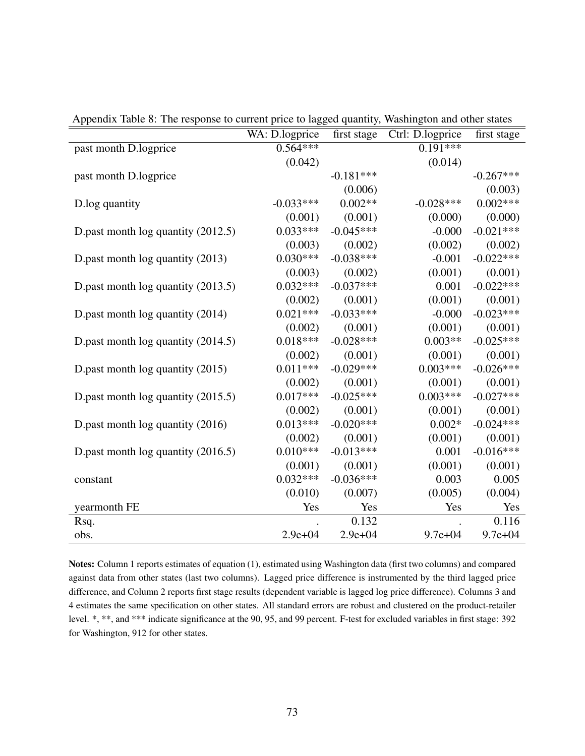Appendix Table 8: The response to current price to lagged quantity, Washington and other states

| | WA: D.logprice | first stage | Ctrl: D.logprice | first stage |
|---|---|---|---|---|
| past month D.logprice | 0.564*** | | 0.191*** | |
| | (0.042) | | (0.014) | |
| past month D.logprice | | -0.181*** | | -0.267*** |
| | | (0.006) | | (0.003) |
| D.log quantity | -0.033*** | 0.002** | -0.028*** | 0.002*** |
| | (0.001) | (0.001) | (0.000) | (0.000) |
| D.past month log quantity (2012.5) | 0.033*** | -0.045*** | -0.000 | -0.021*** |
| | (0.003) | (0.002) | (0.002) | (0.002) |
| D.past month log quantity (2013) | 0.030*** | -0.038*** | -0.001 | -0.022*** |
| | (0.003) | (0.002) | (0.001) | (0.001) |
| D.past month log quantity (2013.5) | 0.032*** | -0.037*** | 0.001 | -0.022*** |
| | (0.002) | (0.001) | (0.001) | (0.001) |
| D.past month log quantity (2014) | 0.021*** | -0.033*** | -0.000 | -0.023*** |
| | (0.002) | (0.001) | (0.001) | (0.001) |
| D.past month log quantity (2014.5) | 0.018*** | -0.028*** | 0.003** | -0.025*** |
| | (0.002) | (0.001) | (0.001) | (0.001) |
| D.past month log quantity (2015) | 0.011*** | -0.029*** | 0.003*** | -0.026*** |
| | (0.002) | (0.001) | (0.001) | (0.001) |
| D.past month log quantity (2015.5) | 0.017*** | -0.025*** | 0.003*** | -0.027*** |
| | (0.002) | (0.001) | (0.001) | (0.001) |
| D.past month log quantity (2016) | 0.013*** | -0.020*** | 0.002* | -0.024*** |
| | (0.002) | (0.001) | (0.001) | (0.001) |
| D.past month log quantity (2016.5) | 0.010*** | -0.013*** | 0.001 | -0.016*** |
| | (0.001) | (0.001) | (0.001) | (0.001) |
| constant | 0.032*** | -0.036*** | 0.003 | 0.005 |
| | (0.010) | (0.007) | (0.005) | (0.004) |
| yearmonth FE | Yes | Yes | Yes | Yes |
| Rsq. | . | 0.132 | . | 0.116 |
| obs. | 2.9e+04 | 2.9e+04 | 9.7e+04 | 9.7e+04 |

**Notes:** Column 1 reports estimates of equation (1), estimated using Washington data (first two columns) and compared against data from other states (last two columns). Lagged price difference is instrumented by the third lagged price difference, and Column 2 reports first stage results (dependent variable is lagged log price difference). Columns 3 and 4 estimates the same specification on other states. All standard errors are robust and clustered on the product-retailer level. *, **, and *** indicate significance at the 90, 95, and 99 percent. F-test for excluded variables in first stage: 392 for Washington, 912 for other states.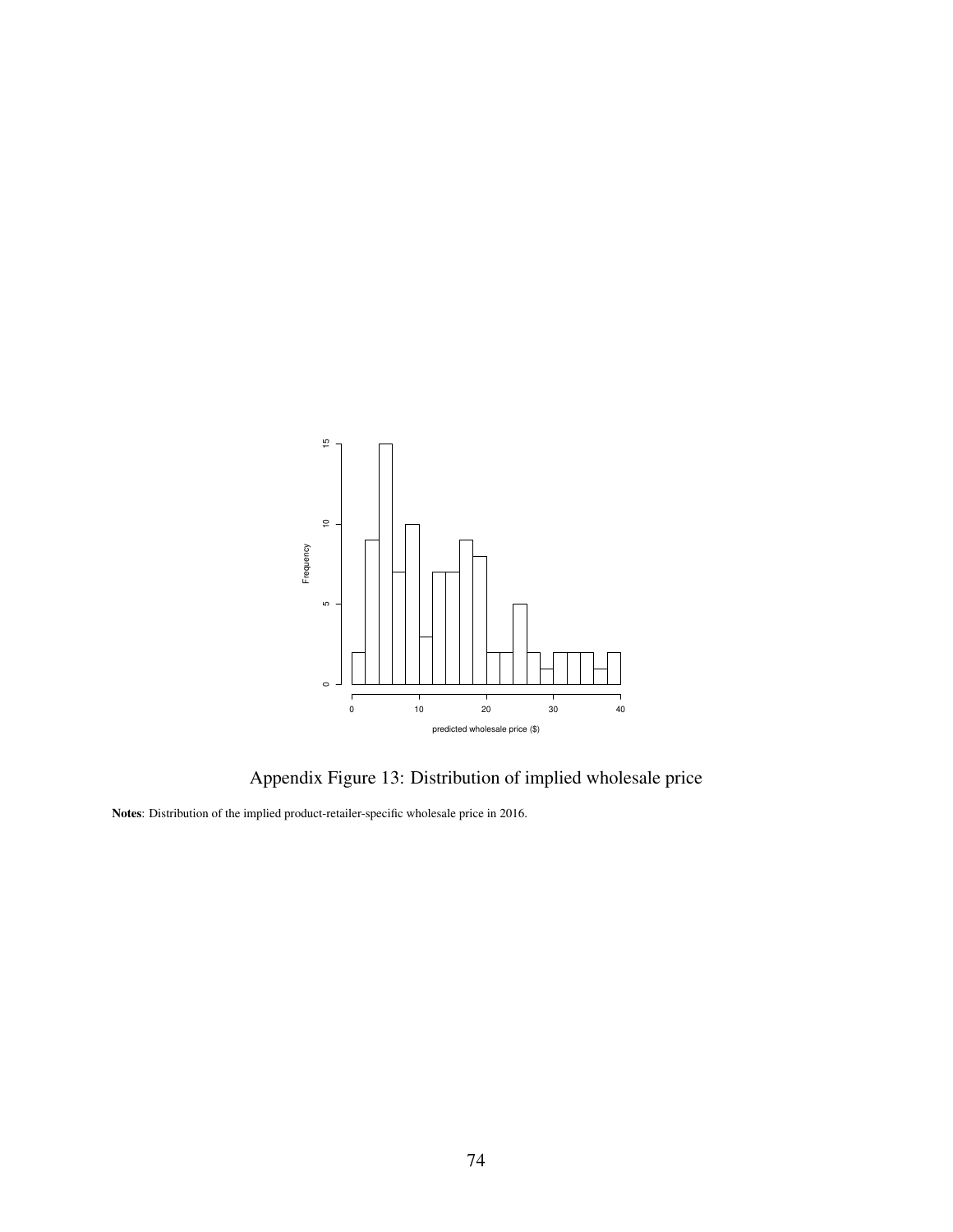Appendix Figure 13: Distribution of implied wholesale price

**Notes**: Distribution of the implied product-retailer-specific wholesale price in 2016.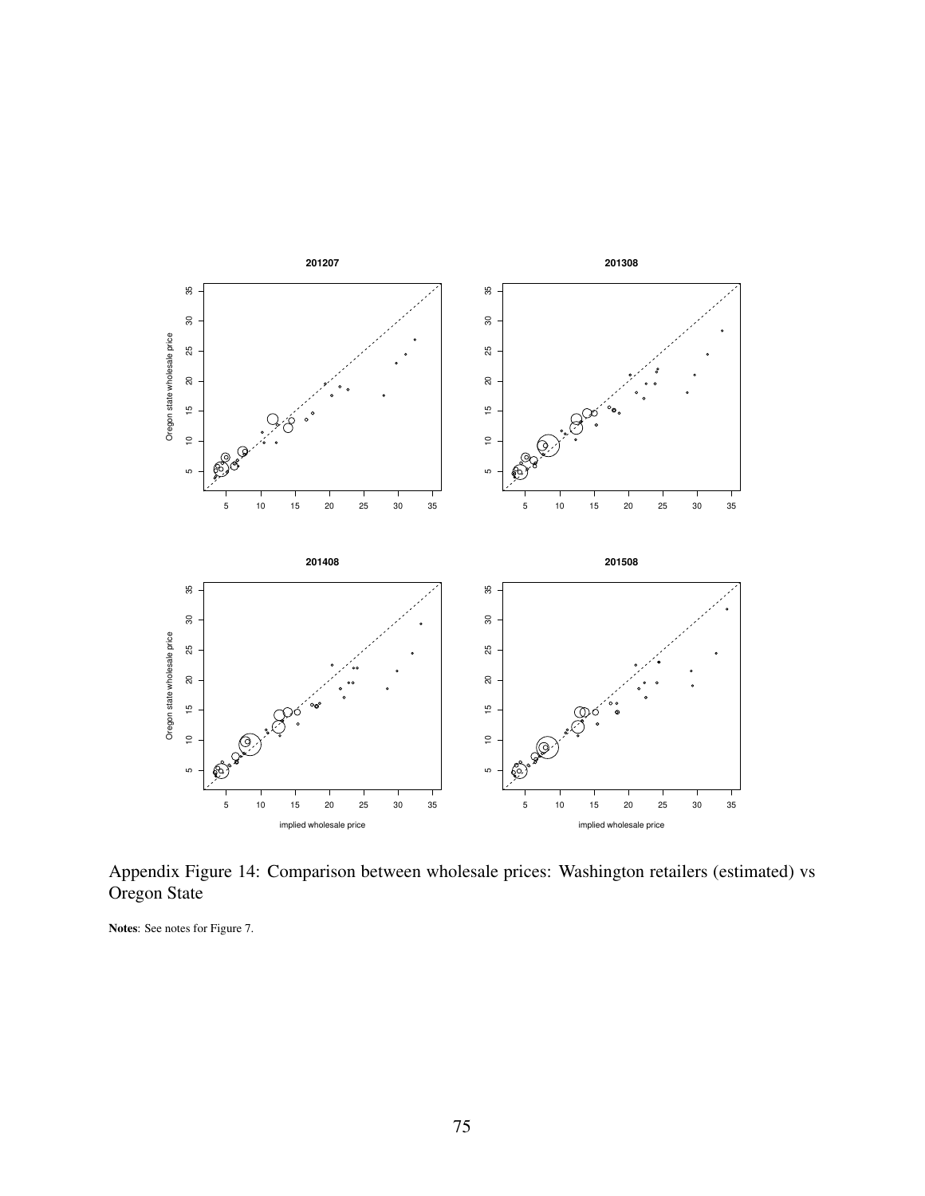Appendix Figure 14: Comparison between wholesale prices: Washington retailers (estimated) vs Oregon State

**Notes**: See notes for Figure 7.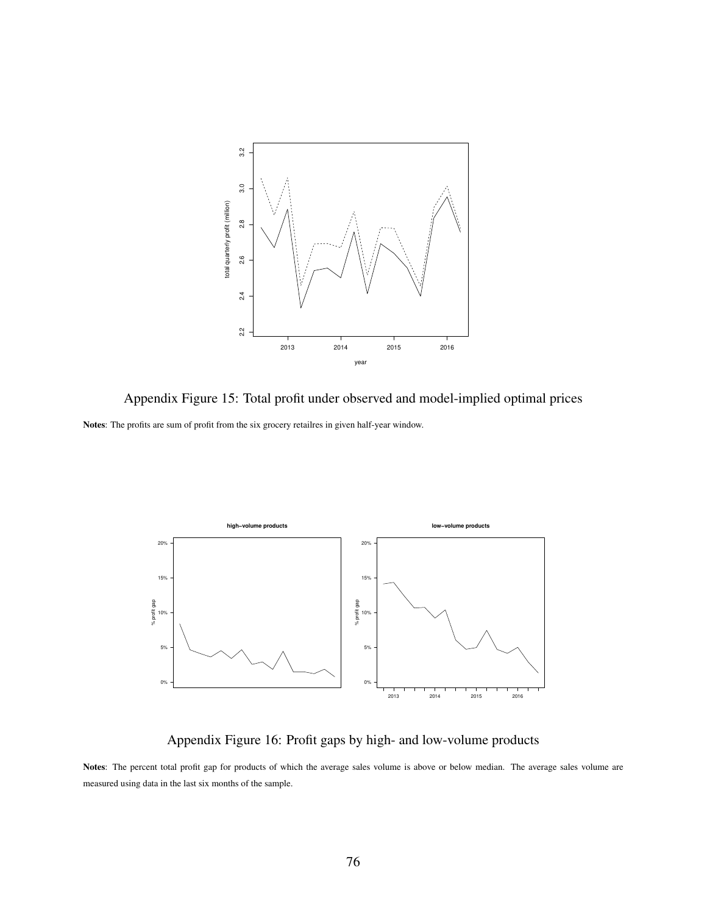Appendix Figure 15: Total profit under observed and model-implied optimal prices

**Notes**: The profits are sum of profit from the six grocery retailres in given half-year window.

Appendix Figure 16: Profit gaps by high- and low-volume products

**Notes**: The percent total profit gap for products of which the average sales volume is above or below median. The average sales volume are measured using data in the last six months of the sample.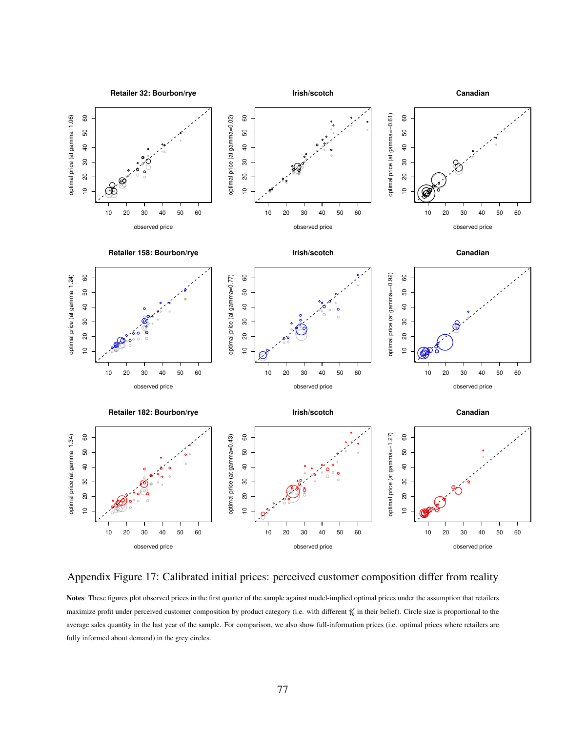Retailer 32: Bourbon/rye

optimal price (at gamma=1.06)

observed price

Irish/scotch

optimal price (at gamma=0.02)

observed price

Canadian

optimal price (at gamma=−0.61)

observed price

Retailer 158: Bourbon/rye

optimal price (at gamma=1.24)

observed price

Irish/scotch

optimal price (at gamma=0.77)

observed price

Canadian

optimal price (at gamma=−0.92)

observed price

Retailer 182: Bourbon/rye

optimal price (at gamma=1.34)

observed price

Irish/scotch

optimal price (at gamma=0.43)

observed price

Canadian

optimal price (at gamma=−1.27)

observed price

Appendix Figure 17: Calibrated initial prices: perceived customer composition differ from reality

**Notes**: These figures plot observed prices in the first quarter of the sample against model-implied optimal prices under the assumption that retailers maximize profit under perceived customer composition by product category (i.e. with different $\tilde{\gamma}_k^r$ in their belief). Circle size is proportional to the average sales quantity in the last year of the sample. For comparison, we also show full-information prices (i.e. optimal prices where retailers are fully informed about demand) in the grey circles.